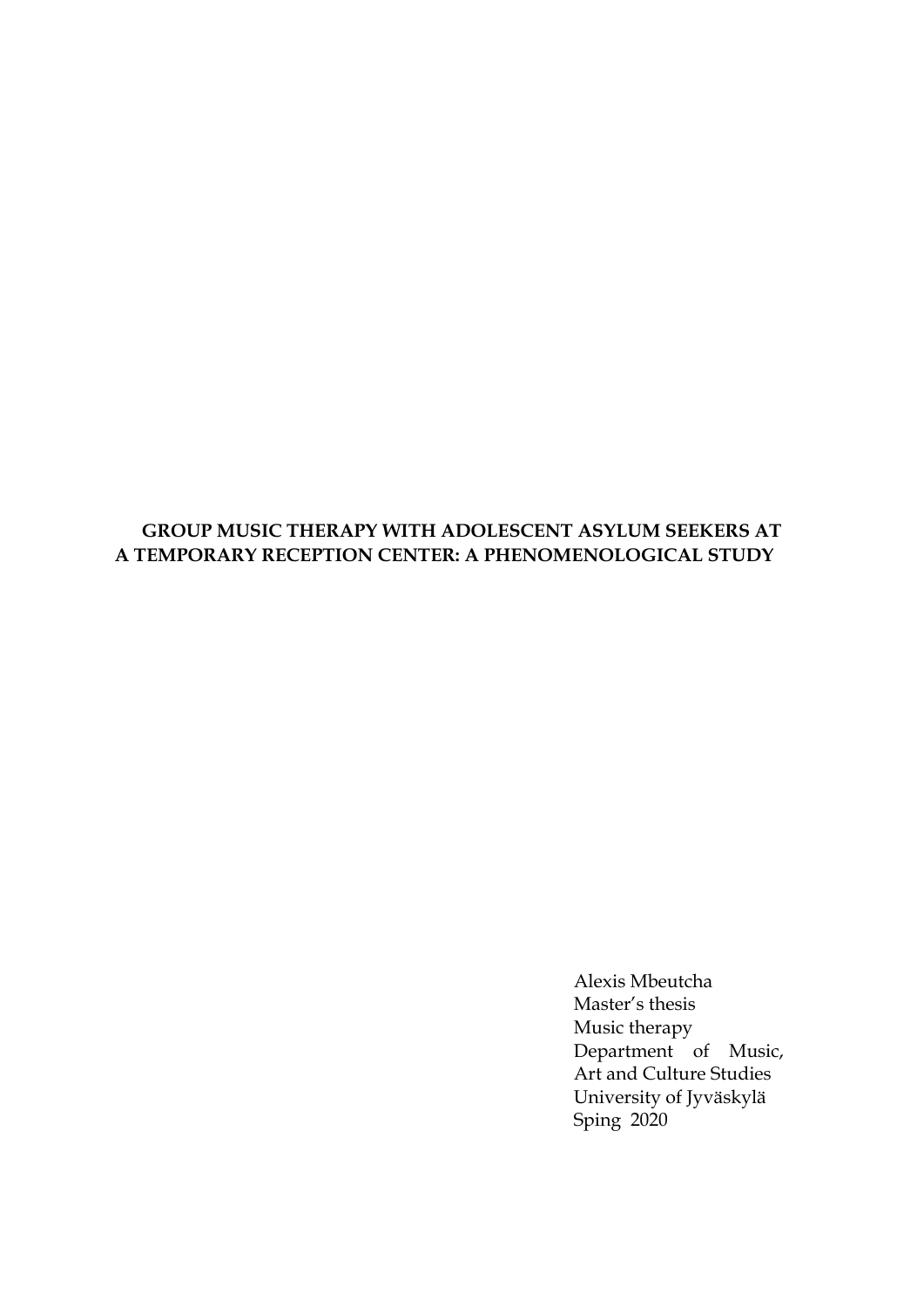# GROUP MUSIC THERAPY WITH ADOLESCENT ASYLUM SEEKERS AT A TEMPORARY RECEPTION CENTER: A PHENOMENOLOGICAL STUDY

Alexis Mbeutcha
Master's thesis
Music therapy
Department of Music, Art and Culture Studies
University of Jyväskylä
Sping 2020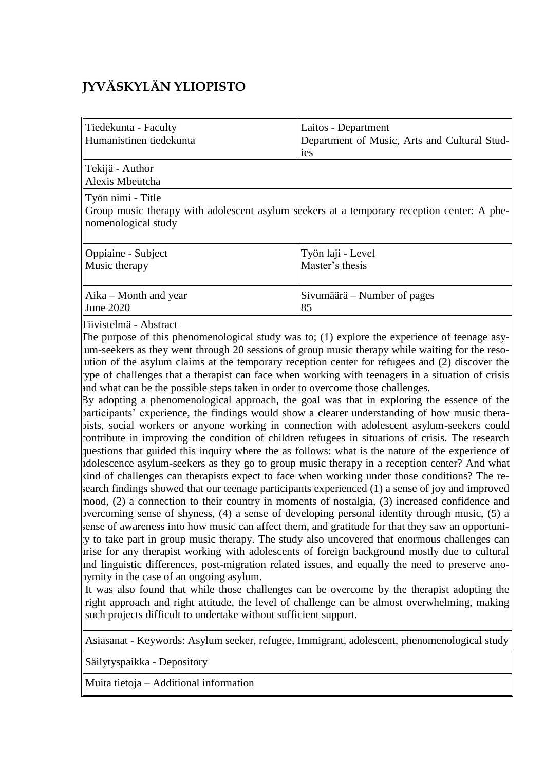# JYVÄSKYLÄN YLIOPISTO

| Tiedekunta - Faculty<br>Humanistinen tiedekunta | Laitos - Department<br>Department of Music, Arts and Cultural Studies |
| --- | --- |
| Tekijä - Author<br>Alexis Mbeutcha | |
| Työn nimi - Title<br>Group music therapy with adolescent asylum seekers at a temporary reception center: A phenomenological study | |
| Oppiaine - Subject<br>Music therapy | Työn laji - Level<br>Master's thesis |
| Aika – Month and year<br>June 2020 | Sivumäärä – Number of pages<br>85 |

Tiivistelmä - Abstract

The purpose of this phenomenological study was to; (1) explore the experience of teenage asylum-seekers as they went through 20 sessions of group music therapy while waiting for the resolution of the asylum claims at the temporary reception center for refugees and (2) discover the type of challenges that a therapist can face when working with teenagers in a situation of crisis and what can be the possible steps taken in order to overcome those challenges.

By adopting a phenomenological approach, the goal was that in exploring the essence of the participants' experience, the findings would show a clearer understanding of how music therapists, social workers or anyone working in connection with adolescent asylum-seekers could contribute in improving the condition of children refugees in situations of crisis. The research questions that guided this inquiry where the as follows: what is the nature of the experience of adolescence asylum-seekers as they go to group music therapy in a reception center? And what kind of challenges can therapists expect to face when working under those conditions? The research findings showed that our teenage participants experienced (1) a sense of joy and improved mood, (2) a connection to their country in moments of nostalgia, (3) increased confidence and overcoming sense of shyness, (4) a sense of developing personal identity through music, (5) a sense of awareness into how music can affect them, and gratitude for that they saw an opportunity to take part in group music therapy. The study also uncovered that enormous challenges can arise for any therapist working with adolescents of foreign background mostly due to cultural and linguistic differences, post-migration related issues, and equally the need to preserve anonymity in the case of an ongoing asylum.

It was also found that while those challenges can be overcome by the therapist adopting the right approach and right attitude, the level of challenge can be almost overwhelming, making such projects difficult to undertake without sufficient support.

Asiasanat - Keywords: Asylum seeker, refugee, Immigrant, adolescent, phenomenological study

Säilytyspaikka - Depository

Muita tietoja – Additional information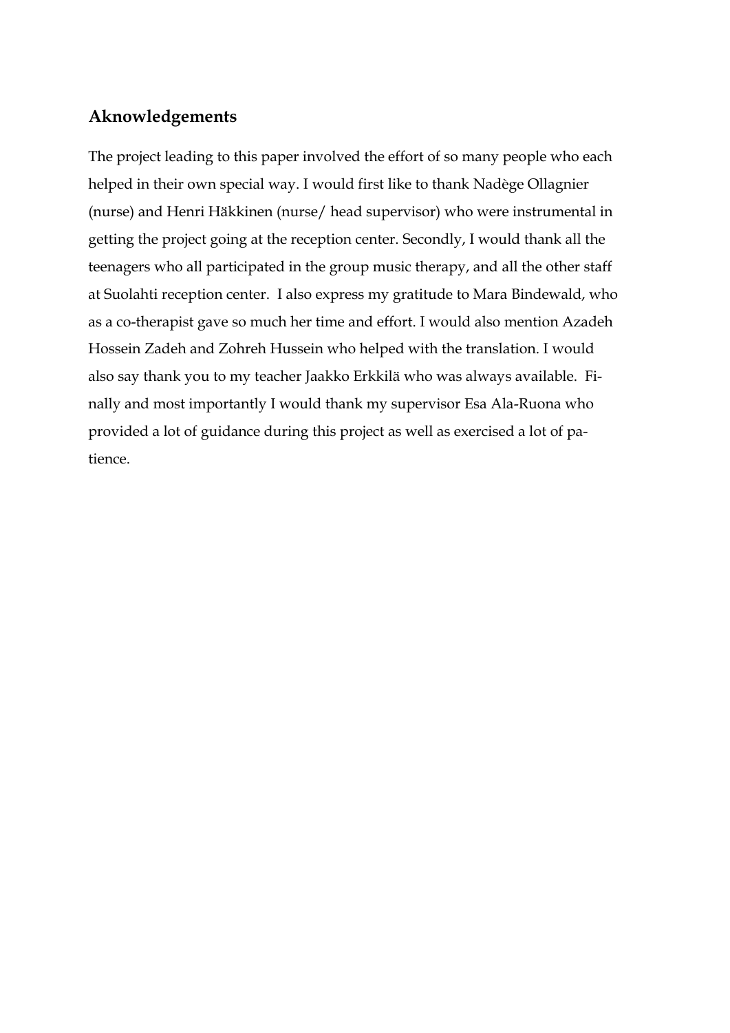## Aknowledgements

The project leading to this paper involved the effort of so many people who each helped in their own special way. I would first like to thank Nadège Ollagnier (nurse) and Henri Häkkinen (nurse/ head supervisor) who were instrumental in getting the project going at the reception center. Secondly, I would thank all the teenagers who all participated in the group music therapy, and all the other staff at Suolahti reception center. I also express my gratitude to Mara Bindewald, who as a co-therapist gave so much her time and effort. I would also mention Azadeh Hossein Zadeh and Zohreh Hussein who helped with the translation. I would also say thank you to my teacher Jaakko Erkkilä who was always available. Finally and most importantly I would thank my supervisor Esa Ala-Ruona who provided a lot of guidance during this project as well as exercised a lot of patience.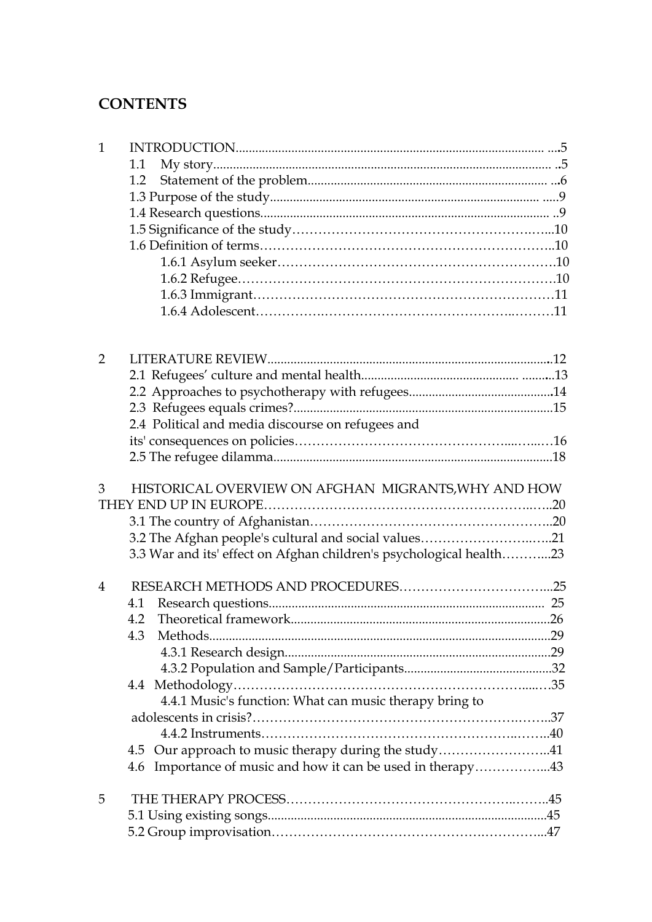## CONTENTS

1 INTRODUCTION....5
- 1.1 My story....5
- 1.2 Statement of the problem....6
- 1.3 Purpose of the study....9
- 1.4 Research questions....9
- 1.5 Significance of the study....10
- 1.6 Definition of terms....10
  - 1.6.1 Asylum seeker....10
  - 1.6.2 Refugee....10
  - 1.6.3 Immigrant....11
  - 1.6.4 Adolescent....11

2 LITERATURE REVIEW....12
- 2.1 Refugees' culture and mental health....13
- 2.2 Approaches to psychotherapy with refugees....14
- 2.3 Refugees equals crimes?....15
- 2.4 Political and media discourse on refugees and its' consequences on policies....16
- 2.5 The refugee dilamma....18

3 HISTORICAL OVERVIEW ON AFGHAN MIGRANTS,WHY AND HOW THEY END UP IN EUROPE....20
- 3.1 The country of Afghanistan....20
- 3.2 The Afghan people's cultural and social values....21
- 3.3 War and its' effect on Afghan children's psychological health....23

4 RESEARCH METHODS AND PROCEDURES....25
- 4.1 Research questions.... 25
- 4.2 Theoretical framework....26
- 4.3 Methods....29
  - 4.3.1 Research design....29
  - 4.3.2 Population and Sample/Participants....32
- 4.4 Methodology....35
  - 4.4.1 Music's function: What can music therapy bring to adolescents in crisis?....37
  - 4.4.2 Instruments....40
- 4.5 Our approach to music therapy during the study....41
- 4.6 Importance of music and how it can be used in therapy....43

5 THE THERAPY PROCESS....45
- 5.1 Using existing songs....45
- 5.2 Group improvisation....47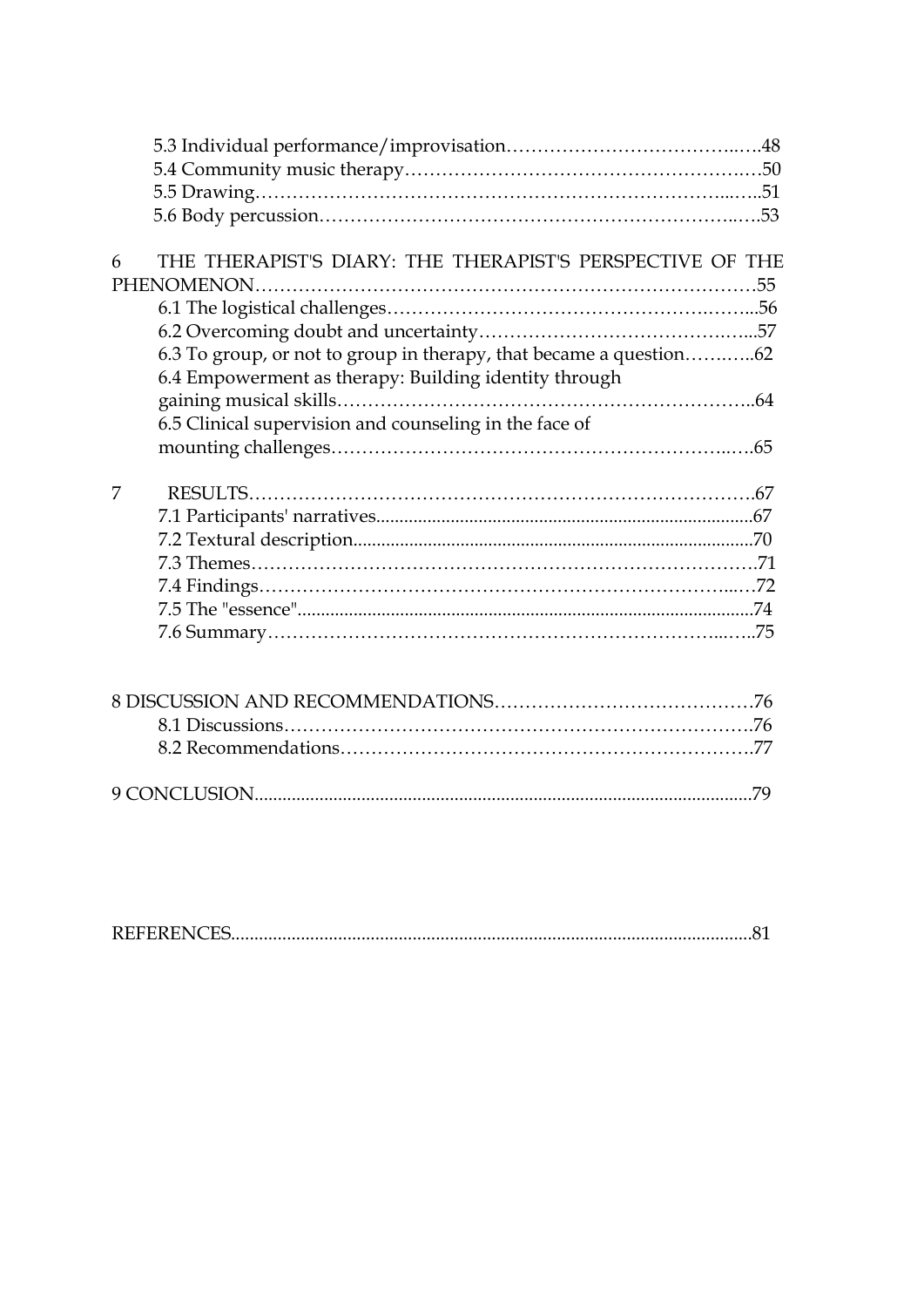5.3 Individual performance/improvisation……………………………..….48
5.4 Community music therapy……………………………………………..…50
5.5 Drawing…………………………………………………………………...…..51
5.6 Body percussion……………………………………………………………..….53

6 THE THERAPIST'S DIARY: THE THERAPIST'S PERSPECTIVE OF THE PHENOMENON……………………………………………………………………55
6.1 The logistical challenges……………………………………………….……...56
6.2 Overcoming doubt and uncertainty…………………………………….…...57
6.3 To group, or not to group in therapy, that became a question……..…..62
6.4 Empowerment as therapy: Building identity through gaining musical skills…………………………………………………………...64
6.5 Clinical supervision and counseling in the face of mounting challenges……………………………………………………..…..65

7 RESULTS………………………………………………………………………….67
7.1 Participants' narratives..................................................................................67
7.2 Textural description......................................................................................70
7.3 Themes……………………………………………………………………….71
7.4 Findings……………………………………………………………………...…72
7.5 The "essence"..................................................................................................74
7.6 Summary……………………………………………………………………..…..75

8 DISCUSSION AND RECOMMENDATIONS……………………………………76
8.1 Discussions……………………………………………………………………..76
8.2 Recommendations……………………………………………………………..77

9 CONCLUSION...........................................................................................................79

REFERENCES................................................................................................................81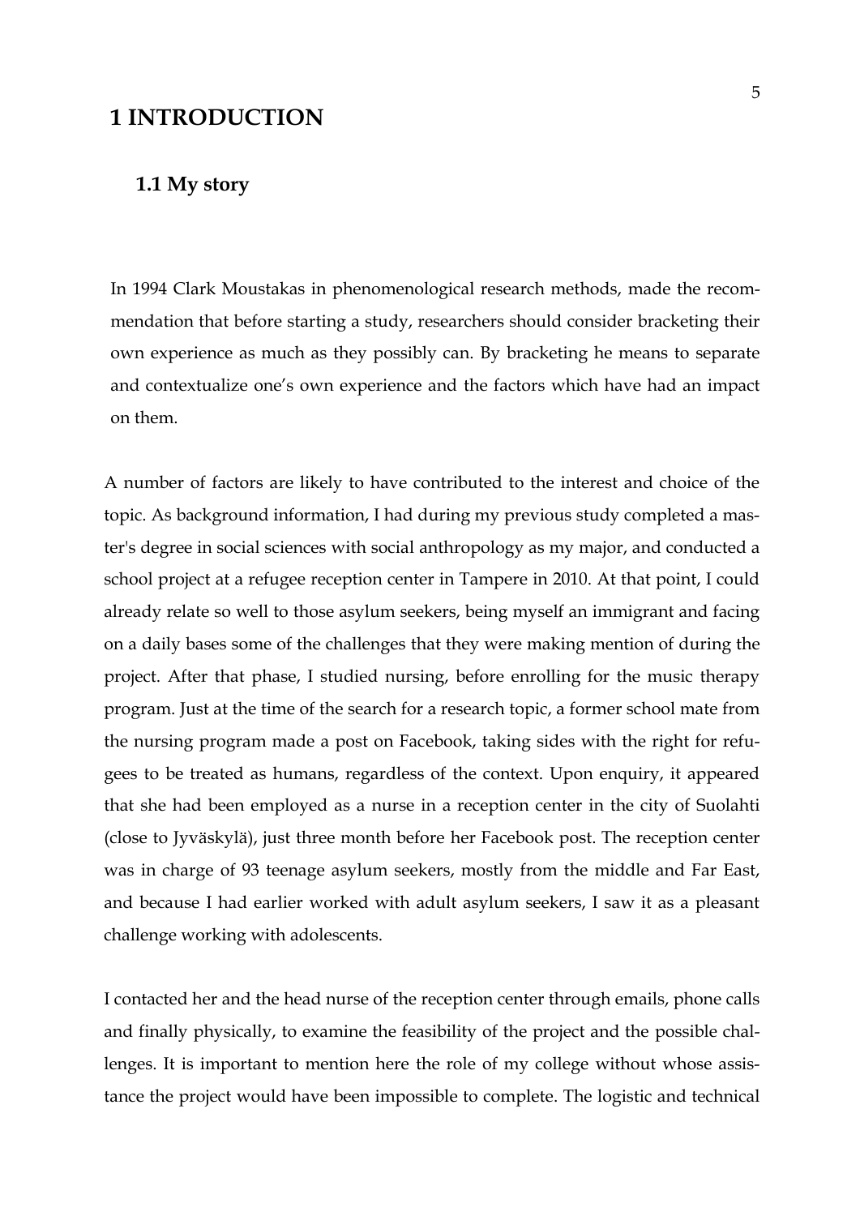# 1 INTRODUCTION

## 1.1 My story

In 1994 Clark Moustakas in phenomenological research methods, made the recommendation that before starting a study, researchers should consider bracketing their own experience as much as they possibly can. By bracketing he means to separate and contextualize one's own experience and the factors which have had an impact on them.

A number of factors are likely to have contributed to the interest and choice of the topic. As background information, I had during my previous study completed a master's degree in social sciences with social anthropology as my major, and conducted a school project at a refugee reception center in Tampere in 2010. At that point, I could already relate so well to those asylum seekers, being myself an immigrant and facing on a daily bases some of the challenges that they were making mention of during the project. After that phase, I studied nursing, before enrolling for the music therapy program. Just at the time of the search for a research topic, a former school mate from the nursing program made a post on Facebook, taking sides with the right for refugees to be treated as humans, regardless of the context. Upon enquiry, it appeared that she had been employed as a nurse in a reception center in the city of Suolahti (close to Jyväskylä), just three month before her Facebook post. The reception center was in charge of 93 teenage asylum seekers, mostly from the middle and Far East, and because I had earlier worked with adult asylum seekers, I saw it as a pleasant challenge working with adolescents.

I contacted her and the head nurse of the reception center through emails, phone calls and finally physically, to examine the feasibility of the project and the possible challenges. It is important to mention here the role of my college without whose assistance the project would have been impossible to complete. The logistic and technical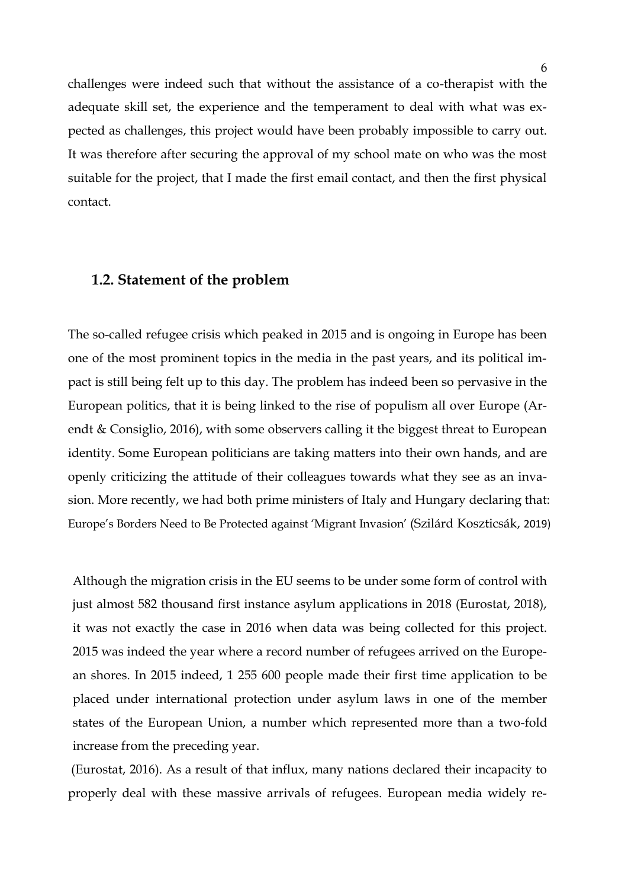challenges were indeed such that without the assistance of a co-therapist with the adequate skill set, the experience and the temperament to deal with what was expected as challenges, this project would have been probably impossible to carry out. It was therefore after securing the approval of my school mate on who was the most suitable for the project, that I made the first email contact, and then the first physical contact.

## 1.2. Statement of the problem

The so-called refugee crisis which peaked in 2015 and is ongoing in Europe has been one of the most prominent topics in the media in the past years, and its political impact is still being felt up to this day. The problem has indeed been so pervasive in the European politics, that it is being linked to the rise of populism all over Europe (Arendt & Consiglio, 2016), with some observers calling it the biggest threat to European identity. Some European politicians are taking matters into their own hands, and are openly criticizing the attitude of their colleagues towards what they see as an invasion. More recently, we had both prime ministers of Italy and Hungary declaring that: Europe's Borders Need to Be Protected against 'Migrant Invasion' (Szilárd Koszticsák, 2019)

Although the migration crisis in the EU seems to be under some form of control with just almost 582 thousand first instance asylum applications in 2018 (Eurostat, 2018), it was not exactly the case in 2016 when data was being collected for this project. 2015 was indeed the year where a record number of refugees arrived on the European shores. In 2015 indeed, 1 255 600 people made their first time application to be placed under international protection under asylum laws in one of the member states of the European Union, a number which represented more than a two-fold increase from the preceding year.

(Eurostat, 2016). As a result of that influx, many nations declared their incapacity to properly deal with these massive arrivals of refugees. European media widely re-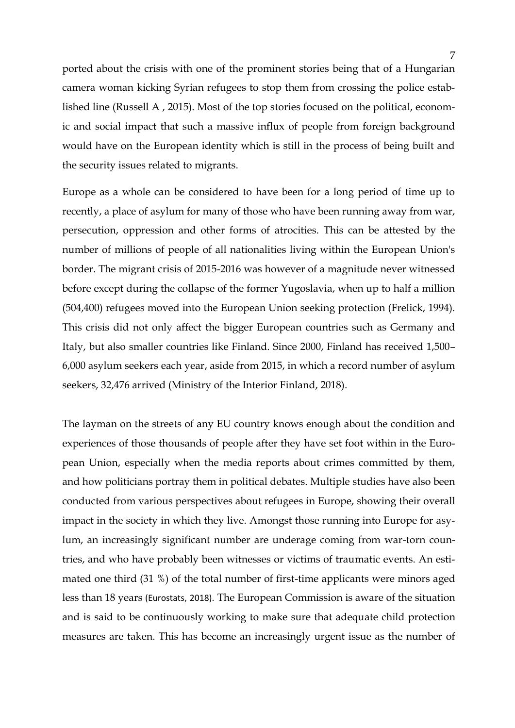ported about the crisis with one of the prominent stories being that of a Hungarian camera woman kicking Syrian refugees to stop them from crossing the police established line (Russell A , 2015). Most of the top stories focused on the political, economic and social impact that such a massive influx of people from foreign background would have on the European identity which is still in the process of being built and the security issues related to migrants.

Europe as a whole can be considered to have been for a long period of time up to recently, a place of asylum for many of those who have been running away from war, persecution, oppression and other forms of atrocities. This can be attested by the number of millions of people of all nationalities living within the European Union's border. The migrant crisis of 2015-2016 was however of a magnitude never witnessed before except during the collapse of the former Yugoslavia, when up to half a million (504,400) refugees moved into the European Union seeking protection (Frelick, 1994). This crisis did not only affect the bigger European countries such as Germany and Italy, but also smaller countries like Finland. Since 2000, Finland has received 1,500–6,000 asylum seekers each year, aside from 2015, in which a record number of asylum seekers, 32,476 arrived (Ministry of the Interior Finland, 2018).

The layman on the streets of any EU country knows enough about the condition and experiences of those thousands of people after they have set foot within in the European Union, especially when the media reports about crimes committed by them, and how politicians portray them in political debates. Multiple studies have also been conducted from various perspectives about refugees in Europe, showing their overall impact in the society in which they live. Amongst those running into Europe for asylum, an increasingly significant number are underage coming from war-torn countries, and who have probably been witnesses or victims of traumatic events. An estimated one third (31 %) of the total number of first-time applicants were minors aged less than 18 years (Eurostats, 2018). The European Commission is aware of the situation and is said to be continuously working to make sure that adequate child protection measures are taken. This has become an increasingly urgent issue as the number of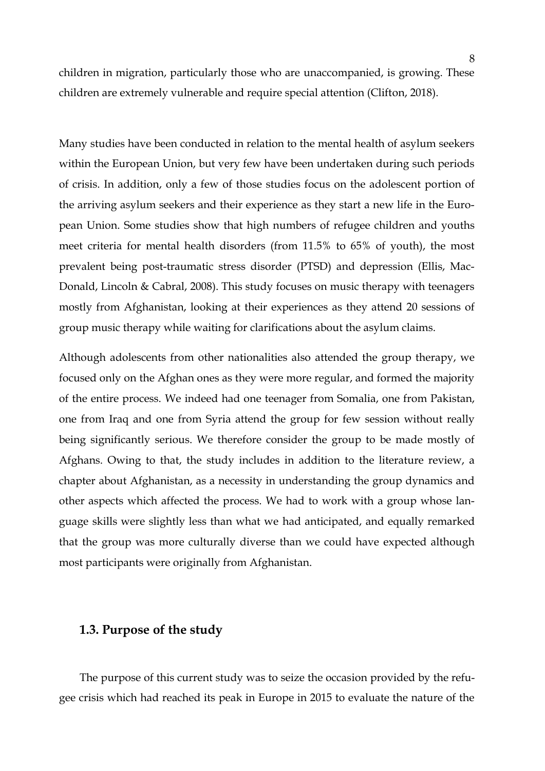children in migration, particularly those who are unaccompanied, is growing. These children are extremely vulnerable and require special attention (Clifton, 2018).

Many studies have been conducted in relation to the mental health of asylum seekers within the European Union, but very few have been undertaken during such periods of crisis. In addition, only a few of those studies focus on the adolescent portion of the arriving asylum seekers and their experience as they start a new life in the European Union. Some studies show that high numbers of refugee children and youths meet criteria for mental health disorders (from 11.5% to 65% of youth), the most prevalent being post-traumatic stress disorder (PTSD) and depression (Ellis, MacDonald, Lincoln & Cabral, 2008). This study focuses on music therapy with teenagers mostly from Afghanistan, looking at their experiences as they attend 20 sessions of group music therapy while waiting for clarifications about the asylum claims.

Although adolescents from other nationalities also attended the group therapy, we focused only on the Afghan ones as they were more regular, and formed the majority of the entire process. We indeed had one teenager from Somalia, one from Pakistan, one from Iraq and one from Syria attend the group for few session without really being significantly serious. We therefore consider the group to be made mostly of Afghans. Owing to that, the study includes in addition to the literature review, a chapter about Afghanistan, as a necessity in understanding the group dynamics and other aspects which affected the process. We had to work with a group whose language skills were slightly less than what we had anticipated, and equally remarked that the group was more culturally diverse than we could have expected although most participants were originally from Afghanistan.

## 1.3. Purpose of the study

The purpose of this current study was to seize the occasion provided by the refugee crisis which had reached its peak in Europe in 2015 to evaluate the nature of the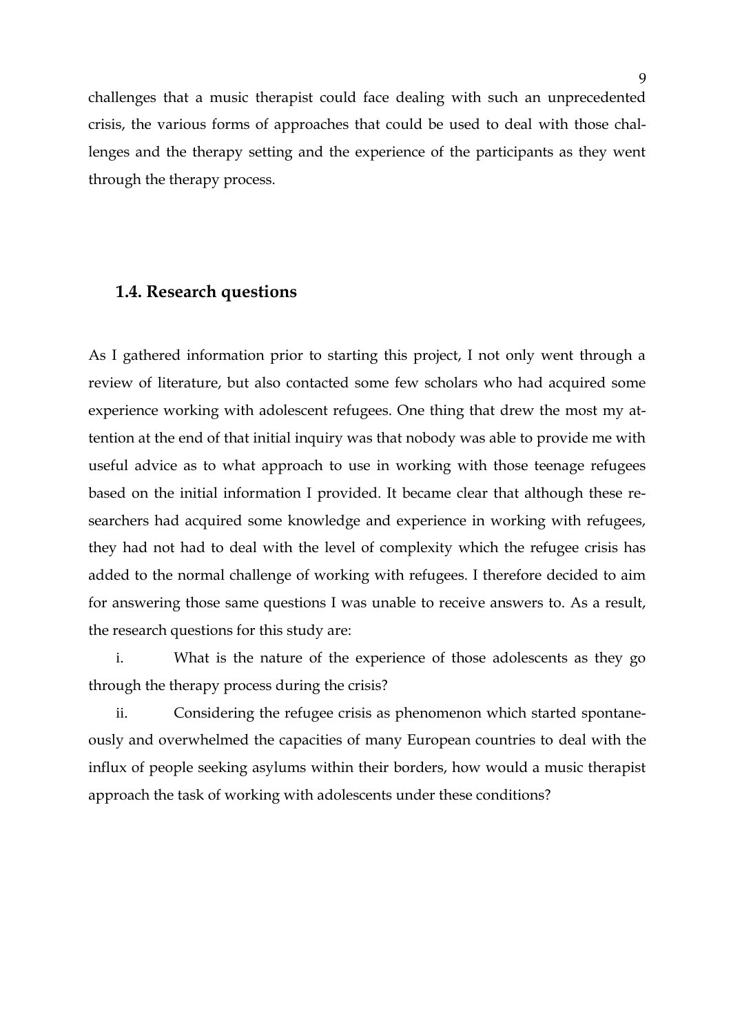challenges that a music therapist could face dealing with such an unprecedented crisis, the various forms of approaches that could be used to deal with those challenges and the therapy setting and the experience of the participants as they went through the therapy process.

## 1.4. Research questions

As I gathered information prior to starting this project, I not only went through a review of literature, but also contacted some few scholars who had acquired some experience working with adolescent refugees. One thing that drew the most my attention at the end of that initial inquiry was that nobody was able to provide me with useful advice as to what approach to use in working with those teenage refugees based on the initial information I provided. It became clear that although these researchers had acquired some knowledge and experience in working with refugees, they had not had to deal with the level of complexity which the refugee crisis has added to the normal challenge of working with refugees. I therefore decided to aim for answering those same questions I was unable to receive answers to. As a result, the research questions for this study are:

i. What is the nature of the experience of those adolescents as they go through the therapy process during the crisis?

ii. Considering the refugee crisis as phenomenon which started spontaneously and overwhelmed the capacities of many European countries to deal with the influx of people seeking asylums within their borders, how would a music therapist approach the task of working with adolescents under these conditions?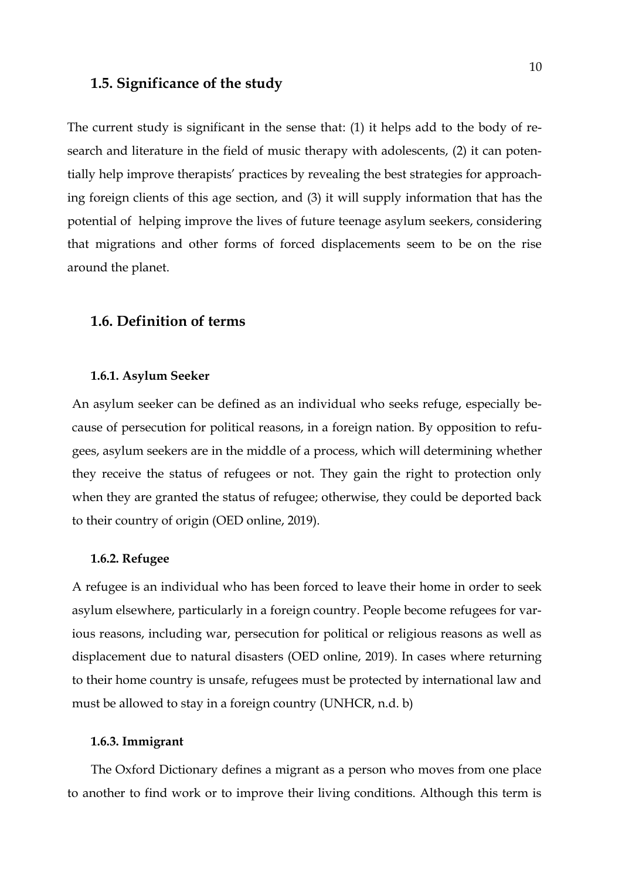## 1.5. Significance of the study

The current study is significant in the sense that: (1) it helps add to the body of research and literature in the field of music therapy with adolescents, (2) it can potentially help improve therapists' practices by revealing the best strategies for approaching foreign clients of this age section, and (3) it will supply information that has the potential of helping improve the lives of future teenage asylum seekers, considering that migrations and other forms of forced displacements seem to be on the rise around the planet.

## 1.6. Definition of terms

### 1.6.1. Asylum Seeker

An asylum seeker can be defined as an individual who seeks refuge, especially because of persecution for political reasons, in a foreign nation. By opposition to refugees, asylum seekers are in the middle of a process, which will determining whether they receive the status of refugees or not. They gain the right to protection only when they are granted the status of refugee; otherwise, they could be deported back to their country of origin (OED online, 2019).

### 1.6.2. Refugee

A refugee is an individual who has been forced to leave their home in order to seek asylum elsewhere, particularly in a foreign country. People become refugees for various reasons, including war, persecution for political or religious reasons as well as displacement due to natural disasters (OED online, 2019). In cases where returning to their home country is unsafe, refugees must be protected by international law and must be allowed to stay in a foreign country (UNHCR, n.d. b)

### 1.6.3. Immigrant

The Oxford Dictionary defines a migrant as a person who moves from one place to another to find work or to improve their living conditions. Although this term is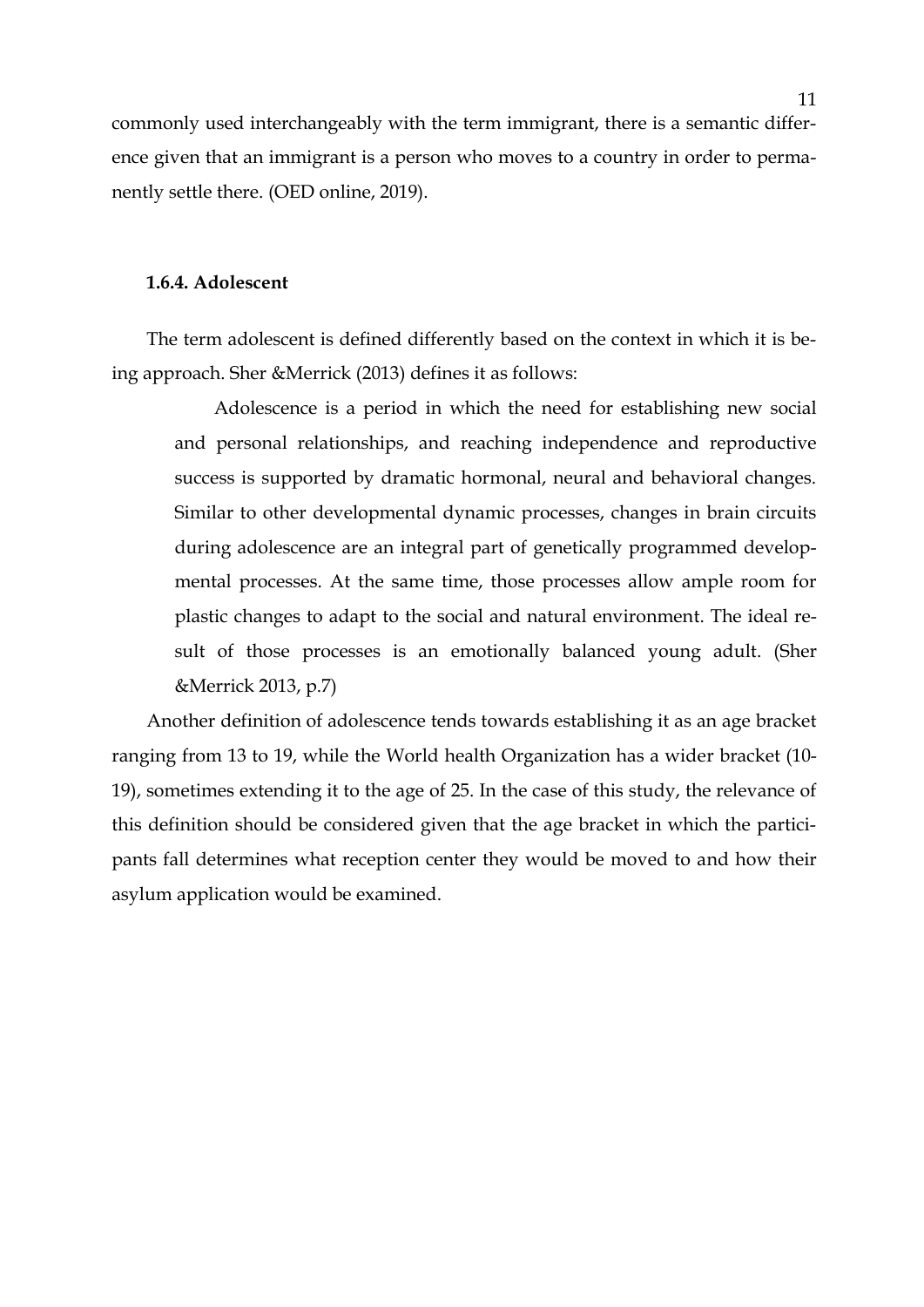commonly used interchangeably with the term immigrant, there is a semantic difference given that an immigrant is a person who moves to a country in order to permanently settle there. (OED online, 2019).

### 1.6.4. Adolescent

The term adolescent is defined differently based on the context in which it is being approach. Sher &Merrick (2013) defines it as follows:

> Adolescence is a period in which the need for establishing new social and personal relationships, and reaching independence and reproductive success is supported by dramatic hormonal, neural and behavioral changes. Similar to other developmental dynamic processes, changes in brain circuits during adolescence are an integral part of genetically programmed developmental processes. At the same time, those processes allow ample room for plastic changes to adapt to the social and natural environment. The ideal result of those processes is an emotionally balanced young adult. (Sher &Merrick 2013, p.7)

Another definition of adolescence tends towards establishing it as an age bracket ranging from 13 to 19, while the World health Organization has a wider bracket (10-19), sometimes extending it to the age of 25. In the case of this study, the relevance of this definition should be considered given that the age bracket in which the participants fall determines what reception center they would be moved to and how their asylum application would be examined.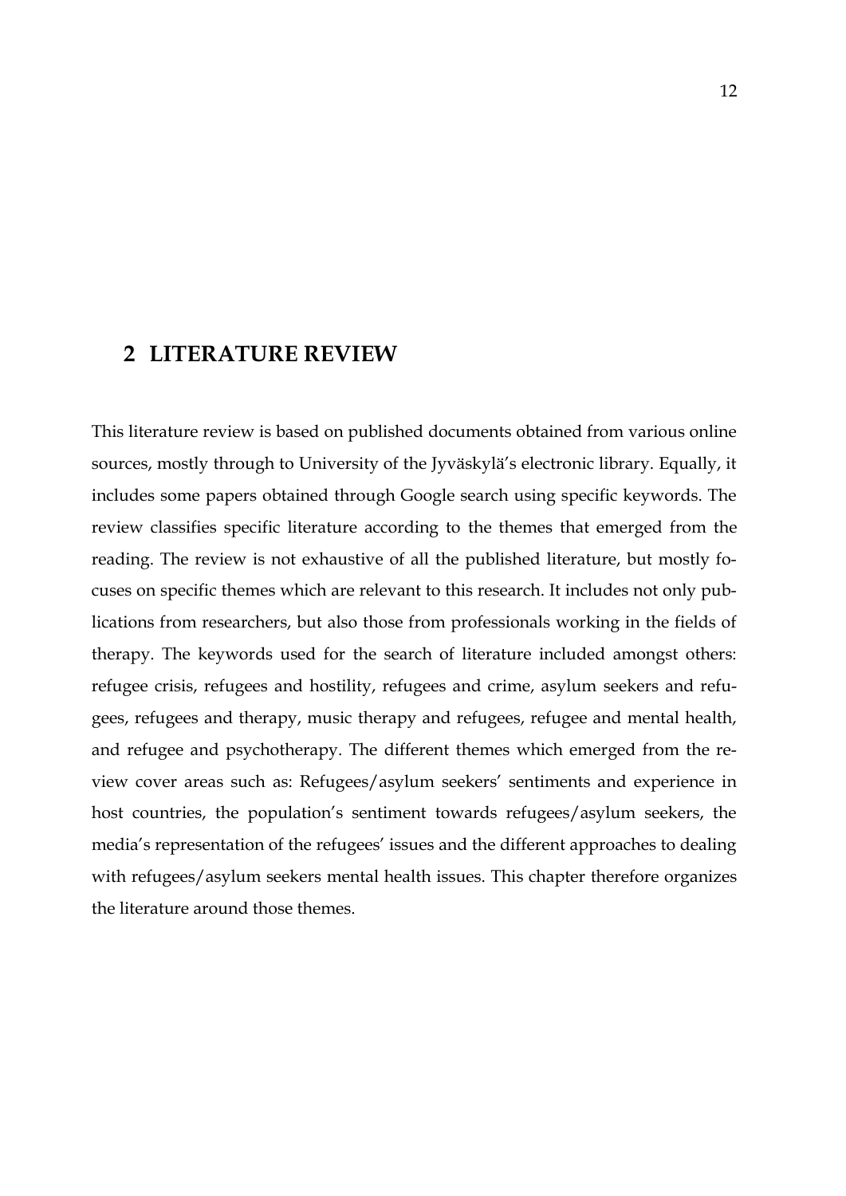# 2 LITERATURE REVIEW

This literature review is based on published documents obtained from various online sources, mostly through to University of the Jyväskylä's electronic library. Equally, it includes some papers obtained through Google search using specific keywords. The review classifies specific literature according to the themes that emerged from the reading. The review is not exhaustive of all the published literature, but mostly focuses on specific themes which are relevant to this research. It includes not only publications from researchers, but also those from professionals working in the fields of therapy. The keywords used for the search of literature included amongst others: refugee crisis, refugees and hostility, refugees and crime, asylum seekers and refugees, refugees and therapy, music therapy and refugees, refugee and mental health, and refugee and psychotherapy. The different themes which emerged from the review cover areas such as: Refugees/asylum seekers' sentiments and experience in host countries, the population's sentiment towards refugees/asylum seekers, the media's representation of the refugees' issues and the different approaches to dealing with refugees/asylum seekers mental health issues. This chapter therefore organizes the literature around those themes.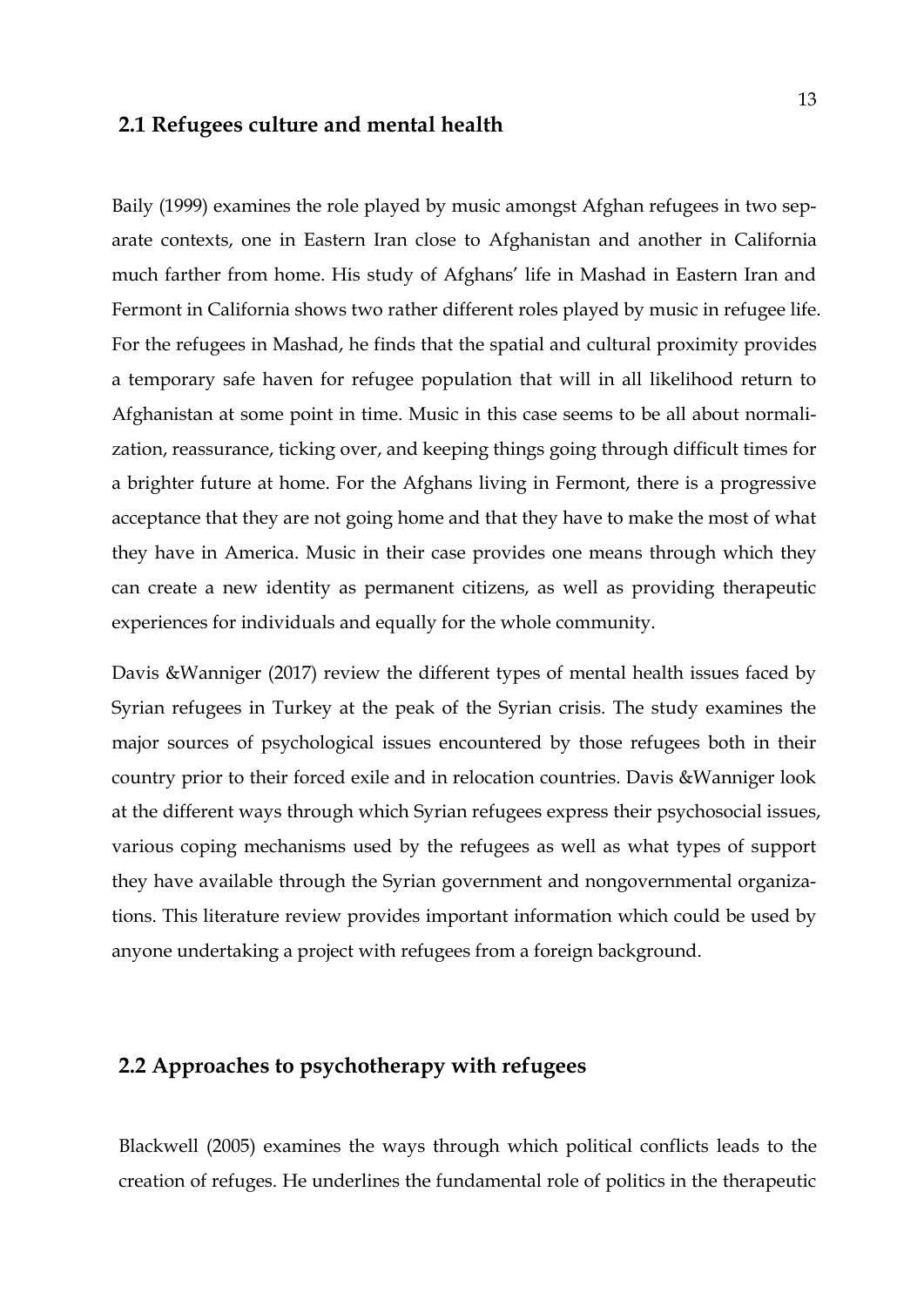## 2.1 Refugees culture and mental health

Baily (1999) examines the role played by music amongst Afghan refugees in two separate contexts, one in Eastern Iran close to Afghanistan and another in California much farther from home. His study of Afghans' life in Mashad in Eastern Iran and Fermont in California shows two rather different roles played by music in refugee life. For the refugees in Mashad, he finds that the spatial and cultural proximity provides a temporary safe haven for refugee population that will in all likelihood return to Afghanistan at some point in time. Music in this case seems to be all about normalization, reassurance, ticking over, and keeping things going through difficult times for a brighter future at home. For the Afghans living in Fermont, there is a progressive acceptance that they are not going home and that they have to make the most of what they have in America. Music in their case provides one means through which they can create a new identity as permanent citizens, as well as providing therapeutic experiences for individuals and equally for the whole community.

Davis &Wanniger (2017) review the different types of mental health issues faced by Syrian refugees in Turkey at the peak of the Syrian crisis. The study examines the major sources of psychological issues encountered by those refugees both in their country prior to their forced exile and in relocation countries. Davis &Wanniger look at the different ways through which Syrian refugees express their psychosocial issues, various coping mechanisms used by the refugees as well as what types of support they have available through the Syrian government and nongovernmental organizations. This literature review provides important information which could be used by anyone undertaking a project with refugees from a foreign background.

## 2.2 Approaches to psychotherapy with refugees

Blackwell (2005) examines the ways through which political conflicts leads to the creation of refuges. He underlines the fundamental role of politics in the therapeutic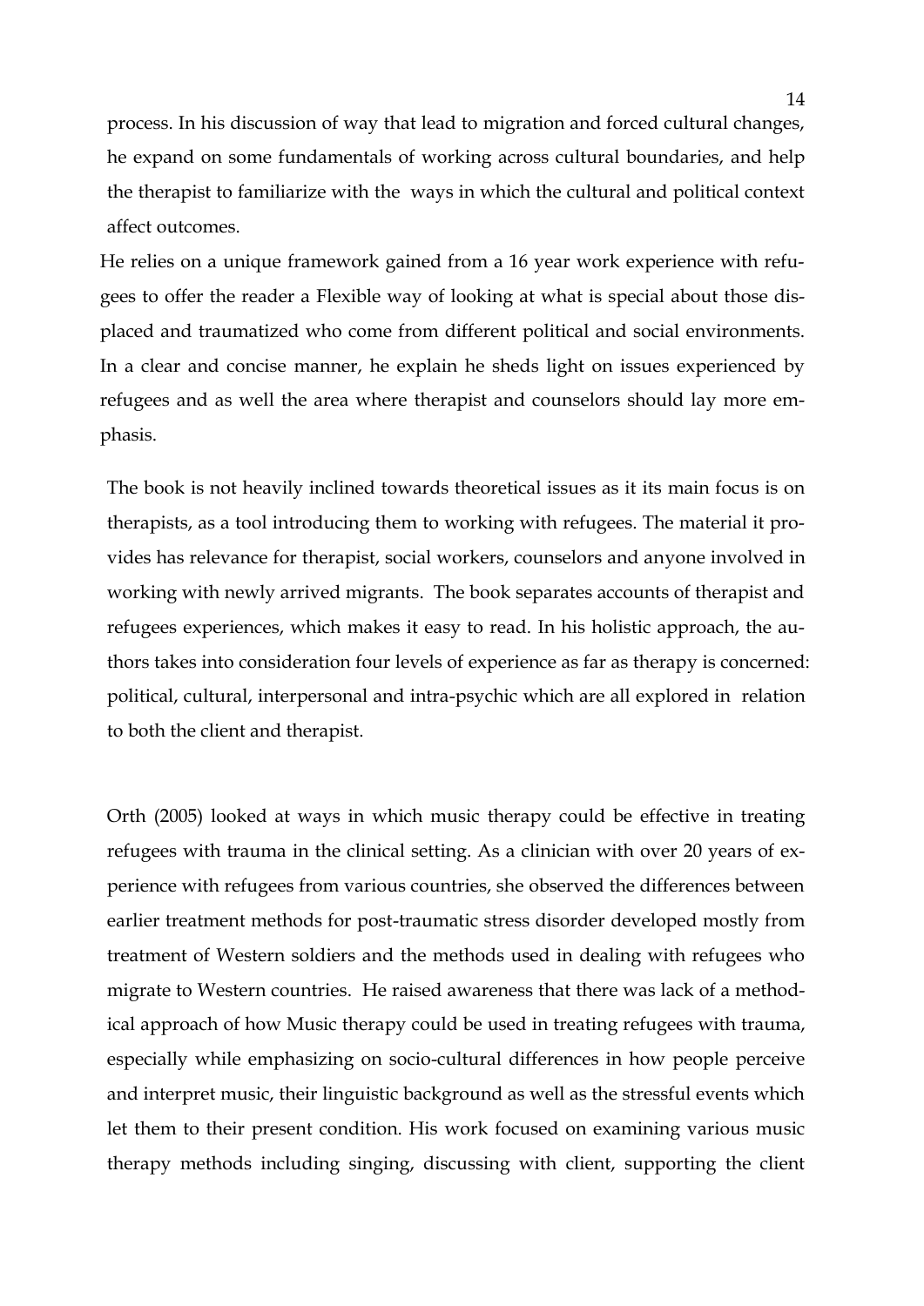process. In his discussion of way that lead to migration and forced cultural changes, he expand on some fundamentals of working across cultural boundaries, and help the therapist to familiarize with the ways in which the cultural and political context affect outcomes.

He relies on a unique framework gained from a 16 year work experience with refugees to offer the reader a Flexible way of looking at what is special about those displaced and traumatized who come from different political and social environments. In a clear and concise manner, he explain he sheds light on issues experienced by refugees and as well the area where therapist and counselors should lay more emphasis.

The book is not heavily inclined towards theoretical issues as it its main focus is on therapists, as a tool introducing them to working with refugees. The material it provides has relevance for therapist, social workers, counselors and anyone involved in working with newly arrived migrants. The book separates accounts of therapist and refugees experiences, which makes it easy to read. In his holistic approach, the authors takes into consideration four levels of experience as far as therapy is concerned: political, cultural, interpersonal and intra-psychic which are all explored in relation to both the client and therapist.

Orth (2005) looked at ways in which music therapy could be effective in treating refugees with trauma in the clinical setting. As a clinician with over 20 years of experience with refugees from various countries, she observed the differences between earlier treatment methods for post-traumatic stress disorder developed mostly from treatment of Western soldiers and the methods used in dealing with refugees who migrate to Western countries. He raised awareness that there was lack of a methodical approach of how Music therapy could be used in treating refugees with trauma, especially while emphasizing on socio-cultural differences in how people perceive and interpret music, their linguistic background as well as the stressful events which let them to their present condition. His work focused on examining various music therapy methods including singing, discussing with client, supporting the client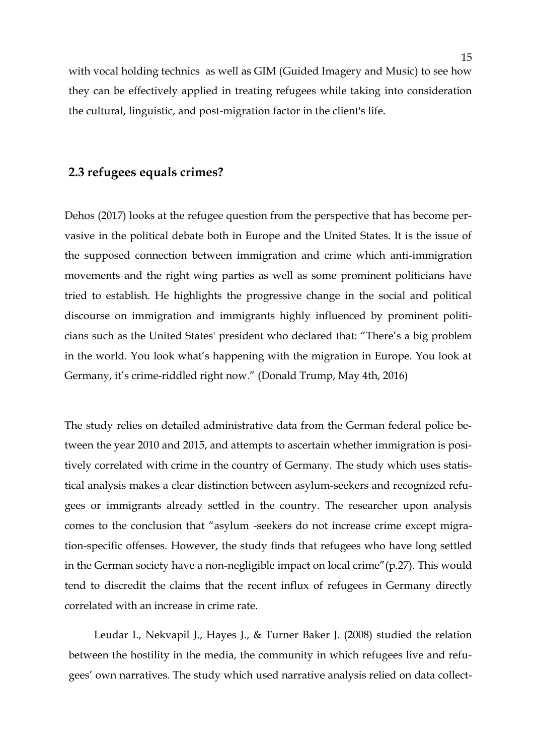with vocal holding technics as well as GIM (Guided Imagery and Music) to see how they can be effectively applied in treating refugees while taking into consideration the cultural, linguistic, and post-migration factor in the client's life.

## 2.3 refugees equals crimes?

Dehos (2017) looks at the refugee question from the perspective that has become pervasive in the political debate both in Europe and the United States. It is the issue of the supposed connection between immigration and crime which anti-immigration movements and the right wing parties as well as some prominent politicians have tried to establish. He highlights the progressive change in the social and political discourse on immigration and immigrants highly influenced by prominent politicians such as the United States' president who declared that: "There's a big problem in the world. You look what's happening with the migration in Europe. You look at Germany, it's crime-riddled right now." (Donald Trump, May 4th, 2016)

The study relies on detailed administrative data from the German federal police between the year 2010 and 2015, and attempts to ascertain whether immigration is positively correlated with crime in the country of Germany. The study which uses statistical analysis makes a clear distinction between asylum-seekers and recognized refugees or immigrants already settled in the country. The researcher upon analysis comes to the conclusion that "asylum -seekers do not increase crime except migration-specific offenses. However, the study finds that refugees who have long settled in the German society have a non-negligible impact on local crime"(p.27). This would tend to discredit the claims that the recent influx of refugees in Germany directly correlated with an increase in crime rate.

Leudar I., Nekvapil J., Hayes J., & Turner Baker J. (2008) studied the relation between the hostility in the media, the community in which refugees live and refugees' own narratives. The study which used narrative analysis relied on data collect-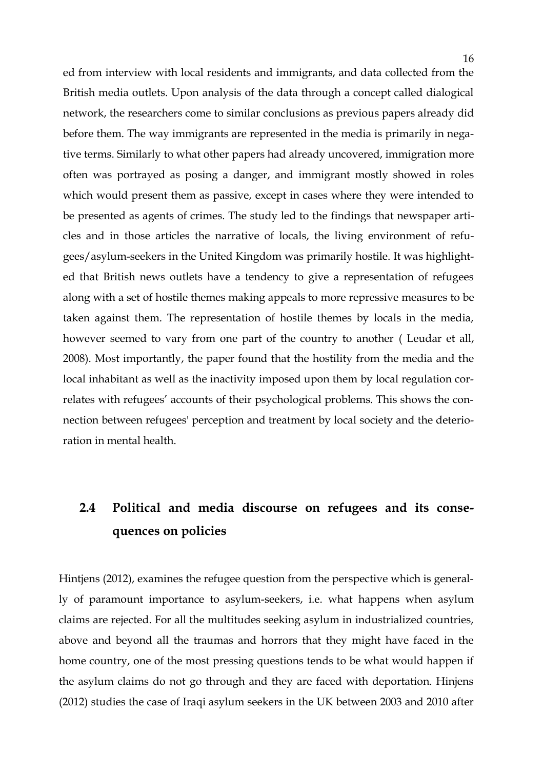ed from interview with local residents and immigrants, and data collected from the British media outlets. Upon analysis of the data through a concept called dialogical network, the researchers come to similar conclusions as previous papers already did before them. The way immigrants are represented in the media is primarily in negative terms. Similarly to what other papers had already uncovered, immigration more often was portrayed as posing a danger, and immigrant mostly showed in roles which would present them as passive, except in cases where they were intended to be presented as agents of crimes. The study led to the findings that newspaper articles and in those articles the narrative of locals, the living environment of refugees/asylum-seekers in the United Kingdom was primarily hostile. It was highlighted that British news outlets have a tendency to give a representation of refugees along with a set of hostile themes making appeals to more repressive measures to be taken against them. The representation of hostile themes by locals in the media, however seemed to vary from one part of the country to another ( Leudar et all, 2008). Most importantly, the paper found that the hostility from the media and the local inhabitant as well as the inactivity imposed upon them by local regulation correlates with refugees' accounts of their psychological problems. This shows the connection between refugees' perception and treatment by local society and the deterioration in mental health.

## 2.4 Political and media discourse on refugees and its consequences on policies

Hintjens (2012), examines the refugee question from the perspective which is generally of paramount importance to asylum-seekers, i.e. what happens when asylum claims are rejected. For all the multitudes seeking asylum in industrialized countries, above and beyond all the traumas and horrors that they might have faced in the home country, one of the most pressing questions tends to be what would happen if the asylum claims do not go through and they are faced with deportation. Hinjens (2012) studies the case of Iraqi asylum seekers in the UK between 2003 and 2010 after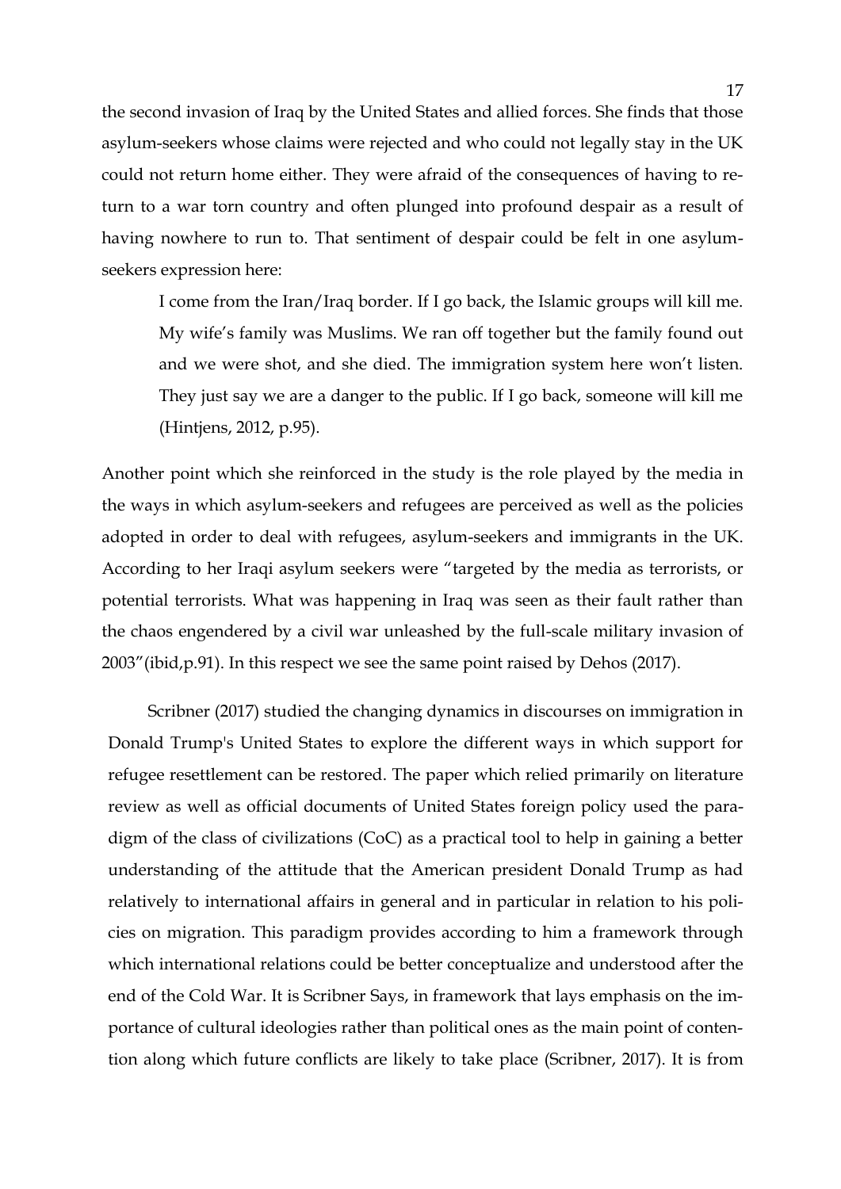the second invasion of Iraq by the United States and allied forces. She finds that those asylum-seekers whose claims were rejected and who could not legally stay in the UK could not return home either. They were afraid of the consequences of having to return to a war torn country and often plunged into profound despair as a result of having nowhere to run to. That sentiment of despair could be felt in one asylum-seekers expression here:

> I come from the Iran/Iraq border. If I go back, the Islamic groups will kill me. My wife's family was Muslims. We ran off together but the family found out and we were shot, and she died. The immigration system here won't listen. They just say we are a danger to the public. If I go back, someone will kill me (Hintjens, 2012, p.95).

Another point which she reinforced in the study is the role played by the media in the ways in which asylum-seekers and refugees are perceived as well as the policies adopted in order to deal with refugees, asylum-seekers and immigrants in the UK. According to her Iraqi asylum seekers were "targeted by the media as terrorists, or potential terrorists. What was happening in Iraq was seen as their fault rather than the chaos engendered by a civil war unleashed by the full-scale military invasion of 2003"(ibid,p.91). In this respect we see the same point raised by Dehos (2017).

Scribner (2017) studied the changing dynamics in discourses on immigration in Donald Trump's United States to explore the different ways in which support for refugee resettlement can be restored. The paper which relied primarily on literature review as well as official documents of United States foreign policy used the paradigm of the class of civilizations (CoC) as a practical tool to help in gaining a better understanding of the attitude that the American president Donald Trump as had relatively to international affairs in general and in particular in relation to his policies on migration. This paradigm provides according to him a framework through which international relations could be better conceptualize and understood after the end of the Cold War. It is Scribner Says, in framework that lays emphasis on the importance of cultural ideologies rather than political ones as the main point of contention along which future conflicts are likely to take place (Scribner, 2017). It is from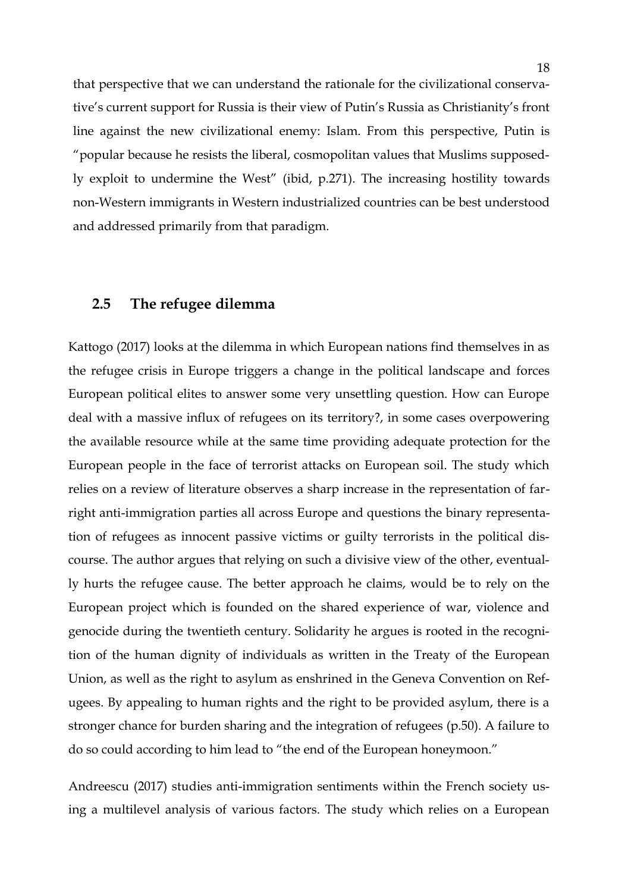that perspective that we can understand the rationale for the civilizational conservative's current support for Russia is their view of Putin's Russia as Christianity's front line against the new civilizational enemy: Islam. From this perspective, Putin is "popular because he resists the liberal, cosmopolitan values that Muslims supposedly exploit to undermine the West" (ibid, p.271). The increasing hostility towards non-Western immigrants in Western industrialized countries can be best understood and addressed primarily from that paradigm.

## 2.5 The refugee dilemma

Kattogo (2017) looks at the dilemma in which European nations find themselves in as the refugee crisis in Europe triggers a change in the political landscape and forces European political elites to answer some very unsettling question. How can Europe deal with a massive influx of refugees on its territory?, in some cases overpowering the available resource while at the same time providing adequate protection for the European people in the face of terrorist attacks on European soil. The study which relies on a review of literature observes a sharp increase in the representation of far-right anti-immigration parties all across Europe and questions the binary representation of refugees as innocent passive victims or guilty terrorists in the political discourse. The author argues that relying on such a divisive view of the other, eventually hurts the refugee cause. The better approach he claims, would be to rely on the European project which is founded on the shared experience of war, violence and genocide during the twentieth century. Solidarity he argues is rooted in the recognition of the human dignity of individuals as written in the Treaty of the European Union, as well as the right to asylum as enshrined in the Geneva Convention on Refugees. By appealing to human rights and the right to be provided asylum, there is a stronger chance for burden sharing and the integration of refugees (p.50). A failure to do so could according to him lead to "the end of the European honeymoon."

Andreescu (2017) studies anti-immigration sentiments within the French society using a multilevel analysis of various factors. The study which relies on a European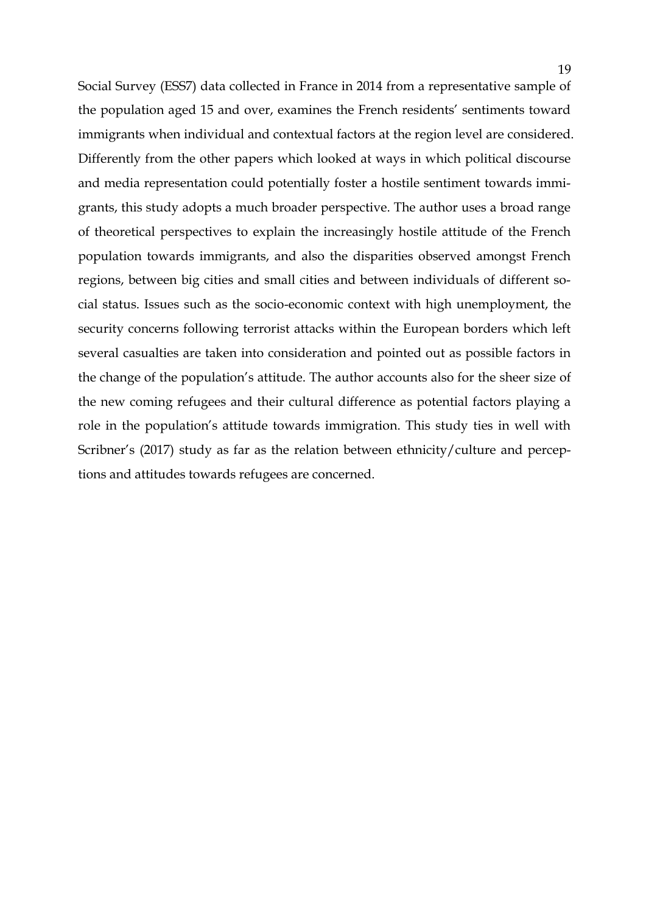Social Survey (ESS7) data collected in France in 2014 from a representative sample of the population aged 15 and over, examines the French residents' sentiments toward immigrants when individual and contextual factors at the region level are considered. Differently from the other papers which looked at ways in which political discourse and media representation could potentially foster a hostile sentiment towards immigrants, this study adopts a much broader perspective. The author uses a broad range of theoretical perspectives to explain the increasingly hostile attitude of the French population towards immigrants, and also the disparities observed amongst French regions, between big cities and small cities and between individuals of different social status. Issues such as the socio-economic context with high unemployment, the security concerns following terrorist attacks within the European borders which left several casualties are taken into consideration and pointed out as possible factors in the change of the population's attitude. The author accounts also for the sheer size of the new coming refugees and their cultural difference as potential factors playing a role in the population's attitude towards immigration. This study ties in well with Scribner's (2017) study as far as the relation between ethnicity/culture and perceptions and attitudes towards refugees are concerned.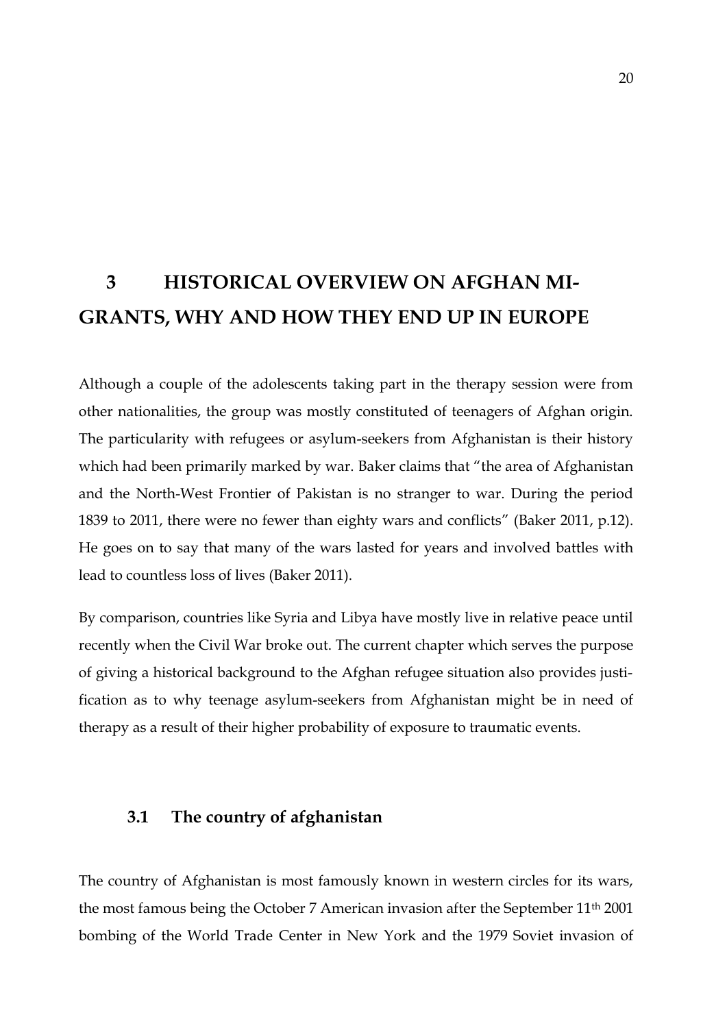# 3 HISTORICAL OVERVIEW ON AFGHAN MIGRANTS, WHY AND HOW THEY END UP IN EUROPE

Although a couple of the adolescents taking part in the therapy session were from other nationalities, the group was mostly constituted of teenagers of Afghan origin. The particularity with refugees or asylum-seekers from Afghanistan is their history which had been primarily marked by war. Baker claims that "the area of Afghanistan and the North-West Frontier of Pakistan is no stranger to war. During the period 1839 to 2011, there were no fewer than eighty wars and conflicts" (Baker 2011, p.12). He goes on to say that many of the wars lasted for years and involved battles with lead to countless loss of lives (Baker 2011).

By comparison, countries like Syria and Libya have mostly live in relative peace until recently when the Civil War broke out. The current chapter which serves the purpose of giving a historical background to the Afghan refugee situation also provides justification as to why teenage asylum-seekers from Afghanistan might be in need of therapy as a result of their higher probability of exposure to traumatic events.

## 3.1 The country of afghanistan

The country of Afghanistan is most famously known in western circles for its wars, the most famous being the October 7 American invasion after the September 11th 2001 bombing of the World Trade Center in New York and the 1979 Soviet invasion of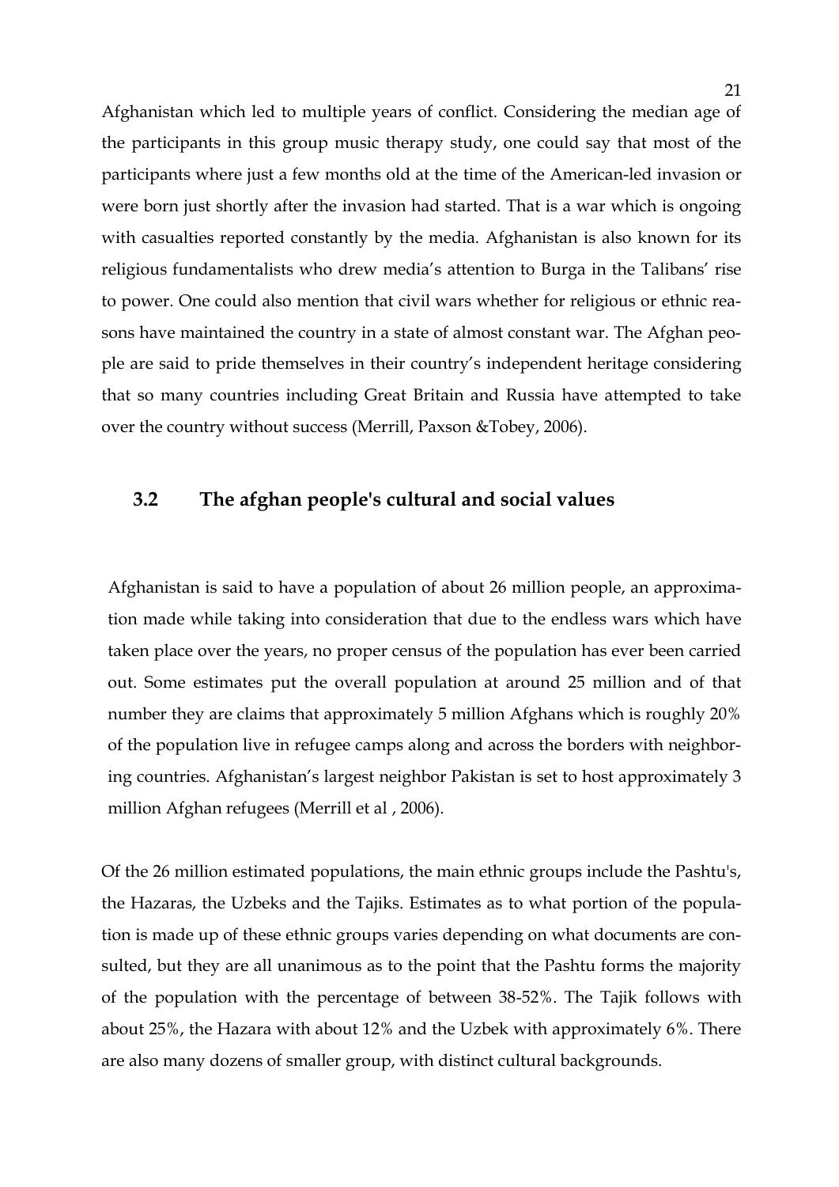Afghanistan which led to multiple years of conflict. Considering the median age of the participants in this group music therapy study, one could say that most of the participants where just a few months old at the time of the American-led invasion or were born just shortly after the invasion had started. That is a war which is ongoing with casualties reported constantly by the media. Afghanistan is also known for its religious fundamentalists who drew media's attention to Burga in the Talibans' rise to power. One could also mention that civil wars whether for religious or ethnic reasons have maintained the country in a state of almost constant war. The Afghan people are said to pride themselves in their country's independent heritage considering that so many countries including Great Britain and Russia have attempted to take over the country without success (Merrill, Paxson &Tobey, 2006).

## 3.2 The afghan people's cultural and social values

Afghanistan is said to have a population of about 26 million people, an approximation made while taking into consideration that due to the endless wars which have taken place over the years, no proper census of the population has ever been carried out. Some estimates put the overall population at around 25 million and of that number they are claims that approximately 5 million Afghans which is roughly 20% of the population live in refugee camps along and across the borders with neighboring countries. Afghanistan's largest neighbor Pakistan is set to host approximately 3 million Afghan refugees (Merrill et al , 2006).

Of the 26 million estimated populations, the main ethnic groups include the Pashtu's, the Hazaras, the Uzbeks and the Tajiks. Estimates as to what portion of the population is made up of these ethnic groups varies depending on what documents are consulted, but they are all unanimous as to the point that the Pashtu forms the majority of the population with the percentage of between 38-52%. The Tajik follows with about 25%, the Hazara with about 12% and the Uzbek with approximately 6%. There are also many dozens of smaller group, with distinct cultural backgrounds.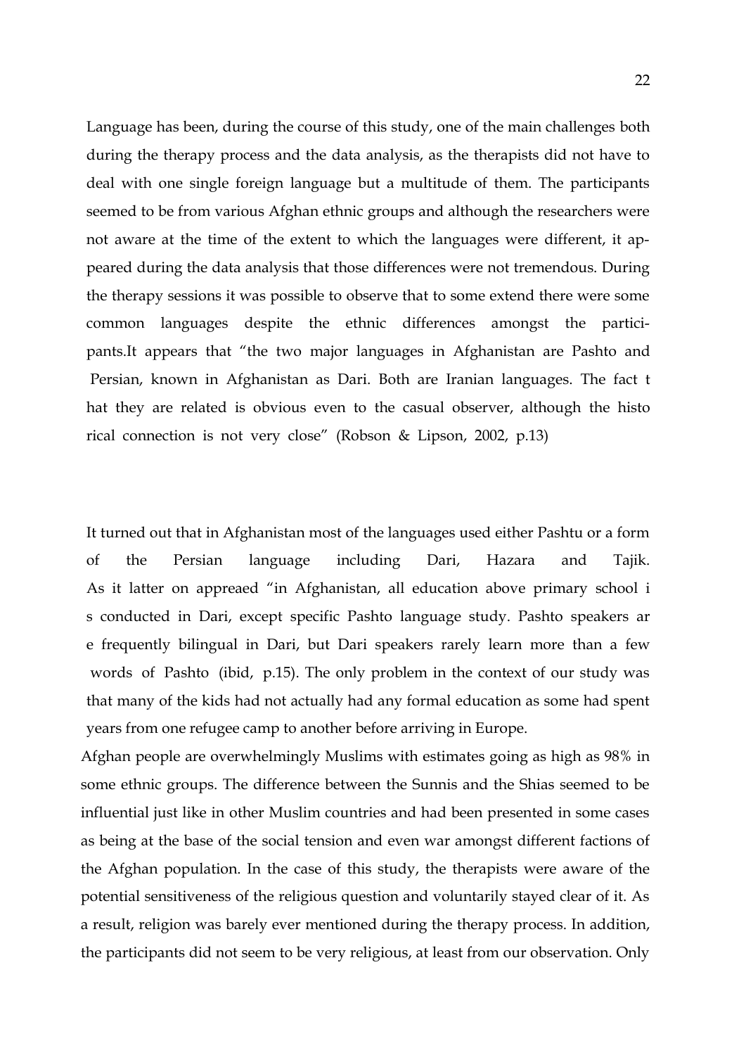Language has been, during the course of this study, one of the main challenges both during the therapy process and the data analysis, as the therapists did not have to deal with one single foreign language but a multitude of them. The participants seemed to be from various Afghan ethnic groups and although the researchers were not aware at the time of the extent to which the languages were different, it appeared during the data analysis that those differences were not tremendous. During the therapy sessions it was possible to observe that to some extend there were some common languages despite the ethnic differences amongst the participants.It appears that "the two major languages in Afghanistan are Pashto and Persian, known in Afghanistan as Dari. Both are Iranian languages. The fact t hat they are related is obvious even to the casual observer, although the histo rical connection is not very close" (Robson & Lipson, 2002, p.13)

It turned out that in Afghanistan most of the languages used either Pashtu or a form of the Persian language including Dari, Hazara and Tajik. As it latter on appreaed "in Afghanistan, all education above primary school i s conducted in Dari, except specific Pashto language study. Pashto speakers ar e frequently bilingual in Dari, but Dari speakers rarely learn more than a few words of Pashto (ibid, p.15). The only problem in the context of our study was that many of the kids had not actually had any formal education as some had spent years from one refugee camp to another before arriving in Europe.

Afghan people are overwhelmingly Muslims with estimates going as high as 98% in some ethnic groups. The difference between the Sunnis and the Shias seemed to be influential just like in other Muslim countries and had been presented in some cases as being at the base of the social tension and even war amongst different factions of the Afghan population. In the case of this study, the therapists were aware of the potential sensitiveness of the religious question and voluntarily stayed clear of it. As a result, religion was barely ever mentioned during the therapy process. In addition, the participants did not seem to be very religious, at least from our observation. Only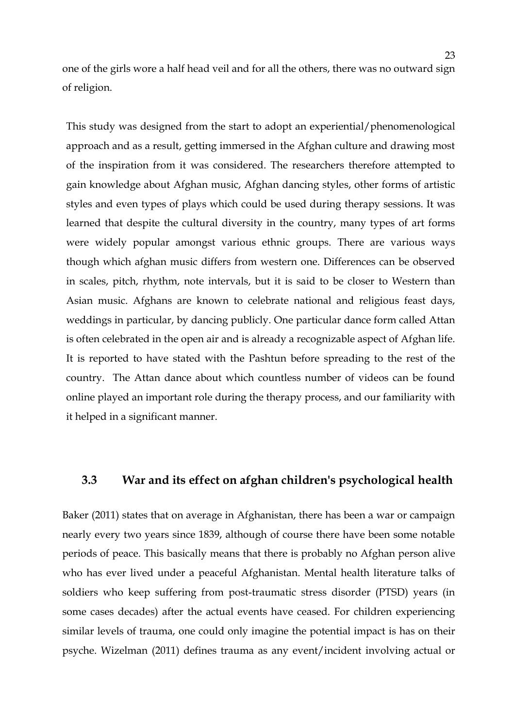one of the girls wore a half head veil and for all the others, there was no outward sign of religion.

This study was designed from the start to adopt an experiential/phenomenological approach and as a result, getting immersed in the Afghan culture and drawing most of the inspiration from it was considered. The researchers therefore attempted to gain knowledge about Afghan music, Afghan dancing styles, other forms of artistic styles and even types of plays which could be used during therapy sessions. It was learned that despite the cultural diversity in the country, many types of art forms were widely popular amongst various ethnic groups. There are various ways though which afghan music differs from western one. Differences can be observed in scales, pitch, rhythm, note intervals, but it is said to be closer to Western than Asian music. Afghans are known to celebrate national and religious feast days, weddings in particular, by dancing publicly. One particular dance form called Attan is often celebrated in the open air and is already a recognizable aspect of Afghan life. It is reported to have stated with the Pashtun before spreading to the rest of the country. The Attan dance about which countless number of videos can be found online played an important role during the therapy process, and our familiarity with it helped in a significant manner.

## 3.3 War and its effect on afghan children's psychological health

Baker (2011) states that on average in Afghanistan, there has been a war or campaign nearly every two years since 1839, although of course there have been some notable periods of peace. This basically means that there is probably no Afghan person alive who has ever lived under a peaceful Afghanistan. Mental health literature talks of soldiers who keep suffering from post-traumatic stress disorder (PTSD) years (in some cases decades) after the actual events have ceased. For children experiencing similar levels of trauma, one could only imagine the potential impact is has on their psyche. Wizelman (2011) defines trauma as any event/incident involving actual or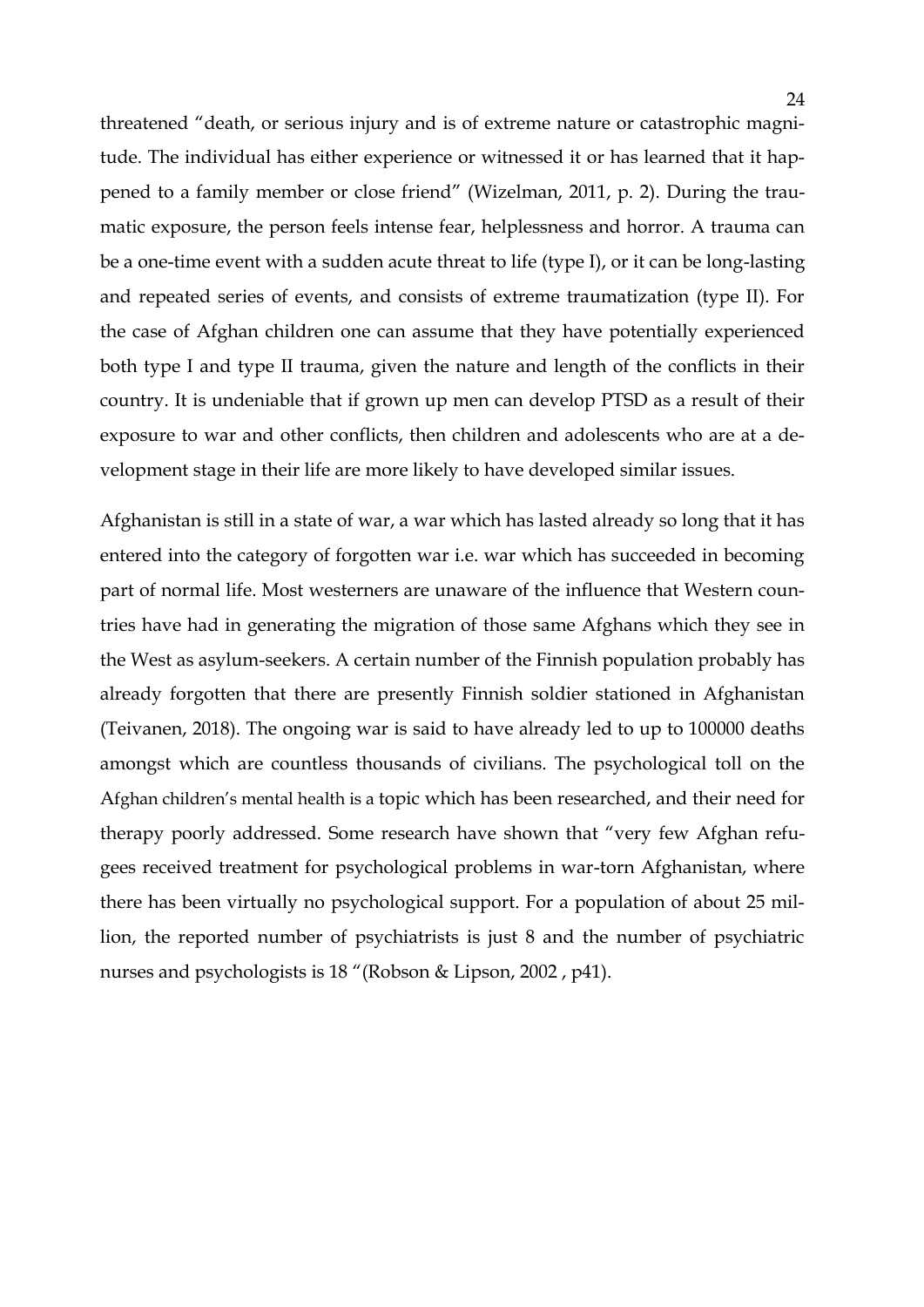threatened "death, or serious injury and is of extreme nature or catastrophic magnitude. The individual has either experience or witnessed it or has learned that it happened to a family member or close friend" (Wizelman, 2011, p. 2). During the traumatic exposure, the person feels intense fear, helplessness and horror. A trauma can be a one-time event with a sudden acute threat to life (type I), or it can be long-lasting and repeated series of events, and consists of extreme traumatization (type II). For the case of Afghan children one can assume that they have potentially experienced both type I and type II trauma, given the nature and length of the conflicts in their country. It is undeniable that if grown up men can develop PTSD as a result of their exposure to war and other conflicts, then children and adolescents who are at a development stage in their life are more likely to have developed similar issues.

Afghanistan is still in a state of war, a war which has lasted already so long that it has entered into the category of forgotten war i.e. war which has succeeded in becoming part of normal life. Most westerners are unaware of the influence that Western countries have had in generating the migration of those same Afghans which they see in the West as asylum-seekers. A certain number of the Finnish population probably has already forgotten that there are presently Finnish soldier stationed in Afghanistan (Teivanen, 2018). The ongoing war is said to have already led to up to 100000 deaths amongst which are countless thousands of civilians. The psychological toll on the Afghan children's mental health is a topic which has been researched, and their need for therapy poorly addressed. Some research have shown that "very few Afghan refugees received treatment for psychological problems in war-torn Afghanistan, where there has been virtually no psychological support. For a population of about 25 million, the reported number of psychiatrists is just 8 and the number of psychiatric nurses and psychologists is 18 "(Robson & Lipson, 2002 , p41).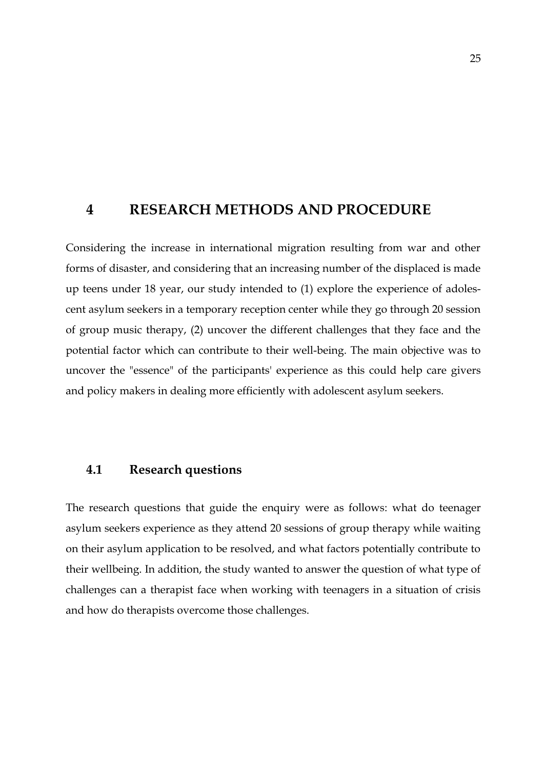# 4 RESEARCH METHODS AND PROCEDURE

Considering the increase in international migration resulting from war and other forms of disaster, and considering that an increasing number of the displaced is made up teens under 18 year, our study intended to (1) explore the experience of adolescent asylum seekers in a temporary reception center while they go through 20 session of group music therapy, (2) uncover the different challenges that they face and the potential factor which can contribute to their well-being. The main objective was to uncover the "essence" of the participants' experience as this could help care givers and policy makers in dealing more efficiently with adolescent asylum seekers.

## 4.1 Research questions

The research questions that guide the enquiry were as follows: what do teenager asylum seekers experience as they attend 20 sessions of group therapy while waiting on their asylum application to be resolved, and what factors potentially contribute to their wellbeing. In addition, the study wanted to answer the question of what type of challenges can a therapist face when working with teenagers in a situation of crisis and how do therapists overcome those challenges.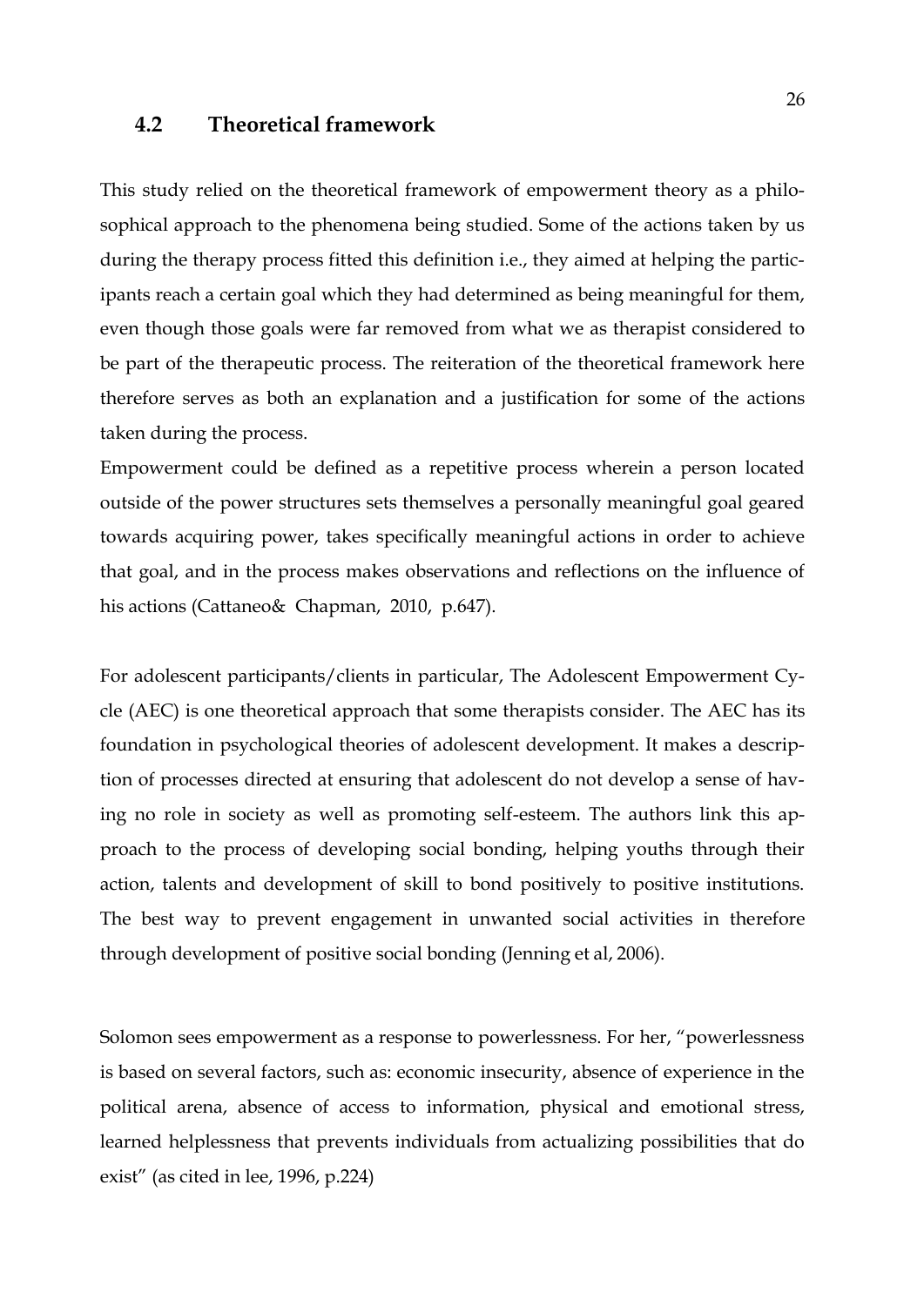## 4.2 Theoretical framework

This study relied on the theoretical framework of empowerment theory as a philosophical approach to the phenomena being studied. Some of the actions taken by us during the therapy process fitted this definition i.e., they aimed at helping the participants reach a certain goal which they had determined as being meaningful for them, even though those goals were far removed from what we as therapist considered to be part of the therapeutic process. The reiteration of the theoretical framework here therefore serves as both an explanation and a justification for some of the actions taken during the process.

Empowerment could be defined as a repetitive process wherein a person located outside of the power structures sets themselves a personally meaningful goal geared towards acquiring power, takes specifically meaningful actions in order to achieve that goal, and in the process makes observations and reflections on the influence of his actions (Cattaneo& Chapman, 2010, p.647).

For adolescent participants/clients in particular, The Adolescent Empowerment Cycle (AEC) is one theoretical approach that some therapists consider. The AEC has its foundation in psychological theories of adolescent development. It makes a description of processes directed at ensuring that adolescent do not develop a sense of having no role in society as well as promoting self-esteem. The authors link this approach to the process of developing social bonding, helping youths through their action, talents and development of skill to bond positively to positive institutions. The best way to prevent engagement in unwanted social activities in therefore through development of positive social bonding (Jenning et al, 2006).

Solomon sees empowerment as a response to powerlessness. For her, "powerlessness is based on several factors, such as: economic insecurity, absence of experience in the political arena, absence of access to information, physical and emotional stress, learned helplessness that prevents individuals from actualizing possibilities that do exist" (as cited in lee, 1996, p.224)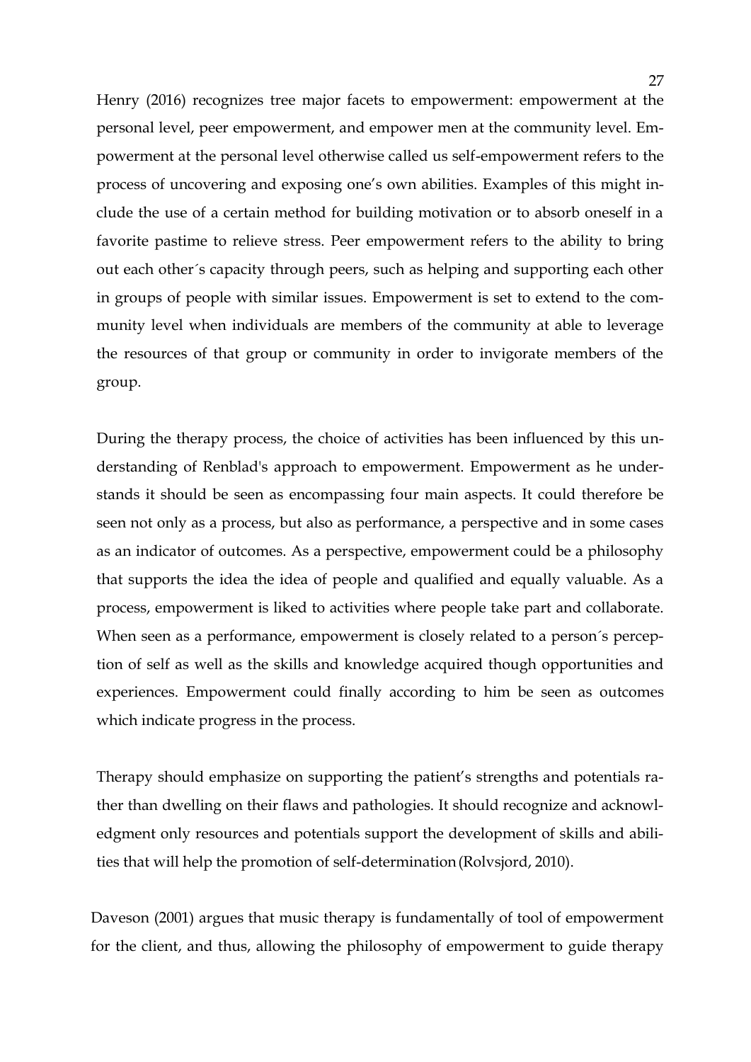Henry (2016) recognizes tree major facets to empowerment: empowerment at the personal level, peer empowerment, and empower men at the community level. Empowerment at the personal level otherwise called us self-empowerment refers to the process of uncovering and exposing one's own abilities. Examples of this might include the use of a certain method for building motivation or to absorb oneself in a favorite pastime to relieve stress. Peer empowerment refers to the ability to bring out each other´s capacity through peers, such as helping and supporting each other in groups of people with similar issues. Empowerment is set to extend to the community level when individuals are members of the community at able to leverage the resources of that group or community in order to invigorate members of the group.

During the therapy process, the choice of activities has been influenced by this understanding of Renblad's approach to empowerment. Empowerment as he understands it should be seen as encompassing four main aspects. It could therefore be seen not only as a process, but also as performance, a perspective and in some cases as an indicator of outcomes. As a perspective, empowerment could be a philosophy that supports the idea the idea of people and qualified and equally valuable. As a process, empowerment is liked to activities where people take part and collaborate. When seen as a performance, empowerment is closely related to a person´s perception of self as well as the skills and knowledge acquired though opportunities and experiences. Empowerment could finally according to him be seen as outcomes which indicate progress in the process.

Therapy should emphasize on supporting the patient's strengths and potentials rather than dwelling on their flaws and pathologies. It should recognize and acknowledgment only resources and potentials support the development of skills and abilities that will help the promotion of self-determination (Rolvsjord, 2010).

Daveson (2001) argues that music therapy is fundamentally of tool of empowerment for the client, and thus, allowing the philosophy of empowerment to guide therapy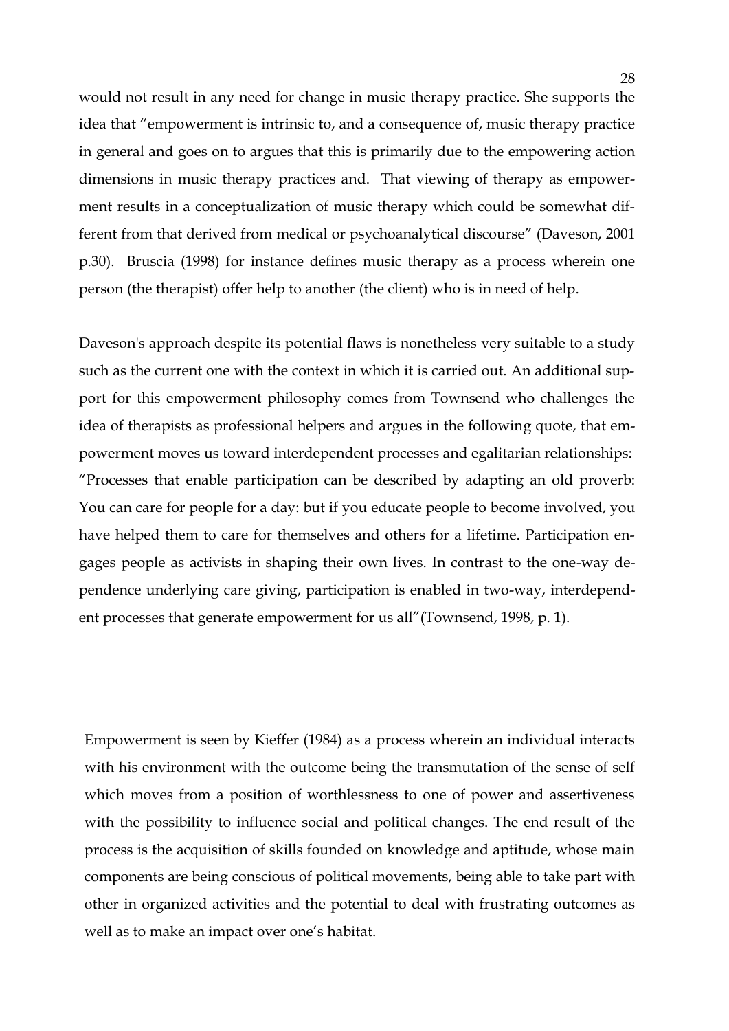would not result in any need for change in music therapy practice. She supports the idea that "empowerment is intrinsic to, and a consequence of, music therapy practice in general and goes on to argues that this is primarily due to the empowering action dimensions in music therapy practices and. That viewing of therapy as empowerment results in a conceptualization of music therapy which could be somewhat different from that derived from medical or psychoanalytical discourse" (Daveson, 2001 p.30). Bruscia (1998) for instance defines music therapy as a process wherein one person (the therapist) offer help to another (the client) who is in need of help.

Daveson's approach despite its potential flaws is nonetheless very suitable to a study such as the current one with the context in which it is carried out. An additional support for this empowerment philosophy comes from Townsend who challenges the idea of therapists as professional helpers and argues in the following quote, that empowerment moves us toward interdependent processes and egalitarian relationships: "Processes that enable participation can be described by adapting an old proverb: You can care for people for a day: but if you educate people to become involved, you have helped them to care for themselves and others for a lifetime. Participation engages people as activists in shaping their own lives. In contrast to the one-way dependence underlying care giving, participation is enabled in two-way, interdependent processes that generate empowerment for us all"(Townsend, 1998, p. 1).

Empowerment is seen by Kieffer (1984) as a process wherein an individual interacts with his environment with the outcome being the transmutation of the sense of self which moves from a position of worthlessness to one of power and assertiveness with the possibility to influence social and political changes. The end result of the process is the acquisition of skills founded on knowledge and aptitude, whose main components are being conscious of political movements, being able to take part with other in organized activities and the potential to deal with frustrating outcomes as well as to make an impact over one's habitat.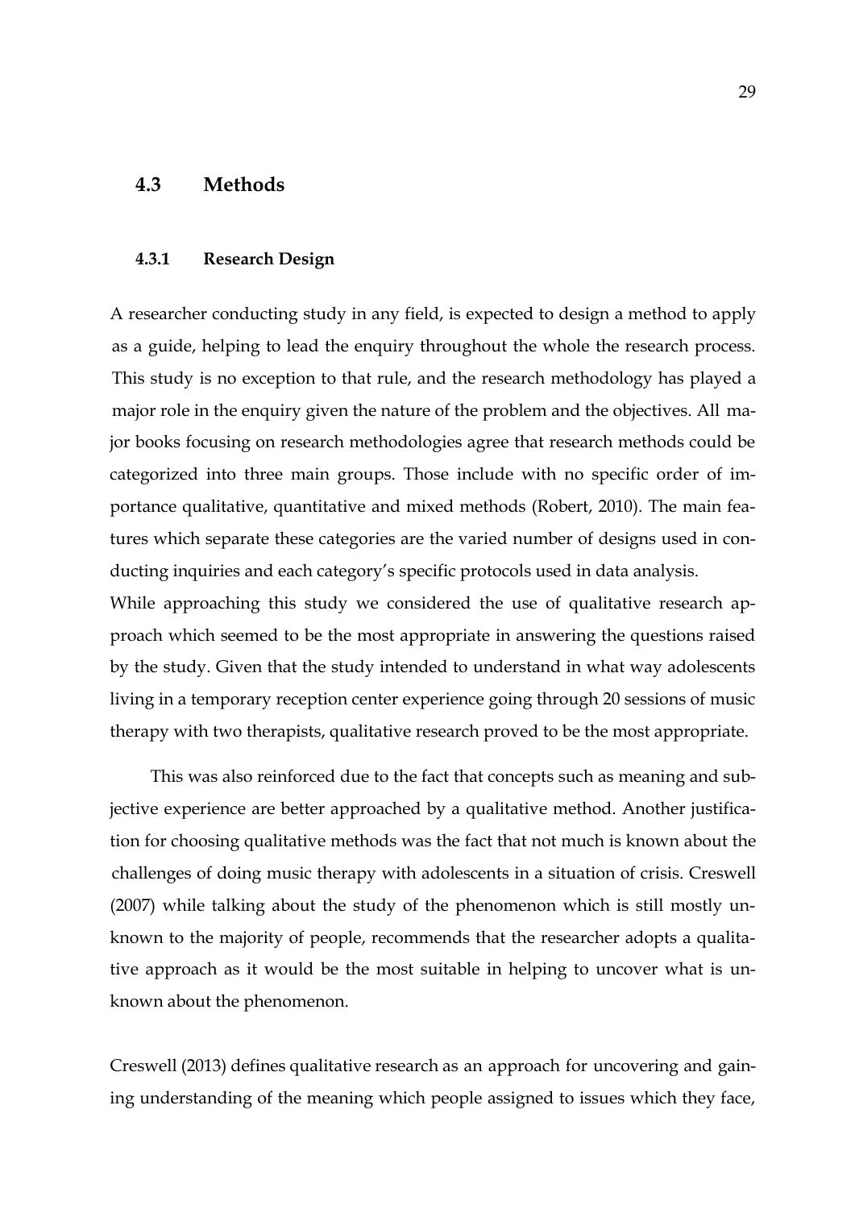## 4.3 Methods

### 4.3.1 Research Design

A researcher conducting study in any field, is expected to design a method to apply as a guide, helping to lead the enquiry throughout the whole the research process. This study is no exception to that rule, and the research methodology has played a major role in the enquiry given the nature of the problem and the objectives. All major books focusing on research methodologies agree that research methods could be categorized into three main groups. Those include with no specific order of importance qualitative, quantitative and mixed methods (Robert, 2010). The main features which separate these categories are the varied number of designs used in conducting inquiries and each category's specific protocols used in data analysis.
While approaching this study we considered the use of qualitative research approach which seemed to be the most appropriate in answering the questions raised by the study. Given that the study intended to understand in what way adolescents living in a temporary reception center experience going through 20 sessions of music therapy with two therapists, qualitative research proved to be the most appropriate.

This was also reinforced due to the fact that concepts such as meaning and subjective experience are better approached by a qualitative method. Another justification for choosing qualitative methods was the fact that not much is known about the challenges of doing music therapy with adolescents in a situation of crisis. Creswell (2007) while talking about the study of the phenomenon which is still mostly unknown to the majority of people, recommends that the researcher adopts a qualitative approach as it would be the most suitable in helping to uncover what is unknown about the phenomenon.

Creswell (2013) defines qualitative research as an approach for uncovering and gaining understanding of the meaning which people assigned to issues which they face,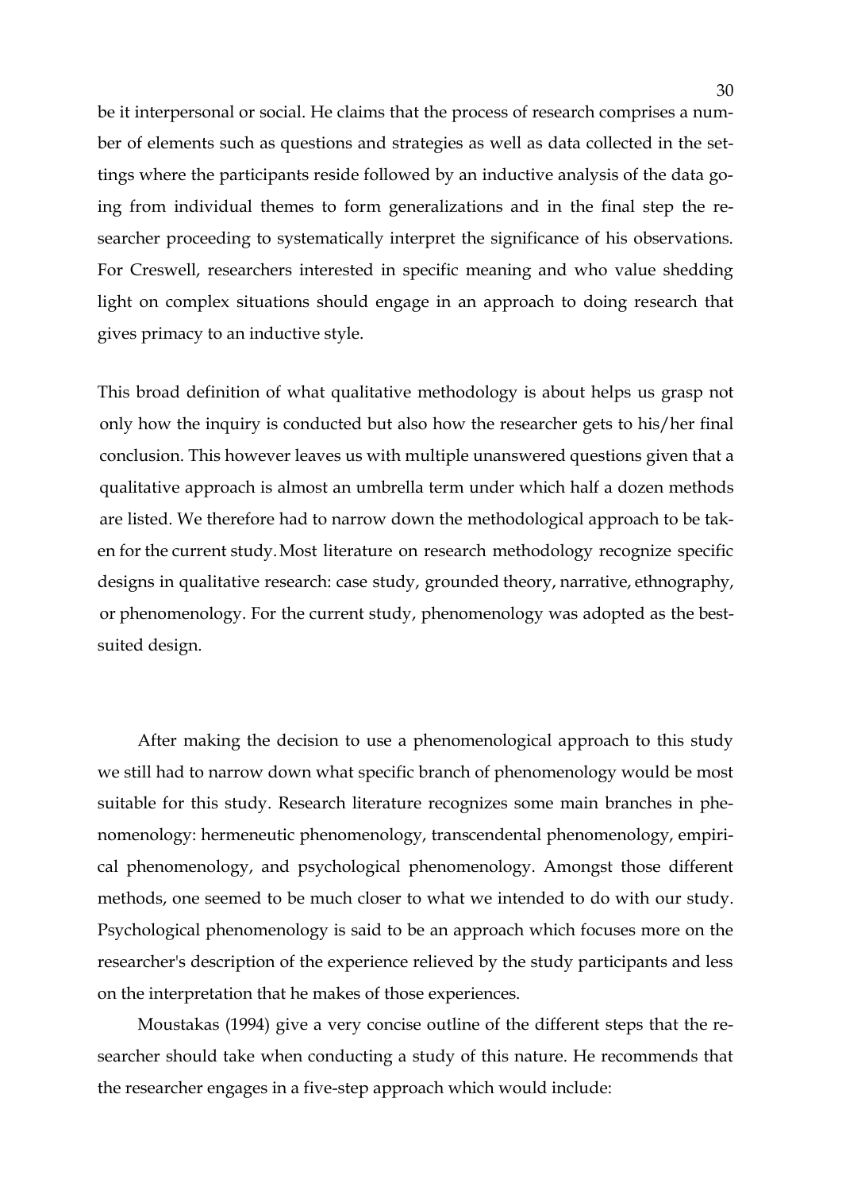be it interpersonal or social. He claims that the process of research comprises a number of elements such as questions and strategies as well as data collected in the settings where the participants reside followed by an inductive analysis of the data going from individual themes to form generalizations and in the final step the researcher proceeding to systematically interpret the significance of his observations. For Creswell, researchers interested in specific meaning and who value shedding light on complex situations should engage in an approach to doing research that gives primacy to an inductive style.

This broad definition of what qualitative methodology is about helps us grasp not only how the inquiry is conducted but also how the researcher gets to his/her final conclusion. This however leaves us with multiple unanswered questions given that a qualitative approach is almost an umbrella term under which half a dozen methods are listed. We therefore had to narrow down the methodological approach to be taken for the current study. Most literature on research methodology recognize specific designs in qualitative research: case study, grounded theory, narrative, ethnography, or phenomenology. For the current study, phenomenology was adopted as the best-suited design.

After making the decision to use a phenomenological approach to this study we still had to narrow down what specific branch of phenomenology would be most suitable for this study. Research literature recognizes some main branches in phenomenology: hermeneutic phenomenology, transcendental phenomenology, empirical phenomenology, and psychological phenomenology. Amongst those different methods, one seemed to be much closer to what we intended to do with our study. Psychological phenomenology is said to be an approach which focuses more on the researcher's description of the experience relieved by the study participants and less on the interpretation that he makes of those experiences.

Moustakas (1994) give a very concise outline of the different steps that the researcher should take when conducting a study of this nature. He recommends that the researcher engages in a five-step approach which would include: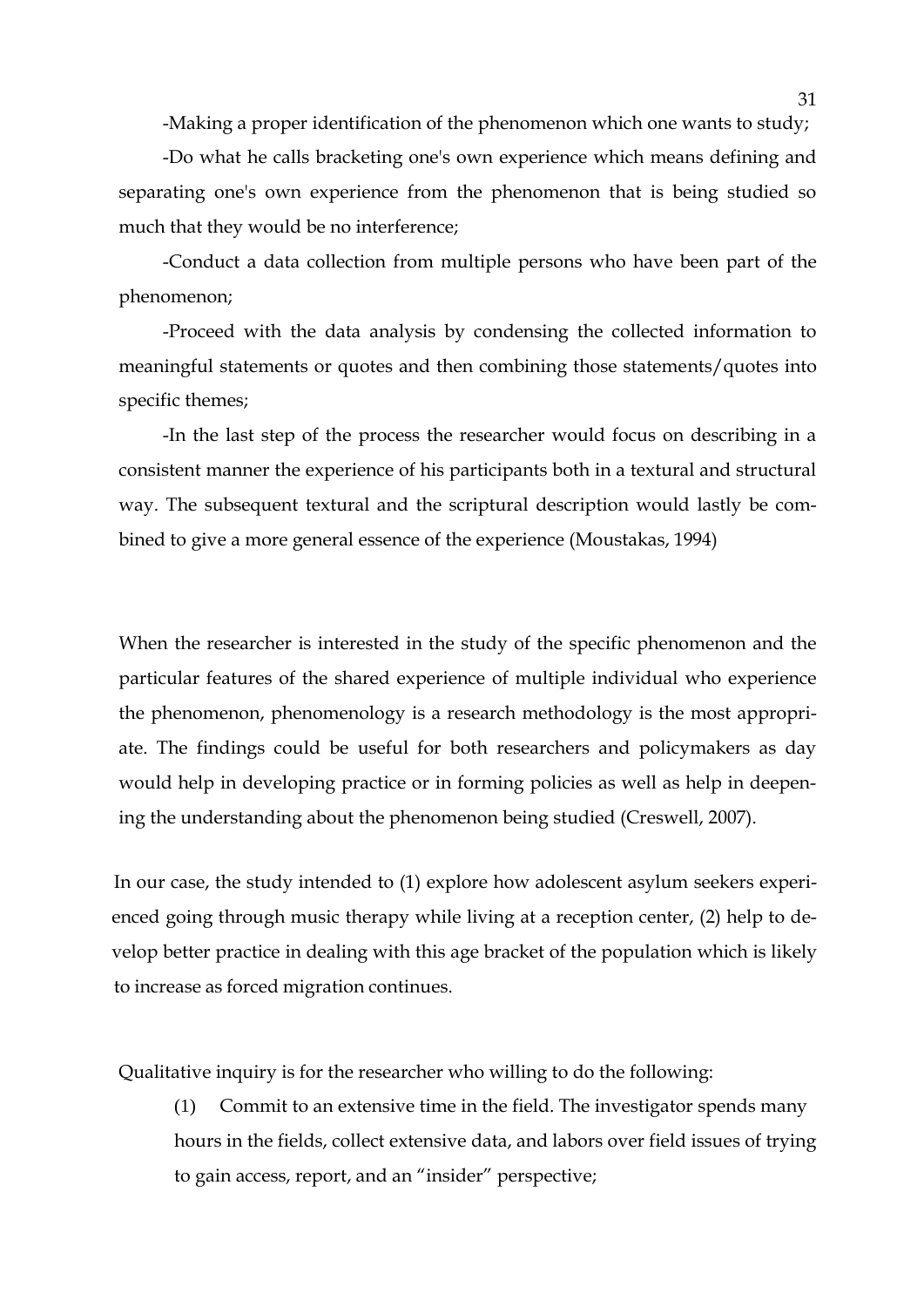-Making a proper identification of the phenomenon which one wants to study;

-Do what he calls bracketing one's own experience which means defining and separating one's own experience from the phenomenon that is being studied so much that they would be no interference;

-Conduct a data collection from multiple persons who have been part of the phenomenon;

-Proceed with the data analysis by condensing the collected information to meaningful statements or quotes and then combining those statements/quotes into specific themes;

-In the last step of the process the researcher would focus on describing in a consistent manner the experience of his participants both in a textural and structural way. The subsequent textural and the scriptural description would lastly be combined to give a more general essence of the experience (Moustakas, 1994)

When the researcher is interested in the study of the specific phenomenon and the particular features of the shared experience of multiple individual who experience the phenomenon, phenomenology is a research methodology is the most appropriate. The findings could be useful for both researchers and policymakers as day would help in developing practice or in forming policies as well as help in deepening the understanding about the phenomenon being studied (Creswell, 2007).

In our case, the study intended to (1) explore how adolescent asylum seekers experienced going through music therapy while living at a reception center, (2) help to develop better practice in dealing with this age bracket of the population which is likely to increase as forced migration continues.

Qualitative inquiry is for the researcher who willing to do the following:

(1) Commit to an extensive time in the field. The investigator spends many hours in the fields, collect extensive data, and labors over field issues of trying to gain access, report, and an "insider" perspective;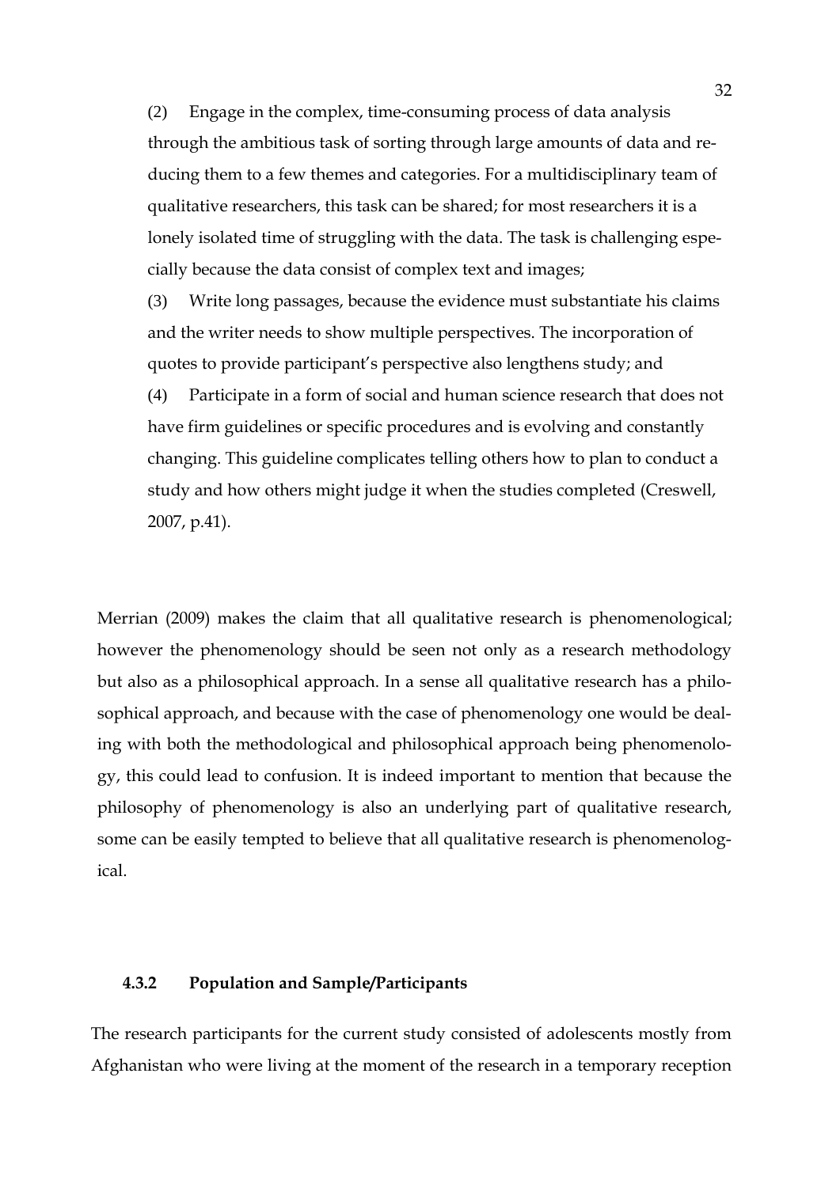(2) Engage in the complex, time-consuming process of data analysis through the ambitious task of sorting through large amounts of data and reducing them to a few themes and categories. For a multidisciplinary team of qualitative researchers, this task can be shared; for most researchers it is a lonely isolated time of struggling with the data. The task is challenging especially because the data consist of complex text and images;

(3) Write long passages, because the evidence must substantiate his claims and the writer needs to show multiple perspectives. The incorporation of quotes to provide participant's perspective also lengthens study; and

(4) Participate in a form of social and human science research that does not have firm guidelines or specific procedures and is evolving and constantly changing. This guideline complicates telling others how to plan to conduct a study and how others might judge it when the studies completed (Creswell, 2007, p.41).

Merrian (2009) makes the claim that all qualitative research is phenomenological; however the phenomenology should be seen not only as a research methodology but also as a philosophical approach. In a sense all qualitative research has a philosophical approach, and because with the case of phenomenology one would be dealing with both the methodological and philosophical approach being phenomenology, this could lead to confusion. It is indeed important to mention that because the philosophy of phenomenology is also an underlying part of qualitative research, some can be easily tempted to believe that all qualitative research is phenomenological.

### 4.3.2 Population and Sample/Participants

The research participants for the current study consisted of adolescents mostly from Afghanistan who were living at the moment of the research in a temporary reception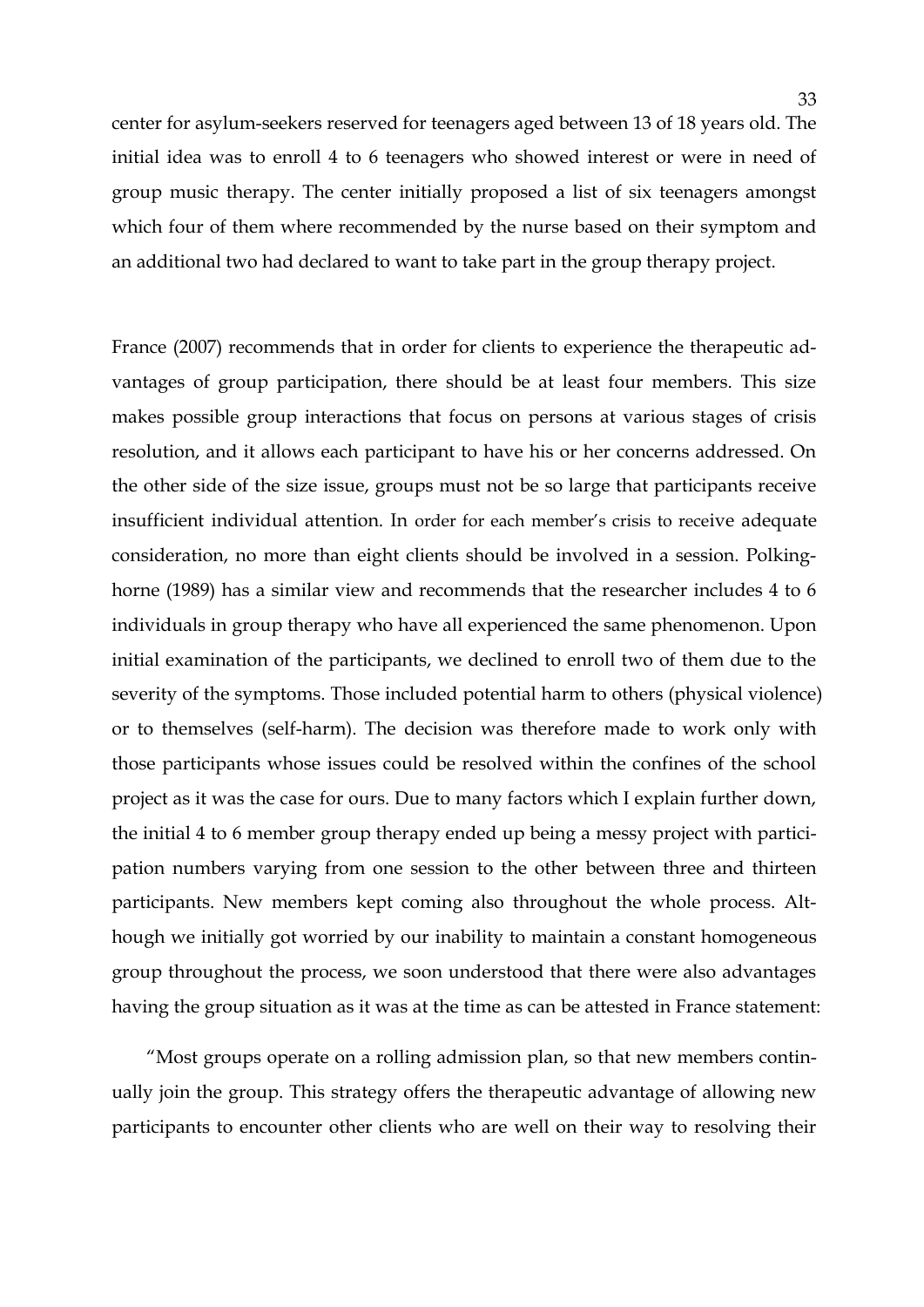center for asylum-seekers reserved for teenagers aged between 13 of 18 years old. The initial idea was to enroll 4 to 6 teenagers who showed interest or were in need of group music therapy. The center initially proposed a list of six teenagers amongst which four of them where recommended by the nurse based on their symptom and an additional two had declared to want to take part in the group therapy project.

France (2007) recommends that in order for clients to experience the therapeutic advantages of group participation, there should be at least four members. This size makes possible group interactions that focus on persons at various stages of crisis resolution, and it allows each participant to have his or her concerns addressed. On the other side of the size issue, groups must not be so large that participants receive insufficient individual attention. In order for each member's crisis to receive adequate consideration, no more than eight clients should be involved in a session. Polkinghorne (1989) has a similar view and recommends that the researcher includes 4 to 6 individuals in group therapy who have all experienced the same phenomenon. Upon initial examination of the participants, we declined to enroll two of them due to the severity of the symptoms. Those included potential harm to others (physical violence) or to themselves (self-harm). The decision was therefore made to work only with those participants whose issues could be resolved within the confines of the school project as it was the case for ours. Due to many factors which I explain further down, the initial 4 to 6 member group therapy ended up being a messy project with participation numbers varying from one session to the other between three and thirteen participants. New members kept coming also throughout the whole process. Although we initially got worried by our inability to maintain a constant homogeneous group throughout the process, we soon understood that there were also advantages having the group situation as it was at the time as can be attested in France statement:

"Most groups operate on a rolling admission plan, so that new members continually join the group. This strategy offers the therapeutic advantage of allowing new participants to encounter other clients who are well on their way to resolving their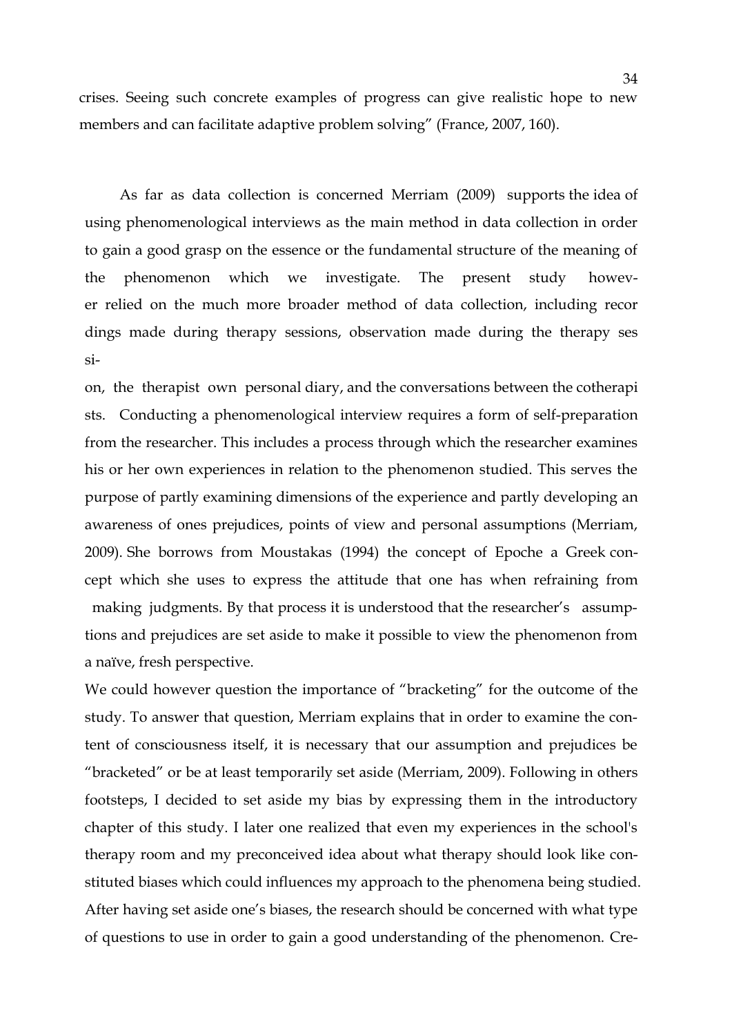crises. Seeing such concrete examples of progress can give realistic hope to new members and can facilitate adaptive problem solving" (France, 2007, 160).

As far as data collection is concerned Merriam (2009) supports the idea of using phenomenological interviews as the main method in data collection in order to gain a good grasp on the essence or the fundamental structure of the meaning of the phenomenon which we investigate. The present study however relied on the much more broader method of data collection, including recordings made during therapy sessions, observation made during the therapy session, the therapist own personal diary, and the conversations between the cotherapists. Conducting a phenomenological interview requires a form of self-preparation from the researcher. This includes a process through which the researcher examines his or her own experiences in relation to the phenomenon studied. This serves the purpose of partly examining dimensions of the experience and partly developing an awareness of ones prejudices, points of view and personal assumptions (Merriam, 2009). She borrows from Moustakas (1994) the concept of Epoche a Greek concept which she uses to express the attitude that one has when refraining from making judgments. By that process it is understood that the researcher's assumptions and prejudices are set aside to make it possible to view the phenomenon from a naïve, fresh perspective.

We could however question the importance of "bracketing" for the outcome of the study. To answer that question, Merriam explains that in order to examine the content of consciousness itself, it is necessary that our assumption and prejudices be "bracketed" or be at least temporarily set aside (Merriam, 2009). Following in others footsteps, I decided to set aside my bias by expressing them in the introductory chapter of this study. I later one realized that even my experiences in the school's therapy room and my preconceived idea about what therapy should look like constituted biases which could influences my approach to the phenomena being studied. After having set aside one's biases, the research should be concerned with what type of questions to use in order to gain a good understanding of the phenomenon. Cre-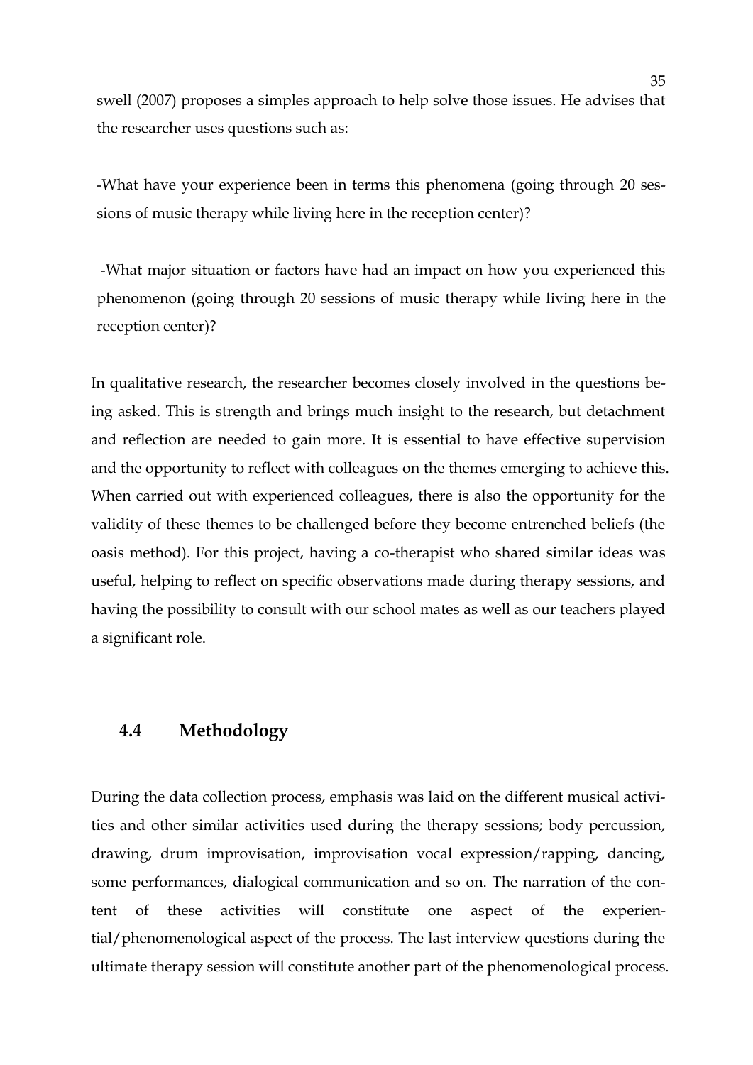swell (2007) proposes a simples approach to help solve those issues. He advises that the researcher uses questions such as:

-What have your experience been in terms this phenomena (going through 20 sessions of music therapy while living here in the reception center)?

-What major situation or factors have had an impact on how you experienced this phenomenon (going through 20 sessions of music therapy while living here in the reception center)?

In qualitative research, the researcher becomes closely involved in the questions being asked. This is strength and brings much insight to the research, but detachment and reflection are needed to gain more. It is essential to have effective supervision and the opportunity to reflect with colleagues on the themes emerging to achieve this. When carried out with experienced colleagues, there is also the opportunity for the validity of these themes to be challenged before they become entrenched beliefs (the oasis method). For this project, having a co-therapist who shared similar ideas was useful, helping to reflect on specific observations made during therapy sessions, and having the possibility to consult with our school mates as well as our teachers played a significant role.

### 4.4 Methodology

During the data collection process, emphasis was laid on the different musical activities and other similar activities used during the therapy sessions; body percussion, drawing, drum improvisation, improvisation vocal expression/rapping, dancing, some performances, dialogical communication and so on. The narration of the content of these activities will constitute one aspect of the experiential/phenomenological aspect of the process. The last interview questions during the ultimate therapy session will constitute another part of the phenomenological process.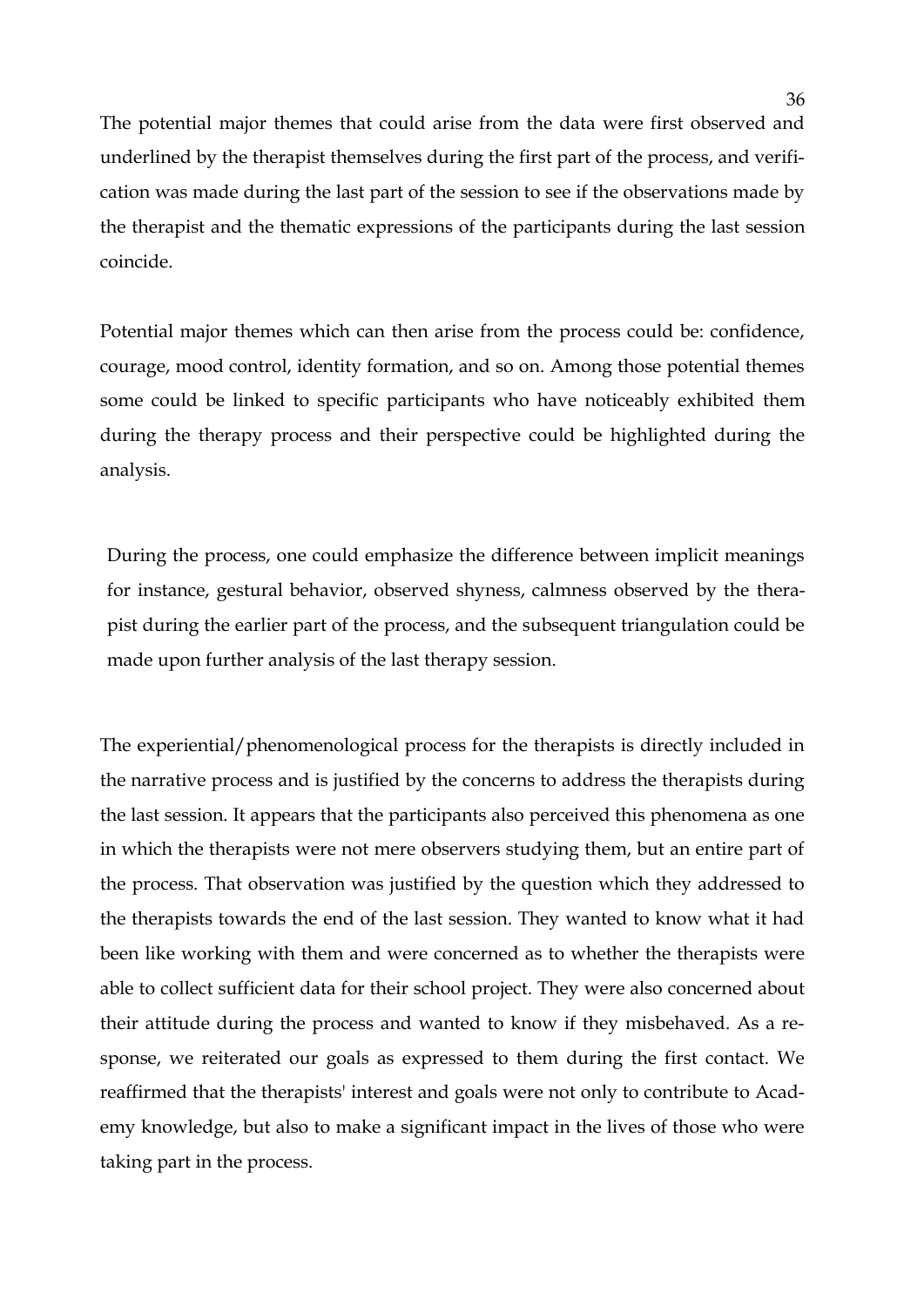The potential major themes that could arise from the data were first observed and underlined by the therapist themselves during the first part of the process, and verification was made during the last part of the session to see if the observations made by the therapist and the thematic expressions of the participants during the last session coincide.

Potential major themes which can then arise from the process could be: confidence, courage, mood control, identity formation, and so on. Among those potential themes some could be linked to specific participants who have noticeably exhibited them during the therapy process and their perspective could be highlighted during the analysis.

During the process, one could emphasize the difference between implicit meanings for instance, gestural behavior, observed shyness, calmness observed by the therapist during the earlier part of the process, and the subsequent triangulation could be made upon further analysis of the last therapy session.

The experiential/phenomenological process for the therapists is directly included in the narrative process and is justified by the concerns to address the therapists during the last session. It appears that the participants also perceived this phenomena as one in which the therapists were not mere observers studying them, but an entire part of the process. That observation was justified by the question which they addressed to the therapists towards the end of the last session. They wanted to know what it had been like working with them and were concerned as to whether the therapists were able to collect sufficient data for their school project. They were also concerned about their attitude during the process and wanted to know if they misbehaved. As a response, we reiterated our goals as expressed to them during the first contact. We reaffirmed that the therapists' interest and goals were not only to contribute to Academy knowledge, but also to make a significant impact in the lives of those who were taking part in the process.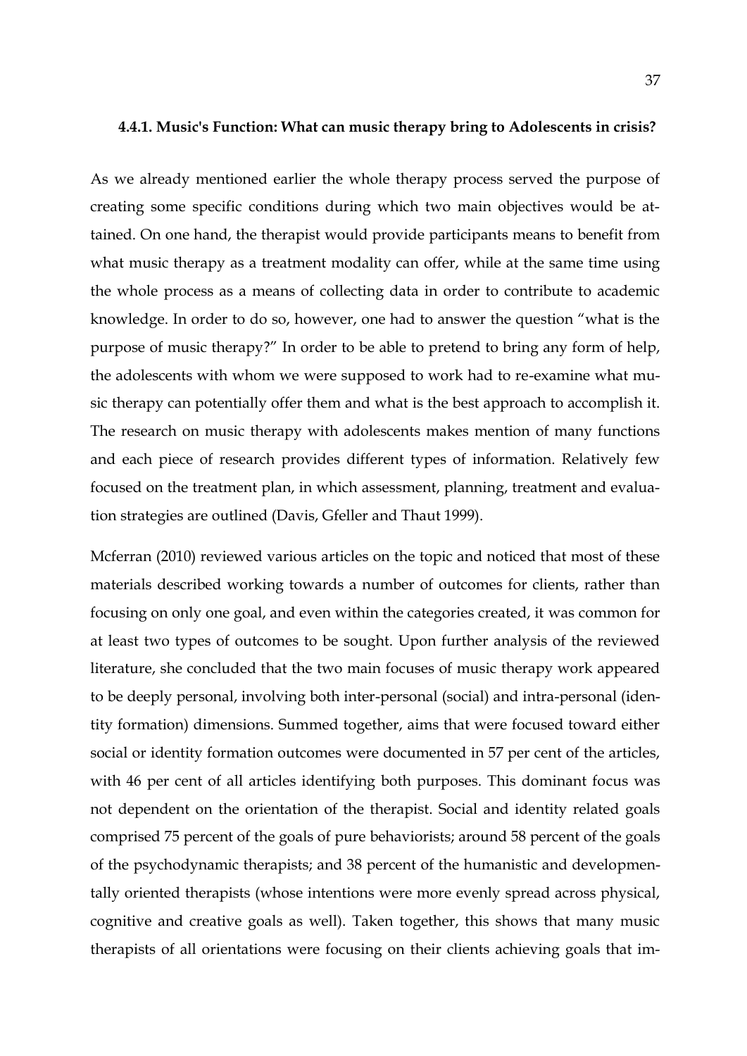#### 4.4.1. Music's Function: What can music therapy bring to Adolescents in crisis?

As we already mentioned earlier the whole therapy process served the purpose of creating some specific conditions during which two main objectives would be attained. On one hand, the therapist would provide participants means to benefit from what music therapy as a treatment modality can offer, while at the same time using the whole process as a means of collecting data in order to contribute to academic knowledge. In order to do so, however, one had to answer the question "what is the purpose of music therapy?" In order to be able to pretend to bring any form of help, the adolescents with whom we were supposed to work had to re-examine what music therapy can potentially offer them and what is the best approach to accomplish it. The research on music therapy with adolescents makes mention of many functions and each piece of research provides different types of information. Relatively few focused on the treatment plan, in which assessment, planning, treatment and evaluation strategies are outlined (Davis, Gfeller and Thaut 1999).

Mcferran (2010) reviewed various articles on the topic and noticed that most of these materials described working towards a number of outcomes for clients, rather than focusing on only one goal, and even within the categories created, it was common for at least two types of outcomes to be sought. Upon further analysis of the reviewed literature, she concluded that the two main focuses of music therapy work appeared to be deeply personal, involving both inter-personal (social) and intra-personal (identity formation) dimensions. Summed together, aims that were focused toward either social or identity formation outcomes were documented in 57 per cent of the articles, with 46 per cent of all articles identifying both purposes. This dominant focus was not dependent on the orientation of the therapist. Social and identity related goals comprised 75 percent of the goals of pure behaviorists; around 58 percent of the goals of the psychodynamic therapists; and 38 percent of the humanistic and developmentally oriented therapists (whose intentions were more evenly spread across physical, cognitive and creative goals as well). Taken together, this shows that many music therapists of all orientations were focusing on their clients achieving goals that im-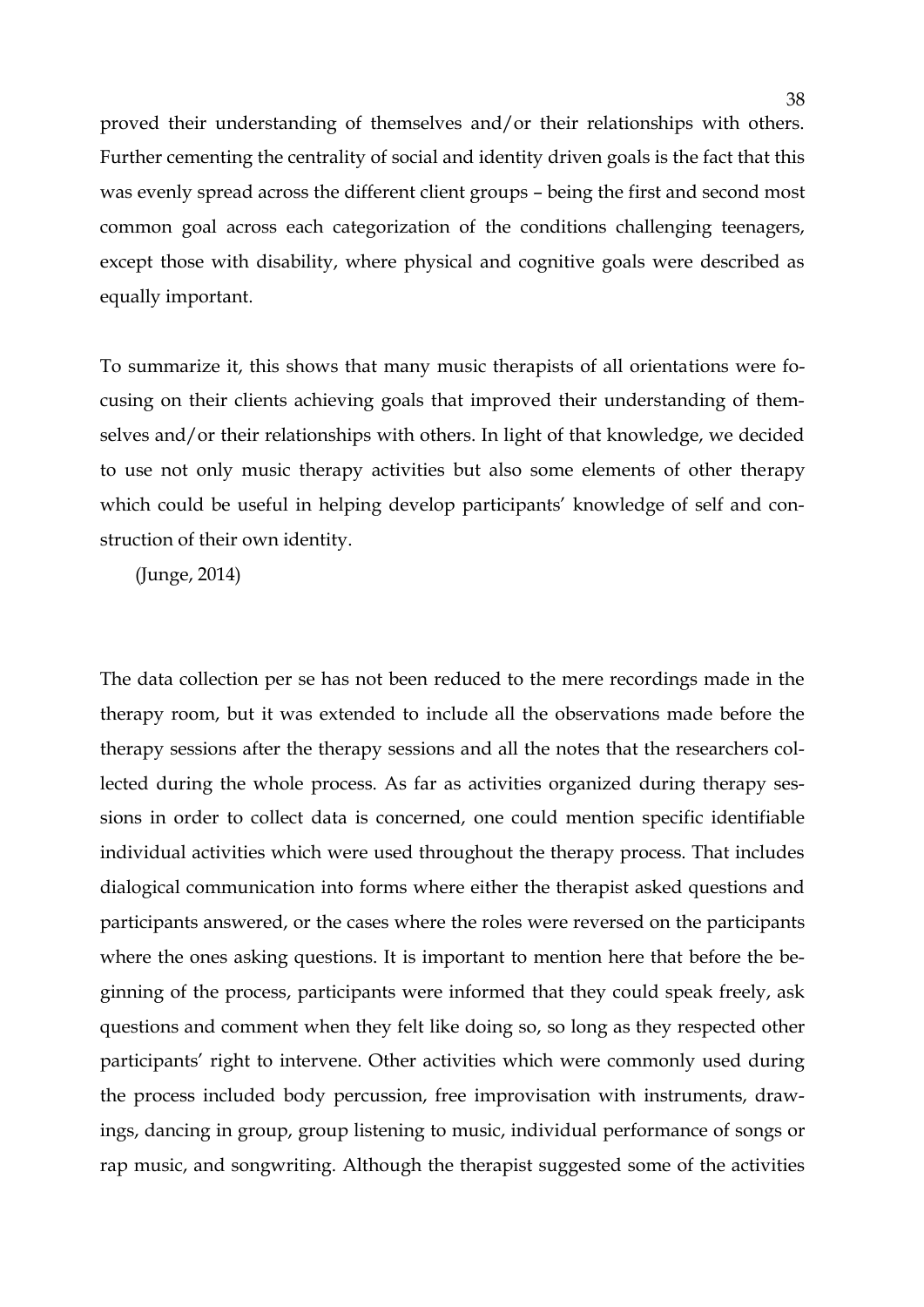proved their understanding of themselves and/or their relationships with others. Further cementing the centrality of social and identity driven goals is the fact that this was evenly spread across the different client groups – being the first and second most common goal across each categorization of the conditions challenging teenagers, except those with disability, where physical and cognitive goals were described as equally important.

To summarize it, this shows that many music therapists of all orientations were focusing on their clients achieving goals that improved their understanding of themselves and/or their relationships with others. In light of that knowledge, we decided to use not only music therapy activities but also some elements of other therapy which could be useful in helping develop participants' knowledge of self and construction of their own identity.

(Junge, 2014)

The data collection per se has not been reduced to the mere recordings made in the therapy room, but it was extended to include all the observations made before the therapy sessions after the therapy sessions and all the notes that the researchers collected during the whole process. As far as activities organized during therapy sessions in order to collect data is concerned, one could mention specific identifiable individual activities which were used throughout the therapy process. That includes dialogical communication into forms where either the therapist asked questions and participants answered, or the cases where the roles were reversed on the participants where the ones asking questions. It is important to mention here that before the beginning of the process, participants were informed that they could speak freely, ask questions and comment when they felt like doing so, so long as they respected other participants' right to intervene. Other activities which were commonly used during the process included body percussion, free improvisation with instruments, drawings, dancing in group, group listening to music, individual performance of songs or rap music, and songwriting. Although the therapist suggested some of the activities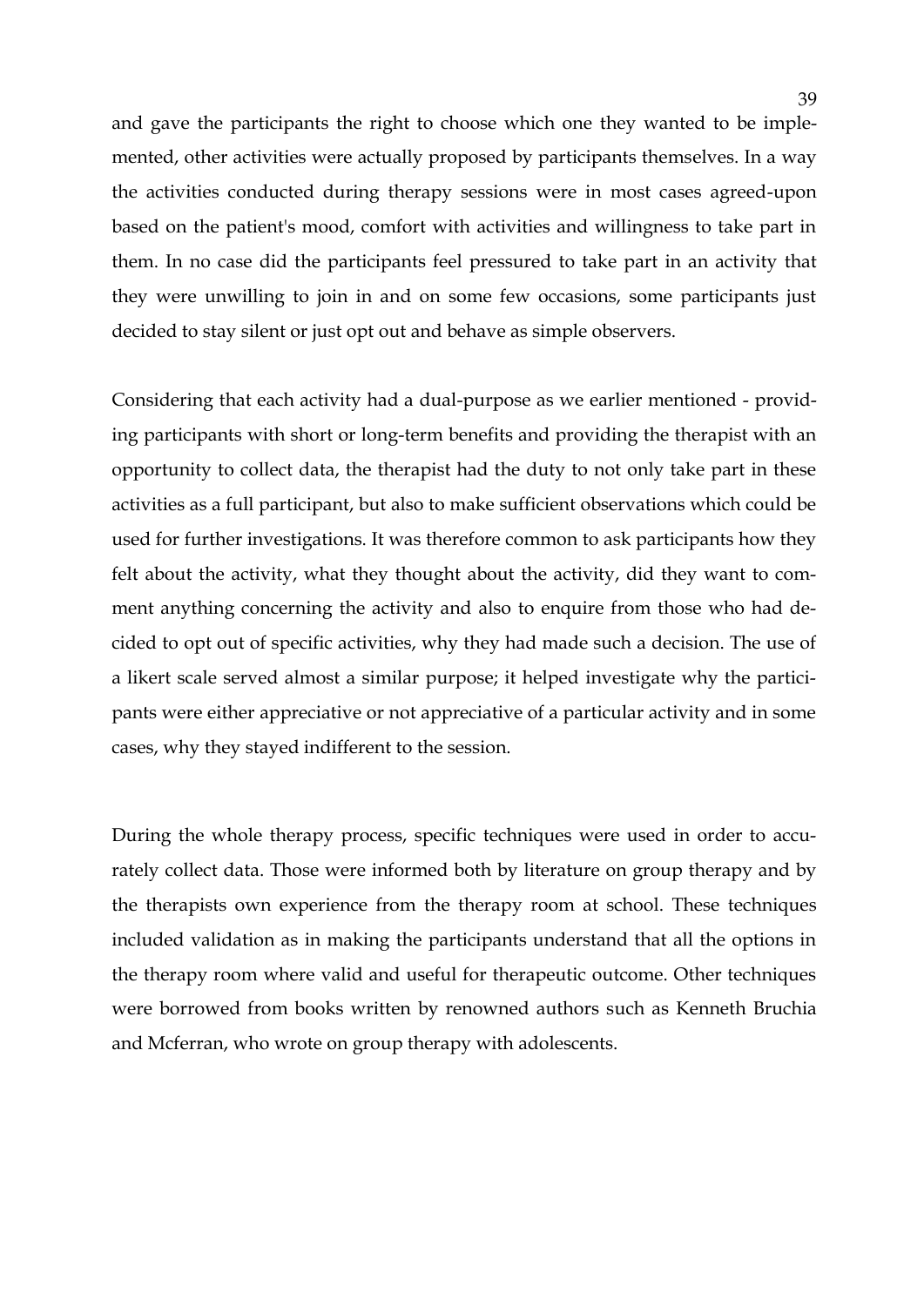and gave the participants the right to choose which one they wanted to be implemented, other activities were actually proposed by participants themselves. In a way the activities conducted during therapy sessions were in most cases agreed-upon based on the patient's mood, comfort with activities and willingness to take part in them. In no case did the participants feel pressured to take part in an activity that they were unwilling to join in and on some few occasions, some participants just decided to stay silent or just opt out and behave as simple observers.

Considering that each activity had a dual-purpose as we earlier mentioned - providing participants with short or long-term benefits and providing the therapist with an opportunity to collect data, the therapist had the duty to not only take part in these activities as a full participant, but also to make sufficient observations which could be used for further investigations. It was therefore common to ask participants how they felt about the activity, what they thought about the activity, did they want to comment anything concerning the activity and also to enquire from those who had decided to opt out of specific activities, why they had made such a decision. The use of a likert scale served almost a similar purpose; it helped investigate why the participants were either appreciative or not appreciative of a particular activity and in some cases, why they stayed indifferent to the session.

During the whole therapy process, specific techniques were used in order to accurately collect data. Those were informed both by literature on group therapy and by the therapists own experience from the therapy room at school. These techniques included validation as in making the participants understand that all the options in the therapy room where valid and useful for therapeutic outcome. Other techniques were borrowed from books written by renowned authors such as Kenneth Bruchia and Mcferran, who wrote on group therapy with adolescents.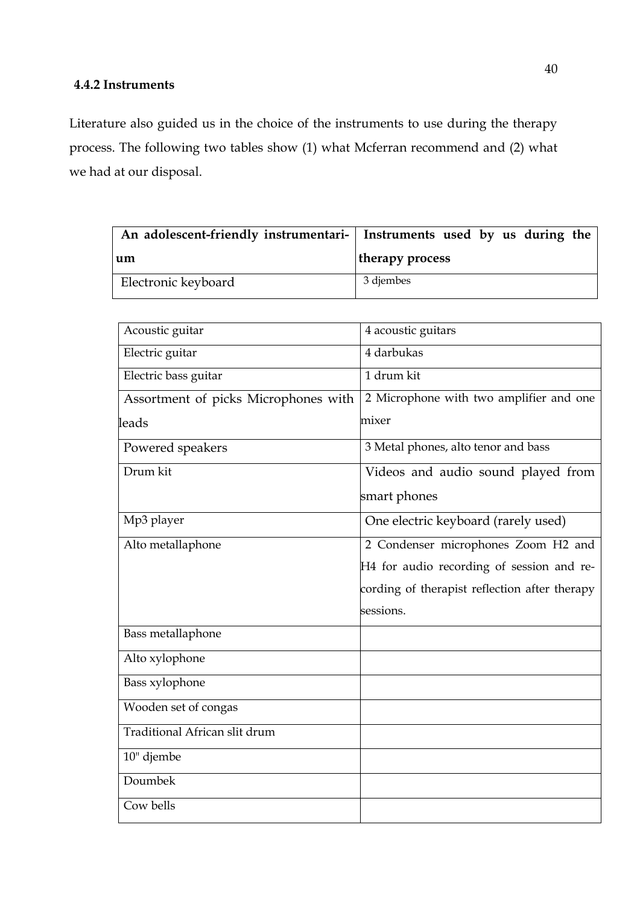#### 4.4.2 Instruments

Literature also guided us in the choice of the instruments to use during the therapy process. The following two tables show (1) what Mcferran recommend and (2) what we had at our disposal.

| An adolescent-friendly instrumentarium | Instruments used by us during the therapy process |
|---|---|
| Electronic keyboard | 3 djembes |
| Acoustic guitar | 4 acoustic guitars |
| Electric guitar | 4 darbukas |
| Electric bass guitar | 1 drum kit |
| Assortment of picks Microphones with leads | 2 Microphone with two amplifier and one mixer |
| Powered speakers | 3 Metal phones, alto tenor and bass |
| Drum kit | Videos and audio sound played from smart phones |
| Mp3 player | One electric keyboard (rarely used) |
| Alto metallaphone | 2 Condenser microphones Zoom H2 and H4 for audio recording of session and recording of therapist reflection after therapy sessions. |
| Bass metallaphone | |
| Alto xylophone | |
| Bass xylophone | |
| Wooden set of congas | |
| Traditional African slit drum | |
| 10" djembe | |
| Doumbek | |
| Cow bells | |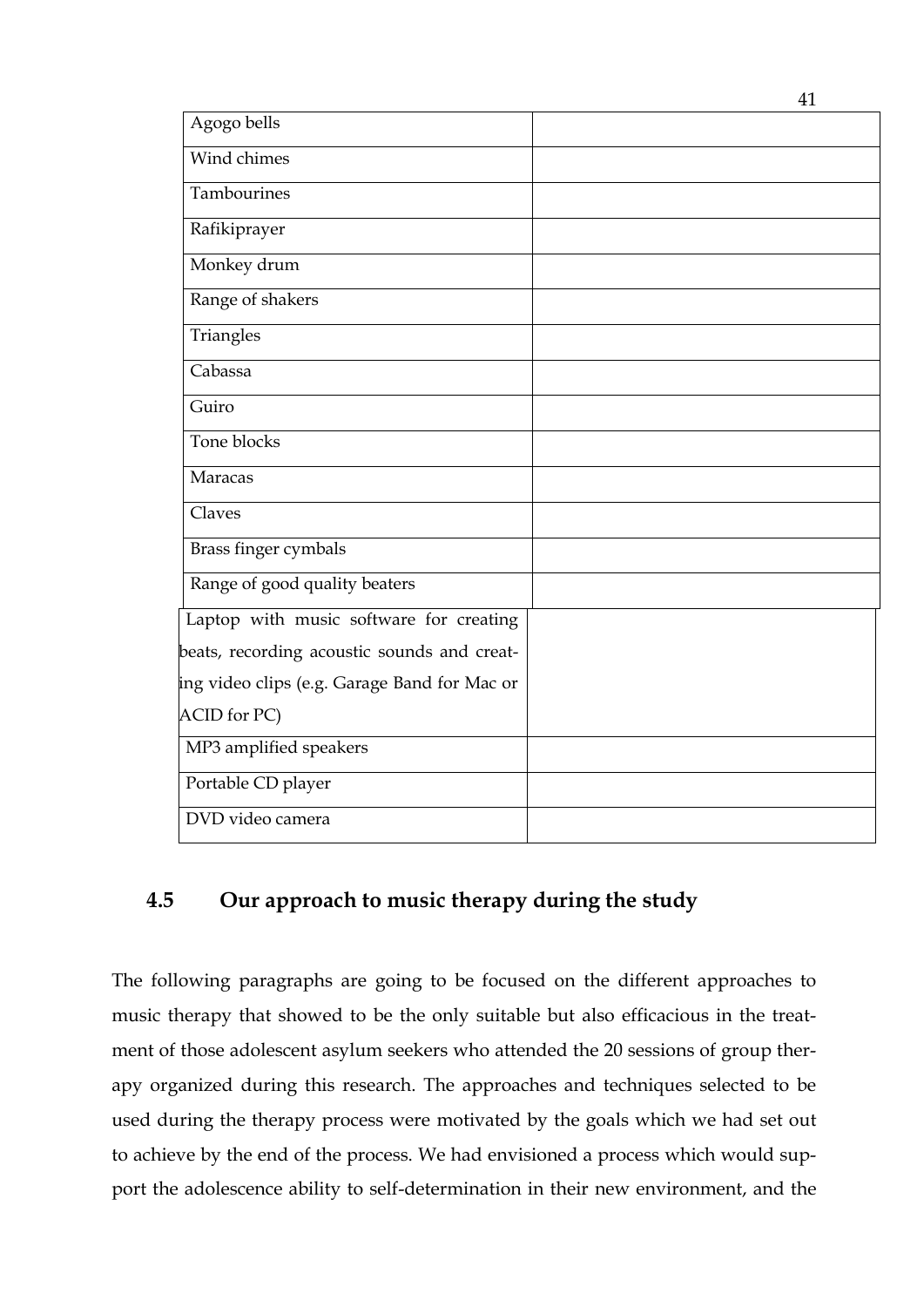| | |
|---|---|
| Agogo bells | |
| Wind chimes | |
| Tambourines | |
| Rafikiprayer | |
| Monkey drum | |
| Range of shakers | |
| Triangles | |
| Cabassa | |
| Guiro | |
| Tone blocks | |
| Maracas | |
| Claves | |
| Brass finger cymbals | |
| Range of good quality beaters | |
| Laptop with music software for creating beats, recording acoustic sounds and creating video clips (e.g. Garage Band for Mac or ACID for PC) | |
| MP3 amplified speakers | |
| Portable CD player | |
| DVD video camera | |

## 4.5 Our approach to music therapy during the study

The following paragraphs are going to be focused on the different approaches to music therapy that showed to be the only suitable but also efficacious in the treatment of those adolescent asylum seekers who attended the 20 sessions of group therapy organized during this research. The approaches and techniques selected to be used during the therapy process were motivated by the goals which we had set out to achieve by the end of the process. We had envisioned a process which would support the adolescence ability to self-determination in their new environment, and the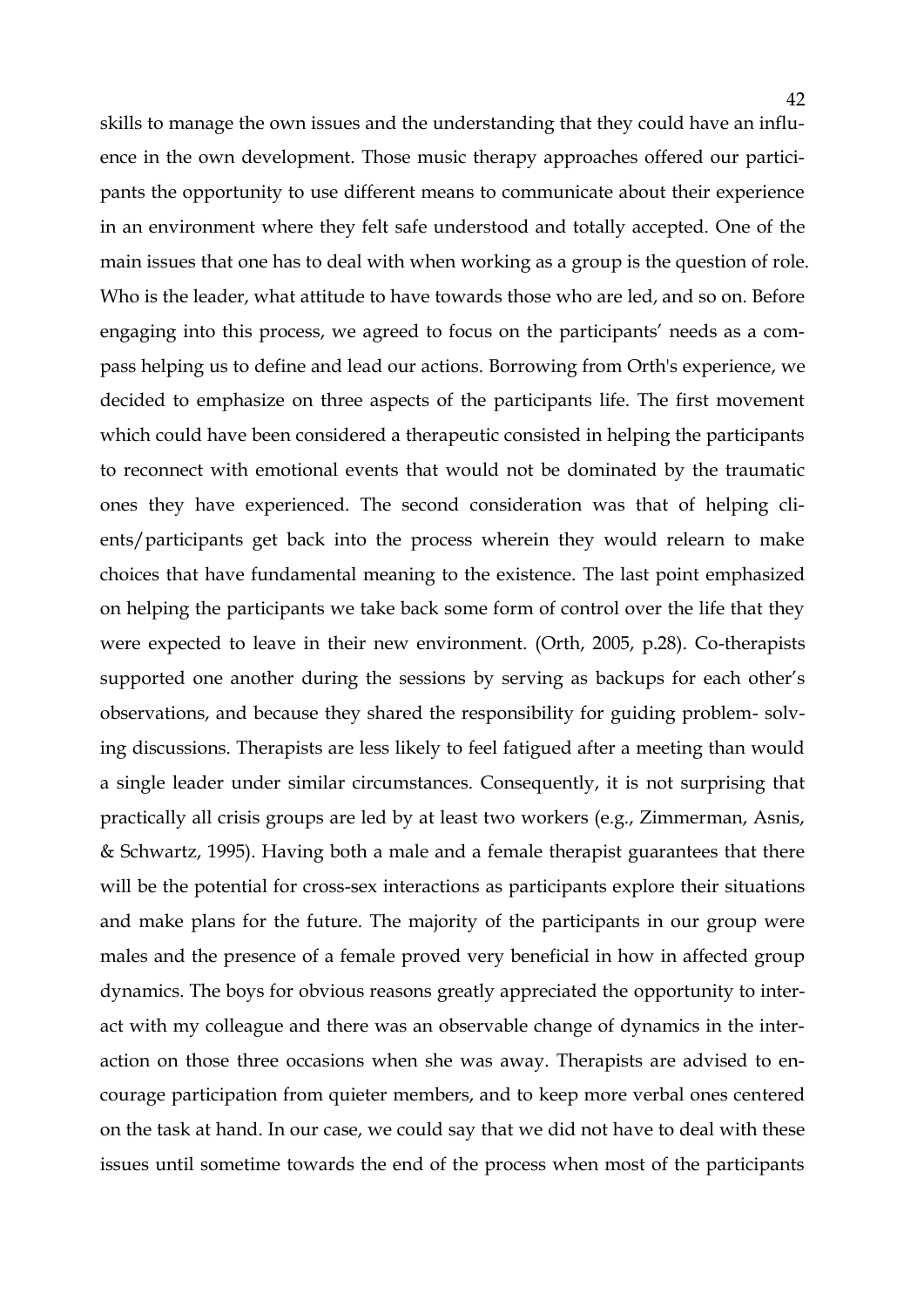skills to manage the own issues and the understanding that they could have an influence in the own development. Those music therapy approaches offered our participants the opportunity to use different means to communicate about their experience in an environment where they felt safe understood and totally accepted. One of the main issues that one has to deal with when working as a group is the question of role. Who is the leader, what attitude to have towards those who are led, and so on. Before engaging into this process, we agreed to focus on the participants' needs as a compass helping us to define and lead our actions. Borrowing from Orth's experience, we decided to emphasize on three aspects of the participants life. The first movement which could have been considered a therapeutic consisted in helping the participants to reconnect with emotional events that would not be dominated by the traumatic ones they have experienced. The second consideration was that of helping clients/participants get back into the process wherein they would relearn to make choices that have fundamental meaning to the existence. The last point emphasized on helping the participants we take back some form of control over the life that they were expected to leave in their new environment. (Orth, 2005, p.28). Co-therapists supported one another during the sessions by serving as backups for each other's observations, and because they shared the responsibility for guiding problem- solving discussions. Therapists are less likely to feel fatigued after a meeting than would a single leader under similar circumstances. Consequently, it is not surprising that practically all crisis groups are led by at least two workers (e.g., Zimmerman, Asnis, & Schwartz, 1995). Having both a male and a female therapist guarantees that there will be the potential for cross-sex interactions as participants explore their situations and make plans for the future. The majority of the participants in our group were males and the presence of a female proved very beneficial in how in affected group dynamics. The boys for obvious reasons greatly appreciated the opportunity to interact with my colleague and there was an observable change of dynamics in the interaction on those three occasions when she was away. Therapists are advised to encourage participation from quieter members, and to keep more verbal ones centered on the task at hand. In our case, we could say that we did not have to deal with these issues until sometime towards the end of the process when most of the participants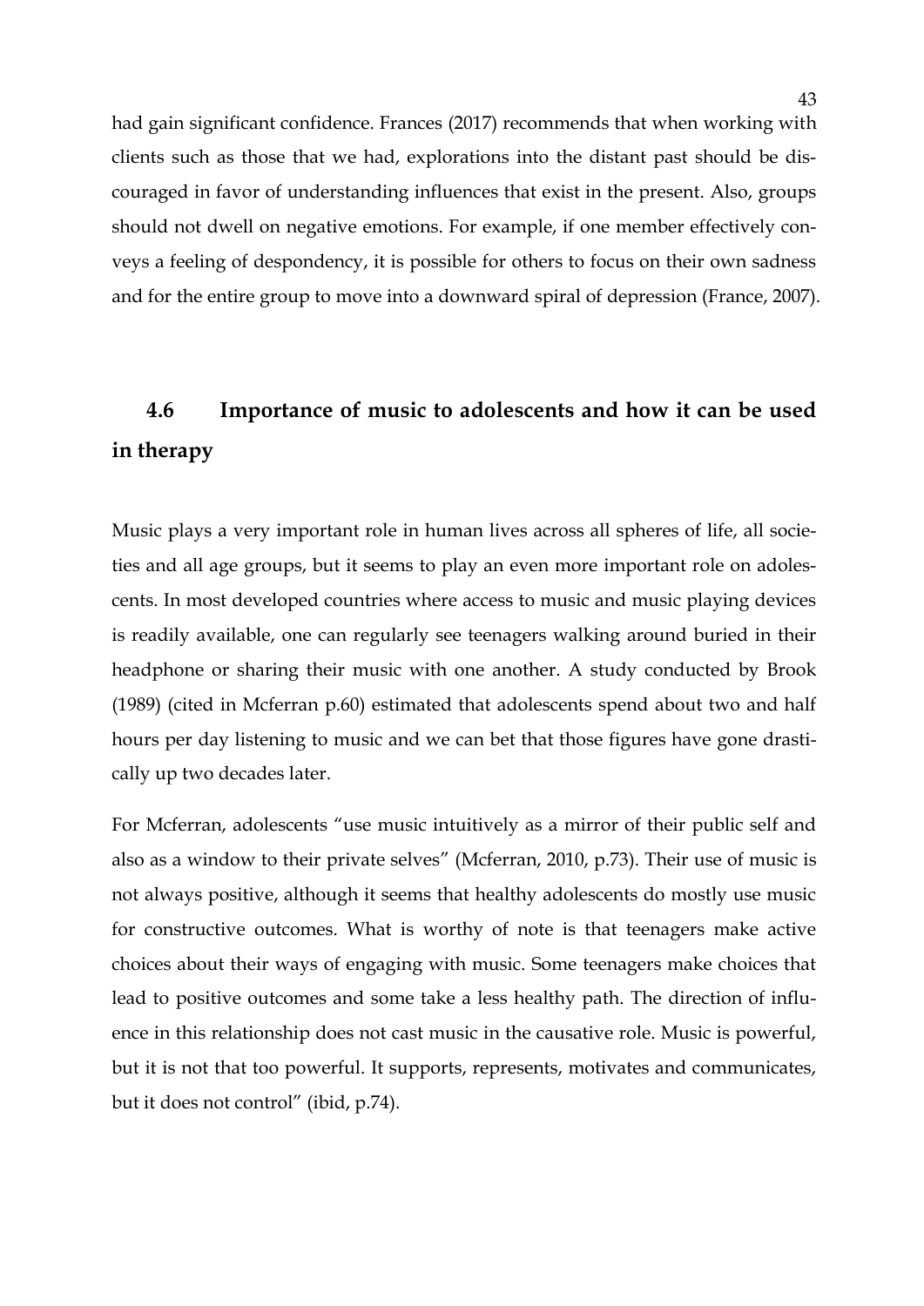had gain significant confidence. Frances (2017) recommends that when working with clients such as those that we had, explorations into the distant past should be discouraged in favor of understanding influences that exist in the present. Also, groups should not dwell on negative emotions. For example, if one member effectively conveys a feeling of despondency, it is possible for others to focus on their own sadness and for the entire group to move into a downward spiral of depression (France, 2007).

## 4.6 Importance of music to adolescents and how it can be used in therapy

Music plays a very important role in human lives across all spheres of life, all societies and all age groups, but it seems to play an even more important role on adolescents. In most developed countries where access to music and music playing devices is readily available, one can regularly see teenagers walking around buried in their headphone or sharing their music with one another. A study conducted by Brook (1989) (cited in Mcferran p.60) estimated that adolescents spend about two and half hours per day listening to music and we can bet that those figures have gone drastically up two decades later.

For Mcferran, adolescents "use music intuitively as a mirror of their public self and also as a window to their private selves" (Mcferran, 2010, p.73). Their use of music is not always positive, although it seems that healthy adolescents do mostly use music for constructive outcomes. What is worthy of note is that teenagers make active choices about their ways of engaging with music. Some teenagers make choices that lead to positive outcomes and some take a less healthy path. The direction of influence in this relationship does not cast music in the causative role. Music is powerful, but it is not that too powerful. It supports, represents, motivates and communicates, but it does not control" (ibid, p.74).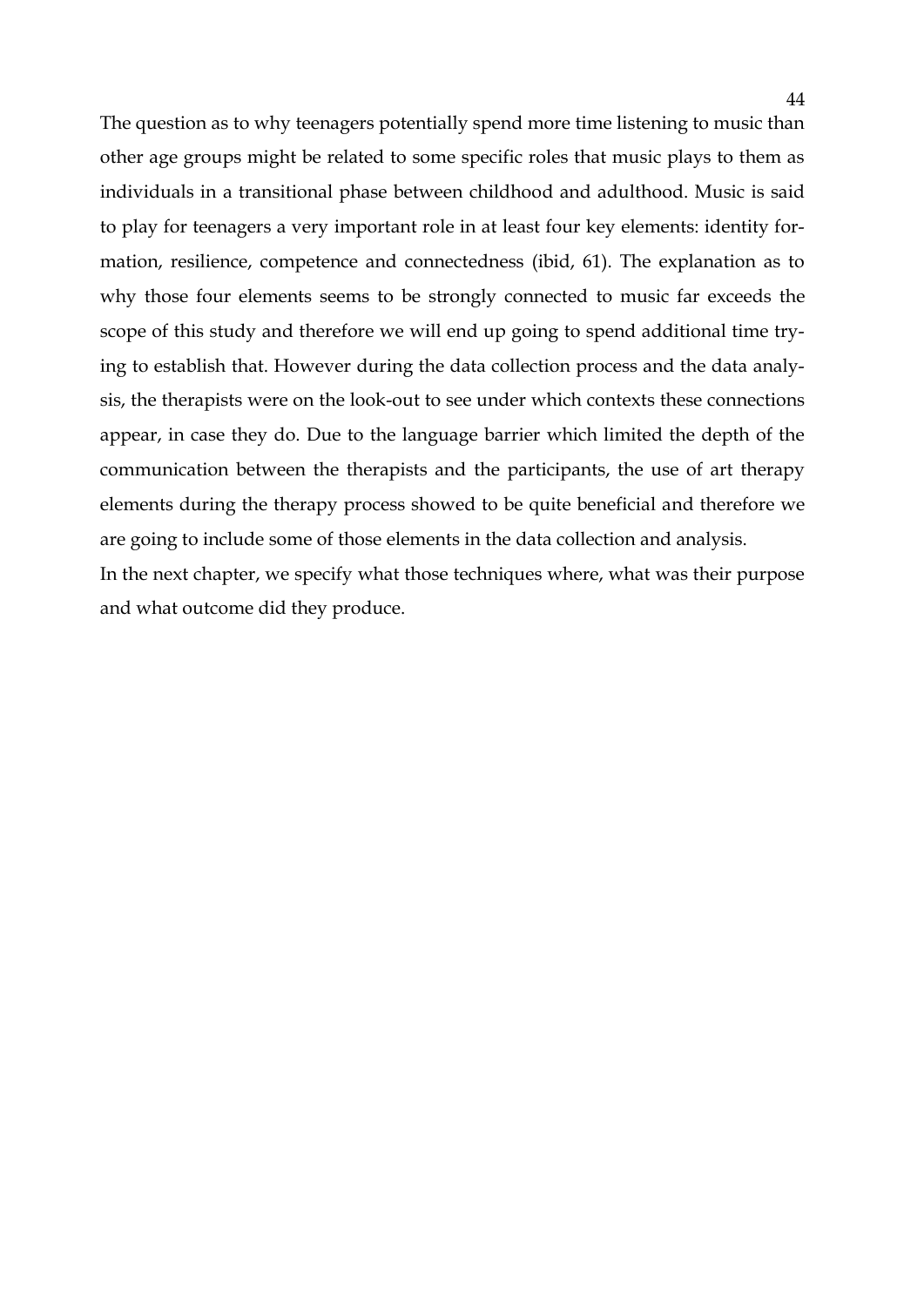The question as to why teenagers potentially spend more time listening to music than other age groups might be related to some specific roles that music plays to them as individuals in a transitional phase between childhood and adulthood. Music is said to play for teenagers a very important role in at least four key elements: identity formation, resilience, competence and connectedness (ibid, 61). The explanation as to why those four elements seems to be strongly connected to music far exceeds the scope of this study and therefore we will end up going to spend additional time trying to establish that. However during the data collection process and the data analysis, the therapists were on the look-out to see under which contexts these connections appear, in case they do. Due to the language barrier which limited the depth of the communication between the therapists and the participants, the use of art therapy elements during the therapy process showed to be quite beneficial and therefore we are going to include some of those elements in the data collection and analysis.

In the next chapter, we specify what those techniques where, what was their purpose and what outcome did they produce.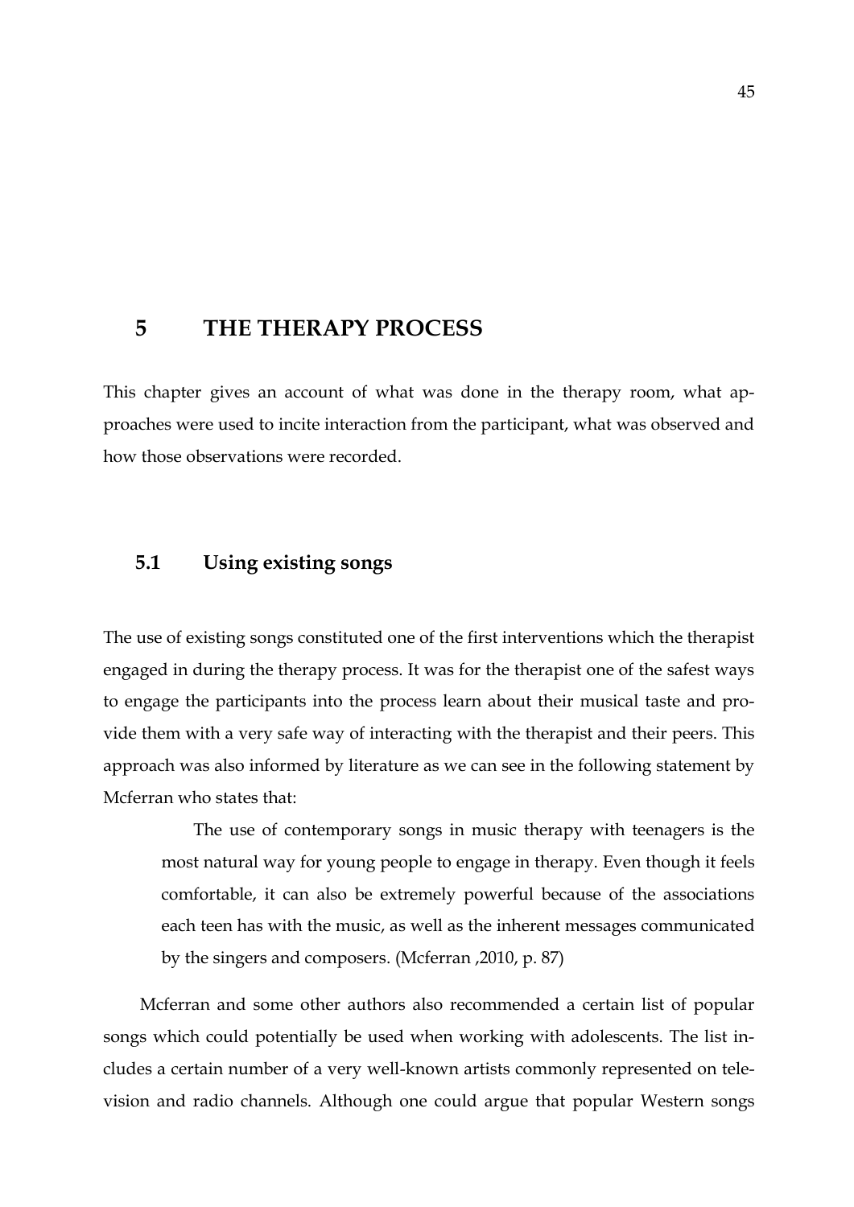# 5 THE THERAPY PROCESS

This chapter gives an account of what was done in the therapy room, what approaches were used to incite interaction from the participant, what was observed and how those observations were recorded.

## 5.1 Using existing songs

The use of existing songs constituted one of the first interventions which the therapist engaged in during the therapy process. It was for the therapist one of the safest ways to engage the participants into the process learn about their musical taste and provide them with a very safe way of interacting with the therapist and their peers. This approach was also informed by literature as we can see in the following statement by Mcferran who states that:

> The use of contemporary songs in music therapy with teenagers is the most natural way for young people to engage in therapy. Even though it feels comfortable, it can also be extremely powerful because of the associations each teen has with the music, as well as the inherent messages communicated by the singers and composers. (Mcferran ,2010, p. 87)

Mcferran and some other authors also recommended a certain list of popular songs which could potentially be used when working with adolescents. The list includes a certain number of a very well-known artists commonly represented on television and radio channels. Although one could argue that popular Western songs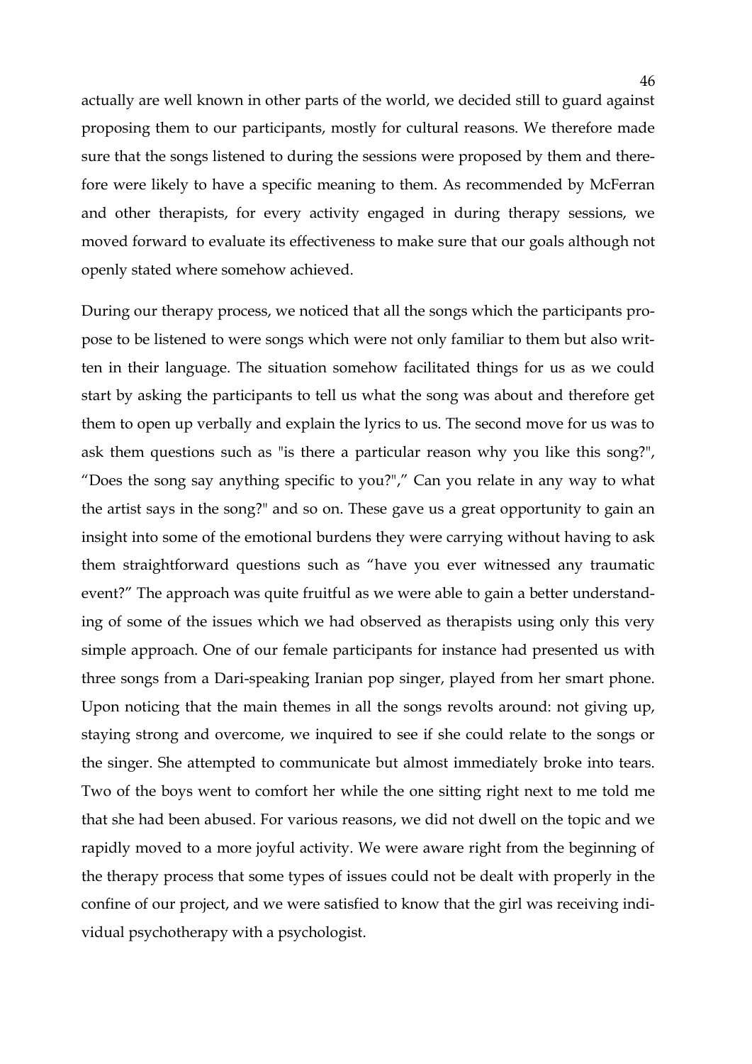actually are well known in other parts of the world, we decided still to guard against proposing them to our participants, mostly for cultural reasons. We therefore made sure that the songs listened to during the sessions were proposed by them and therefore were likely to have a specific meaning to them. As recommended by McFerran and other therapists, for every activity engaged in during therapy sessions, we moved forward to evaluate its effectiveness to make sure that our goals although not openly stated where somehow achieved.

During our therapy process, we noticed that all the songs which the participants propose to be listened to were songs which were not only familiar to them but also written in their language. The situation somehow facilitated things for us as we could start by asking the participants to tell us what the song was about and therefore get them to open up verbally and explain the lyrics to us. The second move for us was to ask them questions such as "is there a particular reason why you like this song?", “Does the song say anything specific to you?",” Can you relate in any way to what the artist says in the song?" and so on. These gave us a great opportunity to gain an insight into some of the emotional burdens they were carrying without having to ask them straightforward questions such as “have you ever witnessed any traumatic event?” The approach was quite fruitful as we were able to gain a better understanding of some of the issues which we had observed as therapists using only this very simple approach. One of our female participants for instance had presented us with three songs from a Dari-speaking Iranian pop singer, played from her smart phone. Upon noticing that the main themes in all the songs revolts around: not giving up, staying strong and overcome, we inquired to see if she could relate to the songs or the singer. She attempted to communicate but almost immediately broke into tears. Two of the boys went to comfort her while the one sitting right next to me told me that she had been abused. For various reasons, we did not dwell on the topic and we rapidly moved to a more joyful activity. We were aware right from the beginning of the therapy process that some types of issues could not be dealt with properly in the confine of our project, and we were satisfied to know that the girl was receiving individual psychotherapy with a psychologist.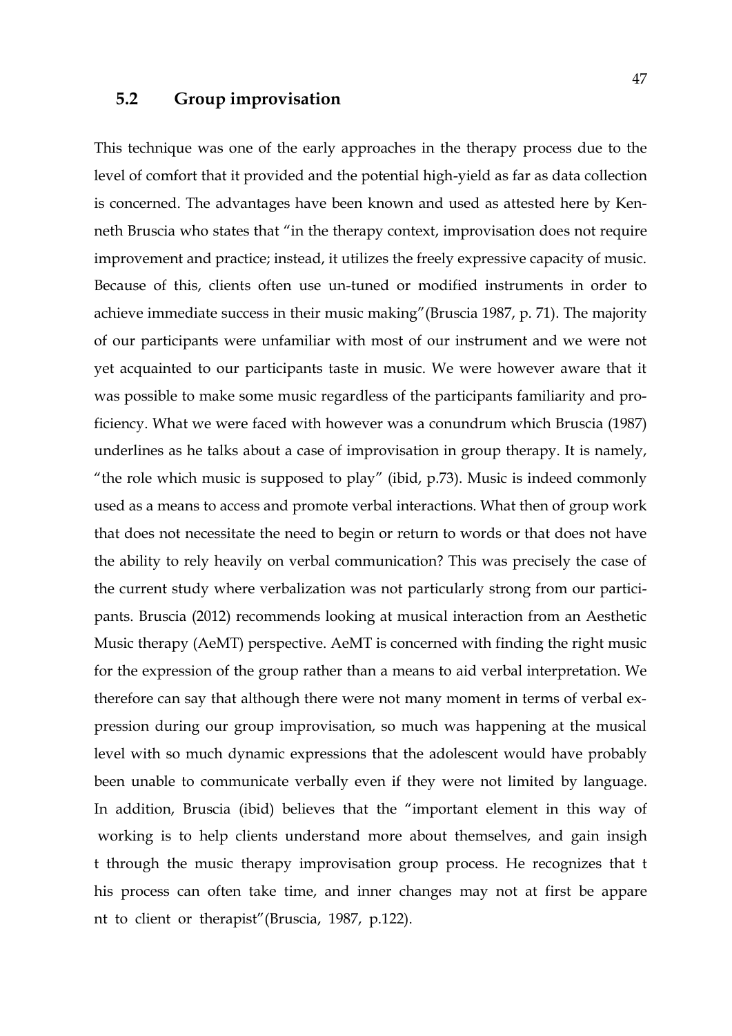## 5.2 Group improvisation

This technique was one of the early approaches in the therapy process due to the level of comfort that it provided and the potential high-yield as far as data collection is concerned. The advantages have been known and used as attested here by Kenneth Bruscia who states that "in the therapy context, improvisation does not require improvement and practice; instead, it utilizes the freely expressive capacity of music. Because of this, clients often use un-tuned or modified instruments in order to achieve immediate success in their music making"(Bruscia 1987, p. 71). The majority of our participants were unfamiliar with most of our instrument and we were not yet acquainted to our participants taste in music. We were however aware that it was possible to make some music regardless of the participants familiarity and proficiency. What we were faced with however was a conundrum which Bruscia (1987) underlines as he talks about a case of improvisation in group therapy. It is namely, "the role which music is supposed to play" (ibid, p.73). Music is indeed commonly used as a means to access and promote verbal interactions. What then of group work that does not necessitate the need to begin or return to words or that does not have the ability to rely heavily on verbal communication? This was precisely the case of the current study where verbalization was not particularly strong from our participants. Bruscia (2012) recommends looking at musical interaction from an Aesthetic Music therapy (AeMT) perspective. AeMT is concerned with finding the right music for the expression of the group rather than a means to aid verbal interpretation. We therefore can say that although there were not many moment in terms of verbal expression during our group improvisation, so much was happening at the musical level with so much dynamic expressions that the adolescent would have probably been unable to communicate verbally even if they were not limited by language. In addition, Bruscia (ibid) believes that the "important element in this way of working is to help clients understand more about themselves, and gain insigh t through the music therapy improvisation group process. He recognizes that t his process can often take time, and inner changes may not at first be appare nt to client or therapist"(Bruscia, 1987, p.122).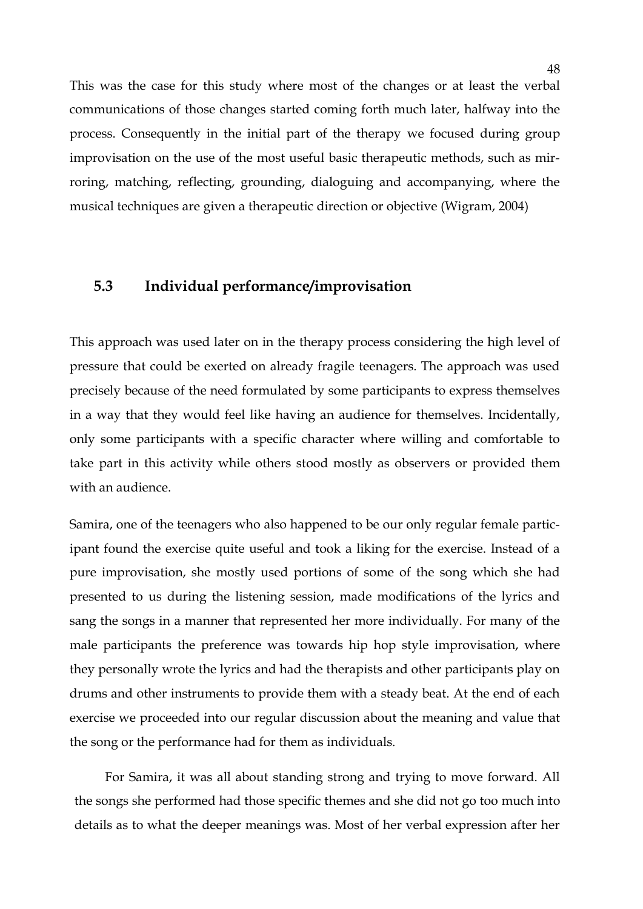This was the case for this study where most of the changes or at least the verbal communications of those changes started coming forth much later, halfway into the process. Consequently in the initial part of the therapy we focused during group improvisation on the use of the most useful basic therapeutic methods, such as mirroring, matching, reflecting, grounding, dialoguing and accompanying, where the musical techniques are given a therapeutic direction or objective (Wigram, 2004)

## 5.3 Individual performance/improvisation

This approach was used later on in the therapy process considering the high level of pressure that could be exerted on already fragile teenagers. The approach was used precisely because of the need formulated by some participants to express themselves in a way that they would feel like having an audience for themselves. Incidentally, only some participants with a specific character where willing and comfortable to take part in this activity while others stood mostly as observers or provided them with an audience.

Samira, one of the teenagers who also happened to be our only regular female participant found the exercise quite useful and took a liking for the exercise. Instead of a pure improvisation, she mostly used portions of some of the song which she had presented to us during the listening session, made modifications of the lyrics and sang the songs in a manner that represented her more individually. For many of the male participants the preference was towards hip hop style improvisation, where they personally wrote the lyrics and had the therapists and other participants play on drums and other instruments to provide them with a steady beat. At the end of each exercise we proceeded into our regular discussion about the meaning and value that the song or the performance had for them as individuals.

For Samira, it was all about standing strong and trying to move forward. All the songs she performed had those specific themes and she did not go too much into details as to what the deeper meanings was. Most of her verbal expression after her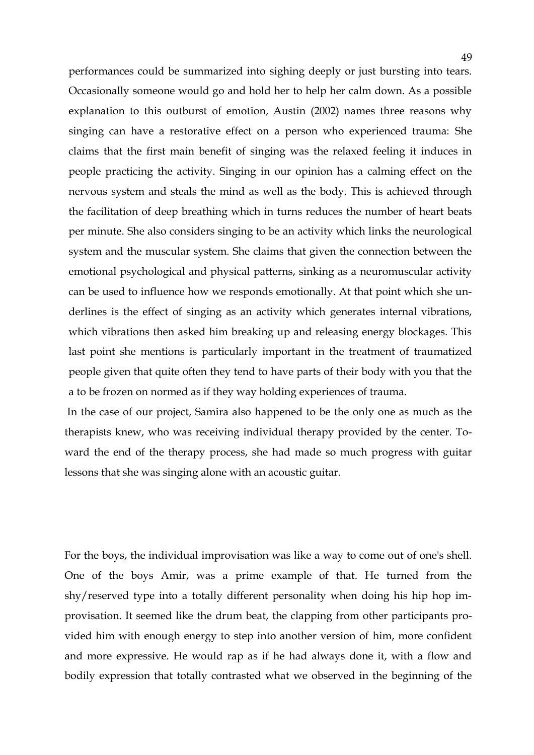performances could be summarized into sighing deeply or just bursting into tears. Occasionally someone would go and hold her to help her calm down. As a possible explanation to this outburst of emotion, Austin (2002) names three reasons why singing can have a restorative effect on a person who experienced trauma: She claims that the first main benefit of singing was the relaxed feeling it induces in people practicing the activity. Singing in our opinion has a calming effect on the nervous system and steals the mind as well as the body. This is achieved through the facilitation of deep breathing which in turns reduces the number of heart beats per minute. She also considers singing to be an activity which links the neurological system and the muscular system. She claims that given the connection between the emotional psychological and physical patterns, sinking as a neuromuscular activity can be used to influence how we responds emotionally. At that point which she underlines is the effect of singing as an activity which generates internal vibrations, which vibrations then asked him breaking up and releasing energy blockages. This last point she mentions is particularly important in the treatment of traumatized people given that quite often they tend to have parts of their body with you that the a to be frozen on normed as if they way holding experiences of trauma.

In the case of our project, Samira also happened to be the only one as much as the therapists knew, who was receiving individual therapy provided by the center. Toward the end of the therapy process, she had made so much progress with guitar lessons that she was singing alone with an acoustic guitar.

For the boys, the individual improvisation was like a way to come out of one's shell. One of the boys Amir, was a prime example of that. He turned from the shy/reserved type into a totally different personality when doing his hip hop improvisation. It seemed like the drum beat, the clapping from other participants provided him with enough energy to step into another version of him, more confident and more expressive. He would rap as if he had always done it, with a flow and bodily expression that totally contrasted what we observed in the beginning of the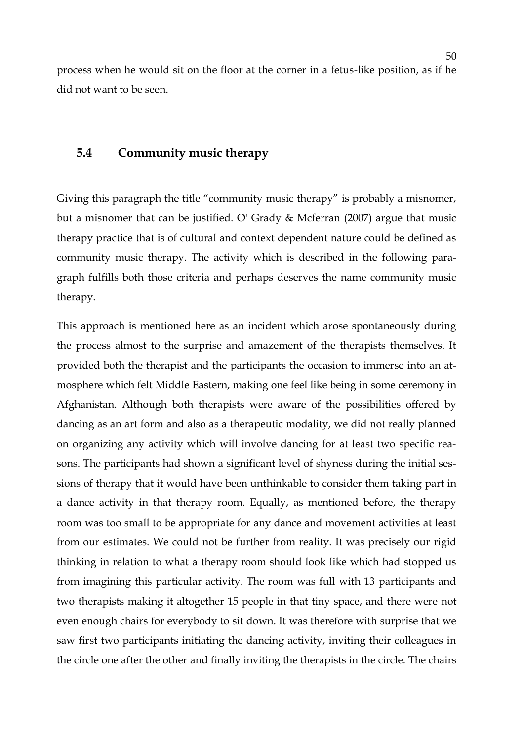process when he would sit on the floor at the corner in a fetus-like position, as if he did not want to be seen.

## 5.4 Community music therapy

Giving this paragraph the title "community music therapy" is probably a misnomer, but a misnomer that can be justified. O' Grady & Mcferran (2007) argue that music therapy practice that is of cultural and context dependent nature could be defined as community music therapy. The activity which is described in the following paragraph fulfills both those criteria and perhaps deserves the name community music therapy.

This approach is mentioned here as an incident which arose spontaneously during the process almost to the surprise and amazement of the therapists themselves. It provided both the therapist and the participants the occasion to immerse into an atmosphere which felt Middle Eastern, making one feel like being in some ceremony in Afghanistan. Although both therapists were aware of the possibilities offered by dancing as an art form and also as a therapeutic modality, we did not really planned on organizing any activity which will involve dancing for at least two specific reasons. The participants had shown a significant level of shyness during the initial sessions of therapy that it would have been unthinkable to consider them taking part in a dance activity in that therapy room. Equally, as mentioned before, the therapy room was too small to be appropriate for any dance and movement activities at least from our estimates. We could not be further from reality. It was precisely our rigid thinking in relation to what a therapy room should look like which had stopped us from imagining this particular activity. The room was full with 13 participants and two therapists making it altogether 15 people in that tiny space, and there were not even enough chairs for everybody to sit down. It was therefore with surprise that we saw first two participants initiating the dancing activity, inviting their colleagues in the circle one after the other and finally inviting the therapists in the circle. The chairs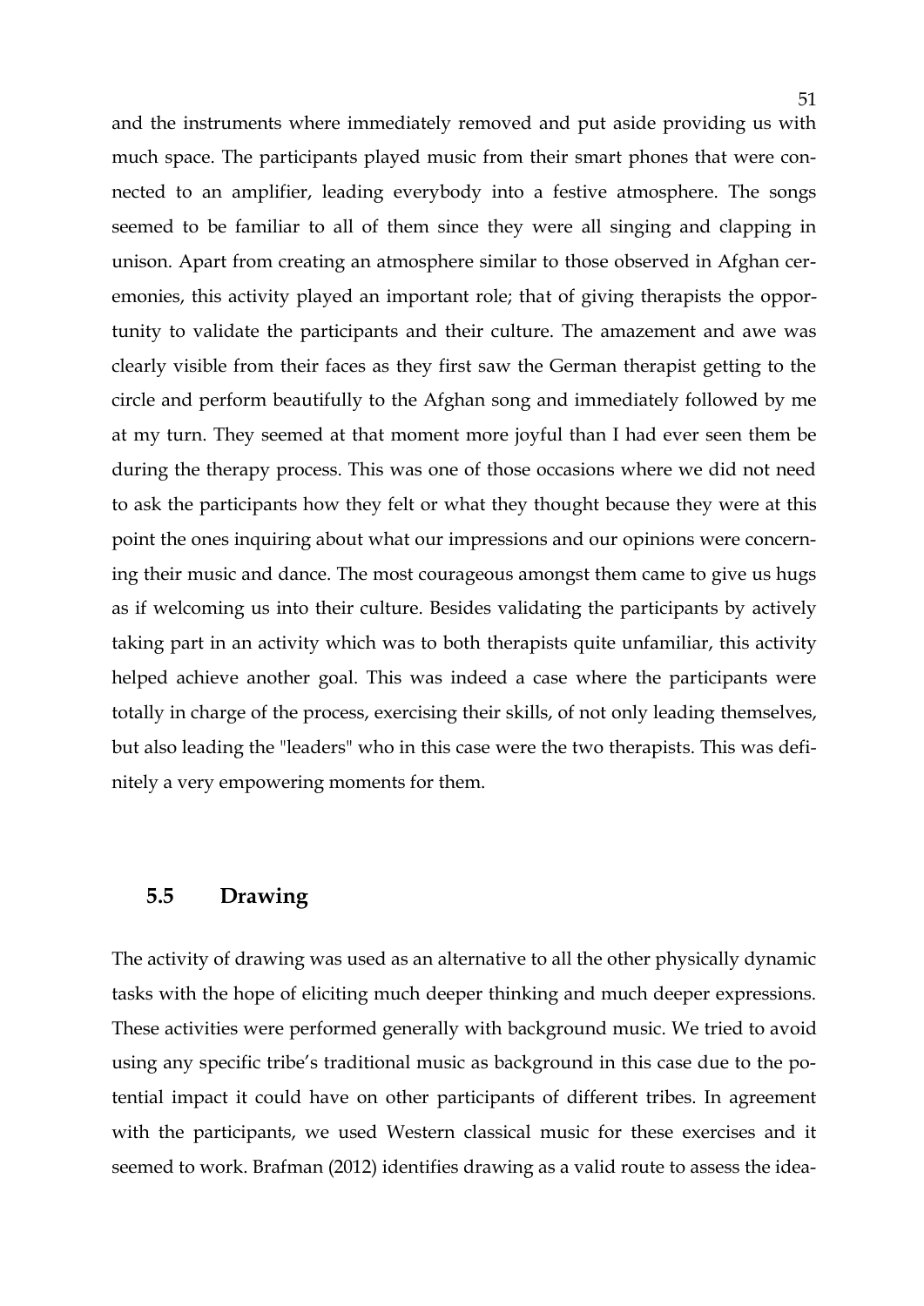and the instruments where immediately removed and put aside providing us with much space. The participants played music from their smart phones that were connected to an amplifier, leading everybody into a festive atmosphere. The songs seemed to be familiar to all of them since they were all singing and clapping in unison. Apart from creating an atmosphere similar to those observed in Afghan ceremonies, this activity played an important role; that of giving therapists the opportunity to validate the participants and their culture. The amazement and awe was clearly visible from their faces as they first saw the German therapist getting to the circle and perform beautifully to the Afghan song and immediately followed by me at my turn. They seemed at that moment more joyful than I had ever seen them be during the therapy process. This was one of those occasions where we did not need to ask the participants how they felt or what they thought because they were at this point the ones inquiring about what our impressions and our opinions were concerning their music and dance. The most courageous amongst them came to give us hugs as if welcoming us into their culture. Besides validating the participants by actively taking part in an activity which was to both therapists quite unfamiliar, this activity helped achieve another goal. This was indeed a case where the participants were totally in charge of the process, exercising their skills, of not only leading themselves, but also leading the "leaders" who in this case were the two therapists. This was definitely a very empowering moments for them.

## 5.5 Drawing

The activity of drawing was used as an alternative to all the other physically dynamic tasks with the hope of eliciting much deeper thinking and much deeper expressions. These activities were performed generally with background music. We tried to avoid using any specific tribe's traditional music as background in this case due to the potential impact it could have on other participants of different tribes. In agreement with the participants, we used Western classical music for these exercises and it seemed to work. Brafman (2012) identifies drawing as a valid route to assess the idea-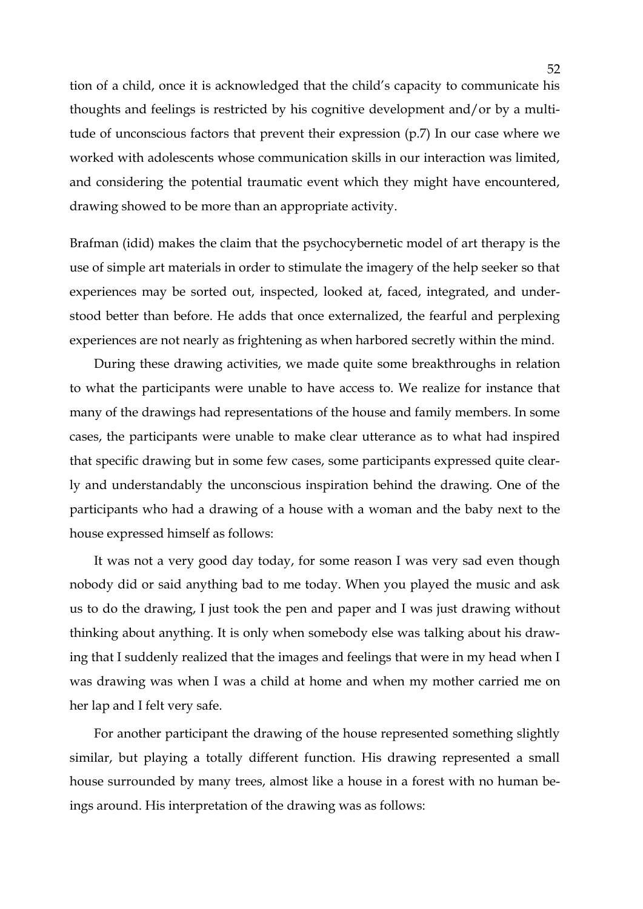tion of a child, once it is acknowledged that the child's capacity to communicate his thoughts and feelings is restricted by his cognitive development and/or by a multitude of unconscious factors that prevent their expression (p.7) In our case where we worked with adolescents whose communication skills in our interaction was limited, and considering the potential traumatic event which they might have encountered, drawing showed to be more than an appropriate activity.

Brafman (idid) makes the claim that the psychocybernetic model of art therapy is the use of simple art materials in order to stimulate the imagery of the help seeker so that experiences may be sorted out, inspected, looked at, faced, integrated, and understood better than before. He adds that once externalized, the fearful and perplexing experiences are not nearly as frightening as when harbored secretly within the mind.

During these drawing activities, we made quite some breakthroughs in relation to what the participants were unable to have access to. We realize for instance that many of the drawings had representations of the house and family members. In some cases, the participants were unable to make clear utterance as to what had inspired that specific drawing but in some few cases, some participants expressed quite clearly and understandably the unconscious inspiration behind the drawing. One of the participants who had a drawing of a house with a woman and the baby next to the house expressed himself as follows:

It was not a very good day today, for some reason I was very sad even though nobody did or said anything bad to me today. When you played the music and ask us to do the drawing, I just took the pen and paper and I was just drawing without thinking about anything. It is only when somebody else was talking about his drawing that I suddenly realized that the images and feelings that were in my head when I was drawing was when I was a child at home and when my mother carried me on her lap and I felt very safe.

For another participant the drawing of the house represented something slightly similar, but playing a totally different function. His drawing represented a small house surrounded by many trees, almost like a house in a forest with no human beings around. His interpretation of the drawing was as follows: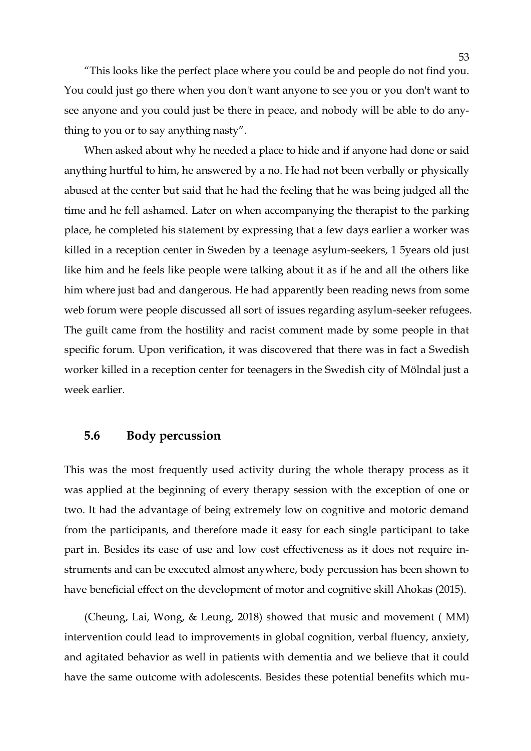"This looks like the perfect place where you could be and people do not find you. You could just go there when you don't want anyone to see you or you don't want to see anyone and you could just be there in peace, and nobody will be able to do anything to you or to say anything nasty".

When asked about why he needed a place to hide and if anyone had done or said anything hurtful to him, he answered by a no. He had not been verbally or physically abused at the center but said that he had the feeling that he was being judged all the time and he fell ashamed. Later on when accompanying the therapist to the parking place, he completed his statement by expressing that a few days earlier a worker was killed in a reception center in Sweden by a teenage asylum-seekers, 1 5years old just like him and he feels like people were talking about it as if he and all the others like him where just bad and dangerous. He had apparently been reading news from some web forum were people discussed all sort of issues regarding asylum-seeker refugees. The guilt came from the hostility and racist comment made by some people in that specific forum. Upon verification, it was discovered that there was in fact a Swedish worker killed in a reception center for teenagers in the Swedish city of Mölndal just a week earlier.

## 5.6 Body percussion

This was the most frequently used activity during the whole therapy process as it was applied at the beginning of every therapy session with the exception of one or two. It had the advantage of being extremely low on cognitive and motoric demand from the participants, and therefore made it easy for each single participant to take part in. Besides its ease of use and low cost effectiveness as it does not require instruments and can be executed almost anywhere, body percussion has been shown to have beneficial effect on the development of motor and cognitive skill Ahokas (2015).

(Cheung, Lai, Wong, & Leung, 2018) showed that music and movement ( MM) intervention could lead to improvements in global cognition, verbal fluency, anxiety, and agitated behavior as well in patients with dementia and we believe that it could have the same outcome with adolescents. Besides these potential benefits which mu-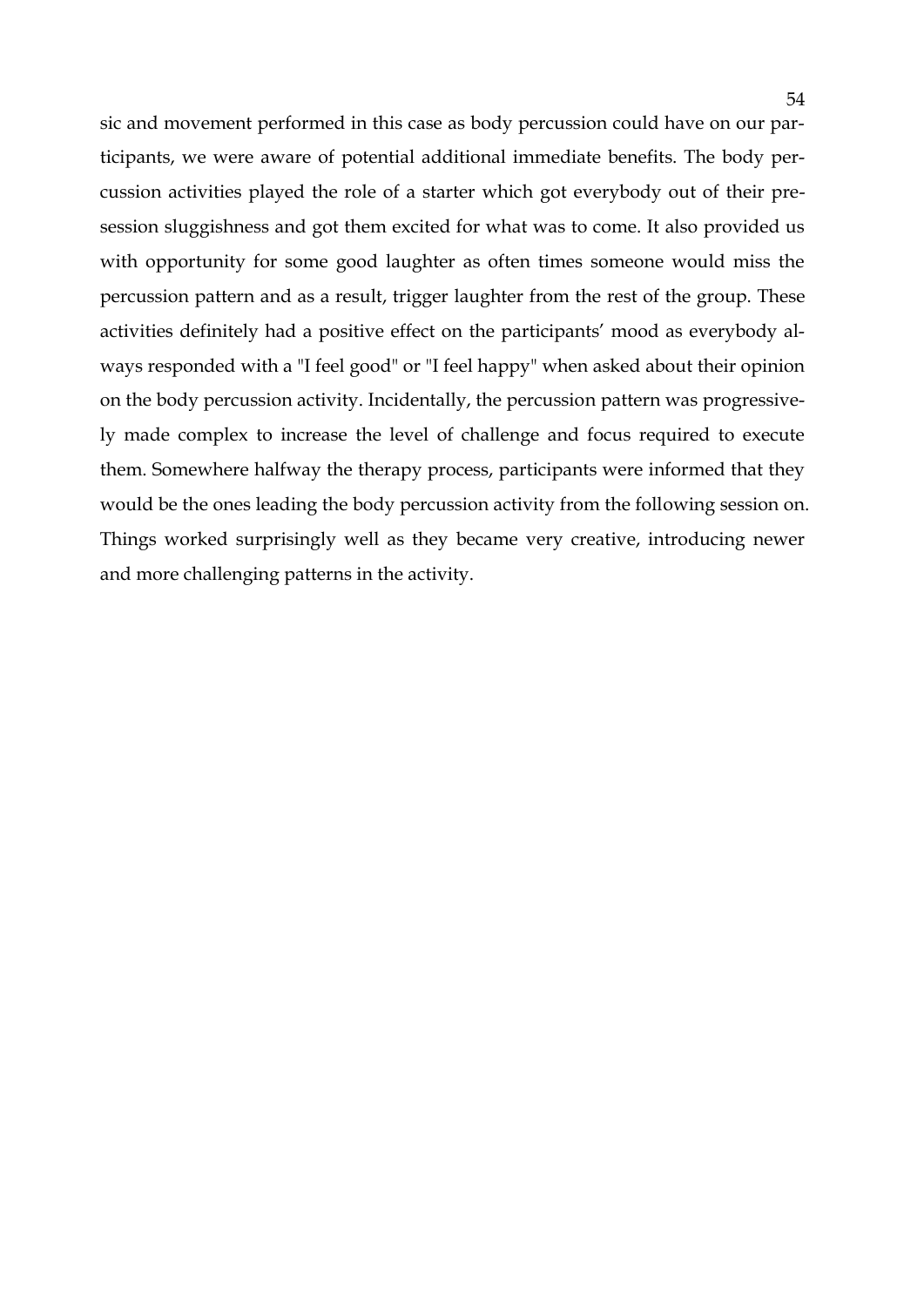sic and movement performed in this case as body percussion could have on our participants, we were aware of potential additional immediate benefits. The body percussion activities played the role of a starter which got everybody out of their pre-session sluggishness and got them excited for what was to come. It also provided us with opportunity for some good laughter as often times someone would miss the percussion pattern and as a result, trigger laughter from the rest of the group. These activities definitely had a positive effect on the participants' mood as everybody always responded with a "I feel good" or "I feel happy" when asked about their opinion on the body percussion activity. Incidentally, the percussion pattern was progressively made complex to increase the level of challenge and focus required to execute them. Somewhere halfway the therapy process, participants were informed that they would be the ones leading the body percussion activity from the following session on. Things worked surprisingly well as they became very creative, introducing newer and more challenging patterns in the activity.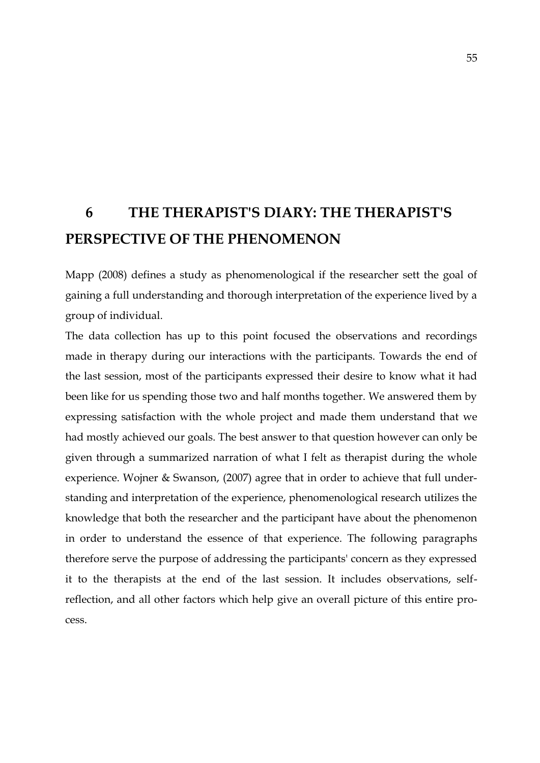# 6 THE THERAPIST'S DIARY: THE THERAPIST'S PERSPECTIVE OF THE PHENOMENON

Mapp (2008) defines a study as phenomenological if the researcher sett the goal of gaining a full understanding and thorough interpretation of the experience lived by a group of individual.

The data collection has up to this point focused the observations and recordings made in therapy during our interactions with the participants. Towards the end of the last session, most of the participants expressed their desire to know what it had been like for us spending those two and half months together. We answered them by expressing satisfaction with the whole project and made them understand that we had mostly achieved our goals. The best answer to that question however can only be given through a summarized narration of what I felt as therapist during the whole experience. Wojner & Swanson, (2007) agree that in order to achieve that full understanding and interpretation of the experience, phenomenological research utilizes the knowledge that both the researcher and the participant have about the phenomenon in order to understand the essence of that experience. The following paragraphs therefore serve the purpose of addressing the participants' concern as they expressed it to the therapists at the end of the last session. It includes observations, self-reflection, and all other factors which help give an overall picture of this entire process.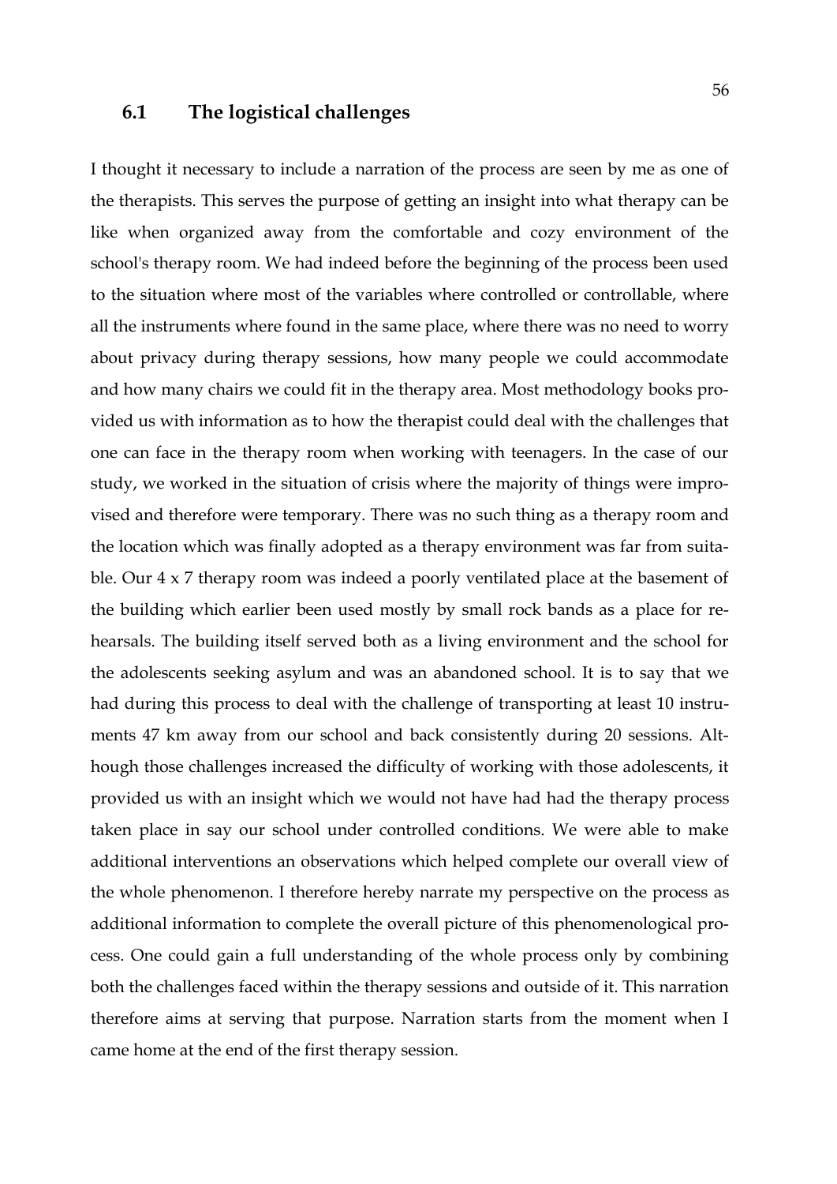## 6.1 The logistical challenges

I thought it necessary to include a narration of the process are seen by me as one of the therapists. This serves the purpose of getting an insight into what therapy can be like when organized away from the comfortable and cozy environment of the school's therapy room. We had indeed before the beginning of the process been used to the situation where most of the variables where controlled or controllable, where all the instruments where found in the same place, where there was no need to worry about privacy during therapy sessions, how many people we could accommodate and how many chairs we could fit in the therapy area. Most methodology books provided us with information as to how the therapist could deal with the challenges that one can face in the therapy room when working with teenagers. In the case of our study, we worked in the situation of crisis where the majority of things were improvised and therefore were temporary. There was no such thing as a therapy room and the location which was finally adopted as a therapy environment was far from suitable. Our 4 x 7 therapy room was indeed a poorly ventilated place at the basement of the building which earlier been used mostly by small rock bands as a place for rehearsals. The building itself served both as a living environment and the school for the adolescents seeking asylum and was an abandoned school. It is to say that we had during this process to deal with the challenge of transporting at least 10 instruments 47 km away from our school and back consistently during 20 sessions. Although those challenges increased the difficulty of working with those adolescents, it provided us with an insight which we would not have had had the therapy process taken place in say our school under controlled conditions. We were able to make additional interventions an observations which helped complete our overall view of the whole phenomenon. I therefore hereby narrate my perspective on the process as additional information to complete the overall picture of this phenomenological process. One could gain a full understanding of the whole process only by combining both the challenges faced within the therapy sessions and outside of it. This narration therefore aims at serving that purpose. Narration starts from the moment when I came home at the end of the first therapy session.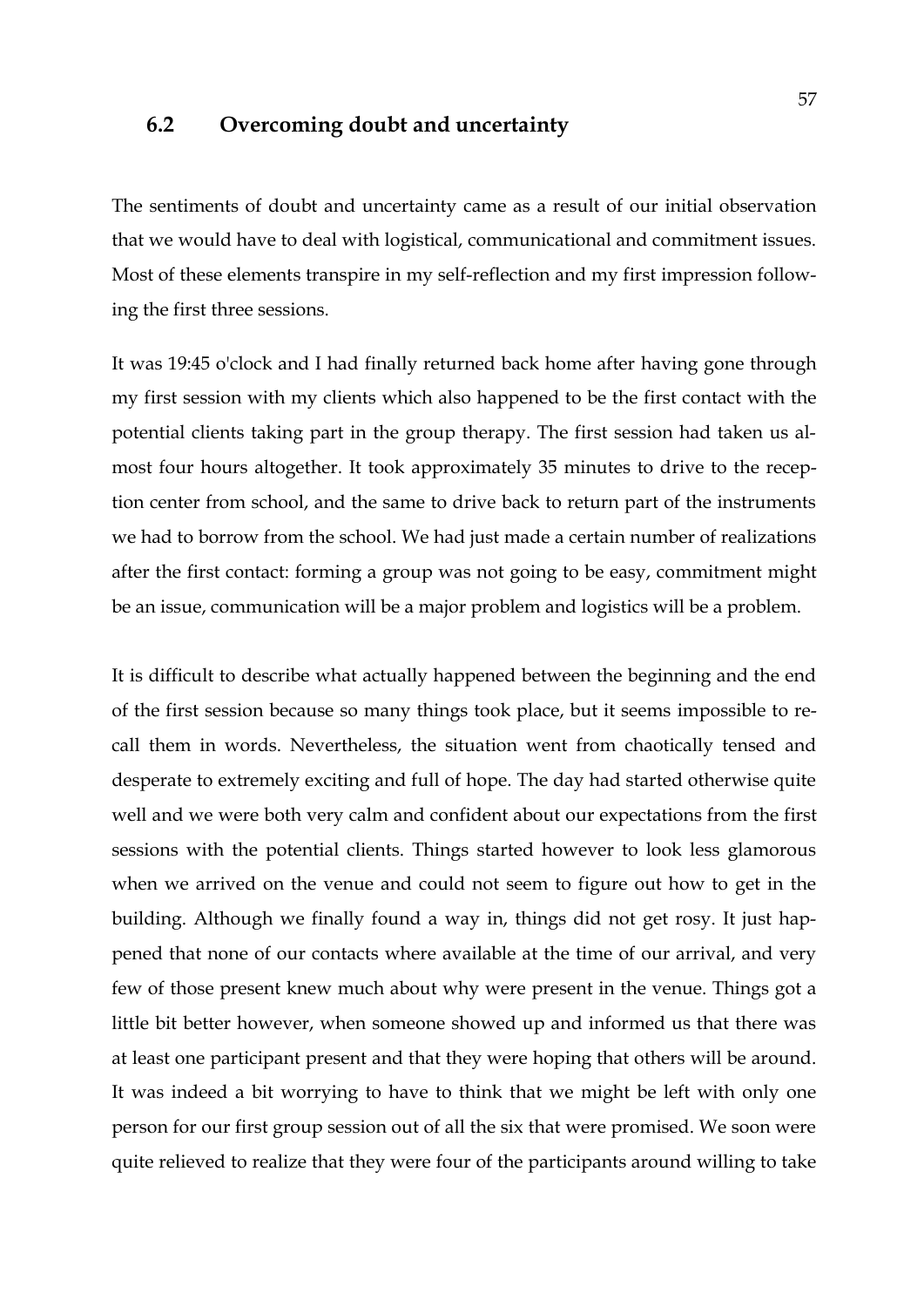## 6.2 Overcoming doubt and uncertainty

The sentiments of doubt and uncertainty came as a result of our initial observation that we would have to deal with logistical, communicational and commitment issues. Most of these elements transpire in my self-reflection and my first impression following the first three sessions.

It was 19:45 o'clock and I had finally returned back home after having gone through my first session with my clients which also happened to be the first contact with the potential clients taking part in the group therapy. The first session had taken us almost four hours altogether. It took approximately 35 minutes to drive to the reception center from school, and the same to drive back to return part of the instruments we had to borrow from the school. We had just made a certain number of realizations after the first contact: forming a group was not going to be easy, commitment might be an issue, communication will be a major problem and logistics will be a problem.

It is difficult to describe what actually happened between the beginning and the end of the first session because so many things took place, but it seems impossible to recall them in words. Nevertheless, the situation went from chaotically tensed and desperate to extremely exciting and full of hope. The day had started otherwise quite well and we were both very calm and confident about our expectations from the first sessions with the potential clients. Things started however to look less glamorous when we arrived on the venue and could not seem to figure out how to get in the building. Although we finally found a way in, things did not get rosy. It just happened that none of our contacts where available at the time of our arrival, and very few of those present knew much about why were present in the venue. Things got a little bit better however, when someone showed up and informed us that there was at least one participant present and that they were hoping that others will be around. It was indeed a bit worrying to have to think that we might be left with only one person for our first group session out of all the six that were promised. We soon were quite relieved to realize that they were four of the participants around willing to take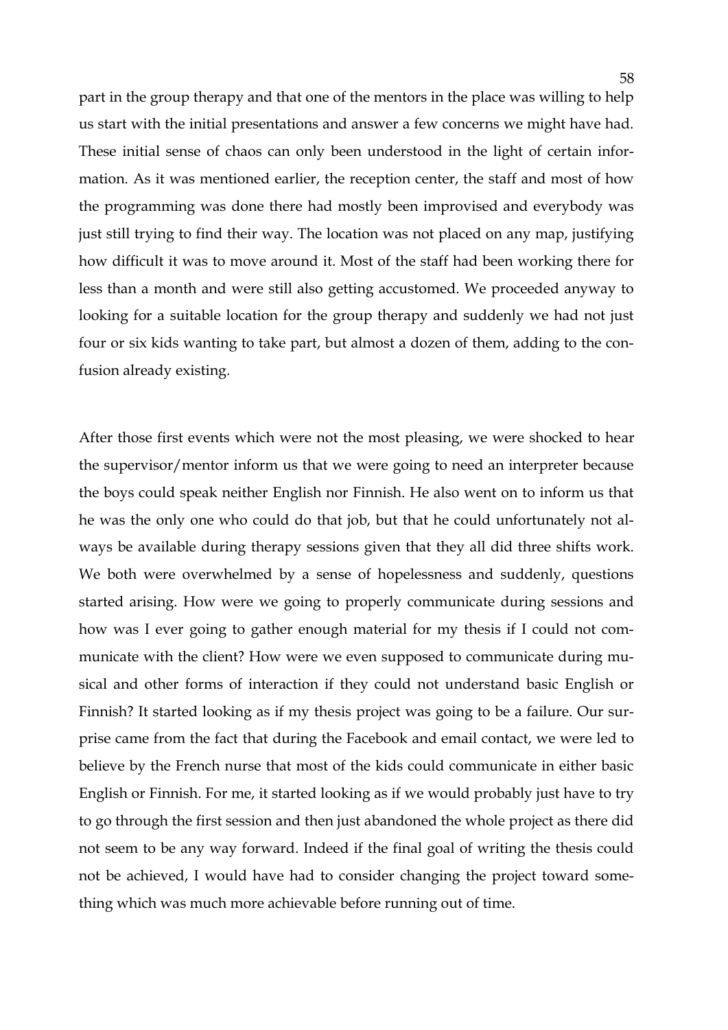part in the group therapy and that one of the mentors in the place was willing to help us start with the initial presentations and answer a few concerns we might have had. These initial sense of chaos can only been understood in the light of certain information. As it was mentioned earlier, the reception center, the staff and most of how the programming was done there had mostly been improvised and everybody was just still trying to find their way. The location was not placed on any map, justifying how difficult it was to move around it. Most of the staff had been working there for less than a month and were still also getting accustomed. We proceeded anyway to looking for a suitable location for the group therapy and suddenly we had not just four or six kids wanting to take part, but almost a dozen of them, adding to the confusion already existing.

After those first events which were not the most pleasing, we were shocked to hear the supervisor/mentor inform us that we were going to need an interpreter because the boys could speak neither English nor Finnish. He also went on to inform us that he was the only one who could do that job, but that he could unfortunately not always be available during therapy sessions given that they all did three shifts work. We both were overwhelmed by a sense of hopelessness and suddenly, questions started arising. How were we going to properly communicate during sessions and how was I ever going to gather enough material for my thesis if I could not communicate with the client? How were we even supposed to communicate during musical and other forms of interaction if they could not understand basic English or Finnish? It started looking as if my thesis project was going to be a failure. Our surprise came from the fact that during the Facebook and email contact, we were led to believe by the French nurse that most of the kids could communicate in either basic English or Finnish. For me, it started looking as if we would probably just have to try to go through the first session and then just abandoned the whole project as there did not seem to be any way forward. Indeed if the final goal of writing the thesis could not be achieved, I would have had to consider changing the project toward something which was much more achievable before running out of time.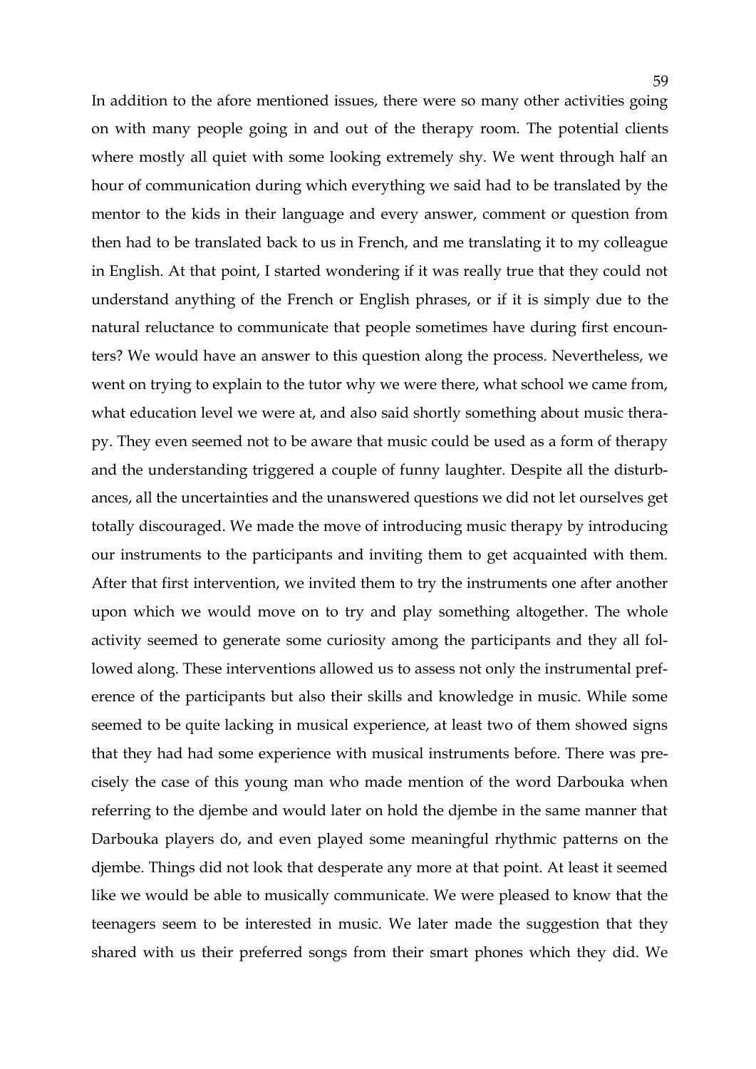In addition to the afore mentioned issues, there were so many other activities going on with many people going in and out of the therapy room. The potential clients where mostly all quiet with some looking extremely shy. We went through half an hour of communication during which everything we said had to be translated by the mentor to the kids in their language and every answer, comment or question from then had to be translated back to us in French, and me translating it to my colleague in English. At that point, I started wondering if it was really true that they could not understand anything of the French or English phrases, or if it is simply due to the natural reluctance to communicate that people sometimes have during first encounters? We would have an answer to this question along the process. Nevertheless, we went on trying to explain to the tutor why we were there, what school we came from, what education level we were at, and also said shortly something about music therapy. They even seemed not to be aware that music could be used as a form of therapy and the understanding triggered a couple of funny laughter. Despite all the disturbances, all the uncertainties and the unanswered questions we did not let ourselves get totally discouraged. We made the move of introducing music therapy by introducing our instruments to the participants and inviting them to get acquainted with them. After that first intervention, we invited them to try the instruments one after another upon which we would move on to try and play something altogether. The whole activity seemed to generate some curiosity among the participants and they all followed along. These interventions allowed us to assess not only the instrumental preference of the participants but also their skills and knowledge in music. While some seemed to be quite lacking in musical experience, at least two of them showed signs that they had had some experience with musical instruments before. There was precisely the case of this young man who made mention of the word Darbouka when referring to the djembe and would later on hold the djembe in the same manner that Darbouka players do, and even played some meaningful rhythmic patterns on the djembe. Things did not look that desperate any more at that point. At least it seemed like we would be able to musically communicate. We were pleased to know that the teenagers seem to be interested in music. We later made the suggestion that they shared with us their preferred songs from their smart phones which they did. We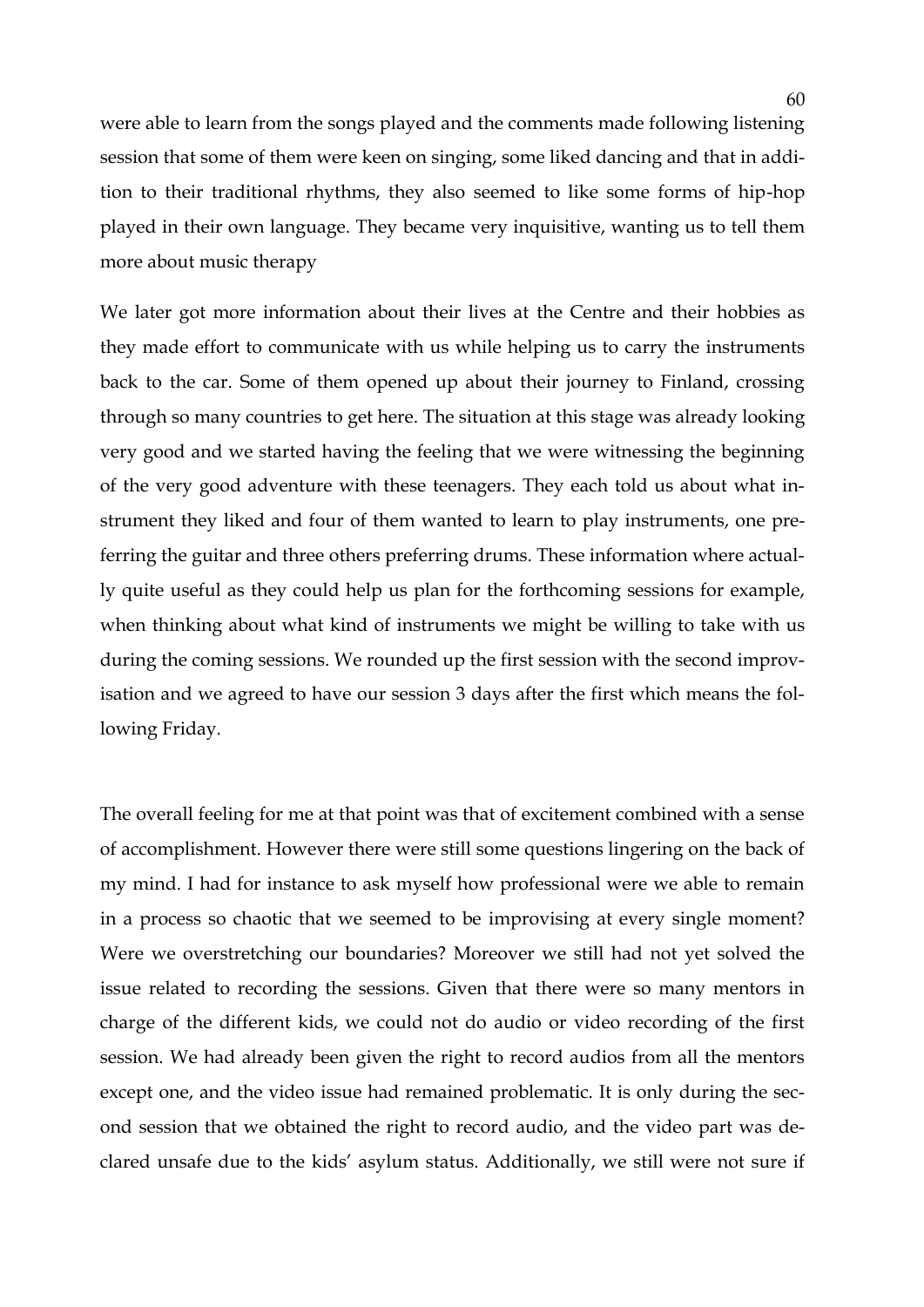were able to learn from the songs played and the comments made following listening session that some of them were keen on singing, some liked dancing and that in addition to their traditional rhythms, they also seemed to like some forms of hip-hop played in their own language. They became very inquisitive, wanting us to tell them more about music therapy

We later got more information about their lives at the Centre and their hobbies as they made effort to communicate with us while helping us to carry the instruments back to the car. Some of them opened up about their journey to Finland, crossing through so many countries to get here. The situation at this stage was already looking very good and we started having the feeling that we were witnessing the beginning of the very good adventure with these teenagers. They each told us about what instrument they liked and four of them wanted to learn to play instruments, one preferring the guitar and three others preferring drums. These information where actually quite useful as they could help us plan for the forthcoming sessions for example, when thinking about what kind of instruments we might be willing to take with us during the coming sessions. We rounded up the first session with the second improvisation and we agreed to have our session 3 days after the first which means the following Friday.

The overall feeling for me at that point was that of excitement combined with a sense of accomplishment. However there were still some questions lingering on the back of my mind. I had for instance to ask myself how professional were we able to remain in a process so chaotic that we seemed to be improvising at every single moment? Were we overstretching our boundaries? Moreover we still had not yet solved the issue related to recording the sessions. Given that there were so many mentors in charge of the different kids, we could not do audio or video recording of the first session. We had already been given the right to record audios from all the mentors except one, and the video issue had remained problematic. It is only during the second session that we obtained the right to record audio, and the video part was declared unsafe due to the kids' asylum status. Additionally, we still were not sure if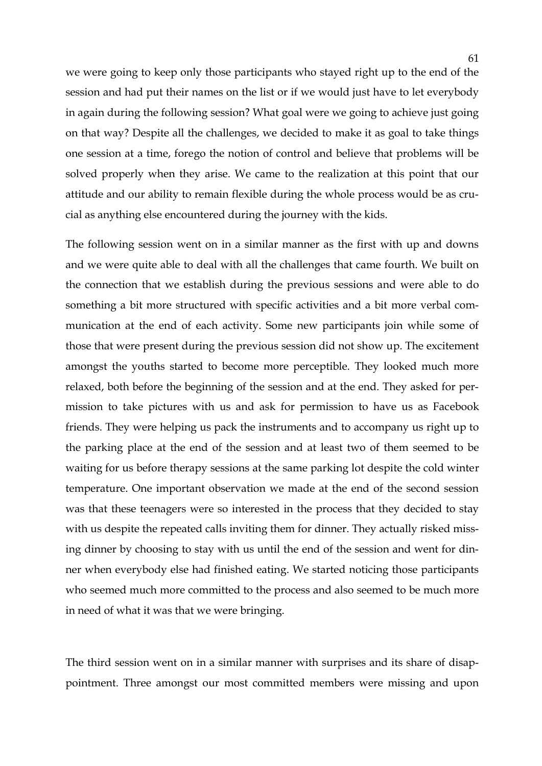we were going to keep only those participants who stayed right up to the end of the session and had put their names on the list or if we would just have to let everybody in again during the following session? What goal were we going to achieve just going on that way? Despite all the challenges, we decided to make it as goal to take things one session at a time, forego the notion of control and believe that problems will be solved properly when they arise. We came to the realization at this point that our attitude and our ability to remain flexible during the whole process would be as crucial as anything else encountered during the journey with the kids.

The following session went on in a similar manner as the first with up and downs and we were quite able to deal with all the challenges that came fourth. We built on the connection that we establish during the previous sessions and were able to do something a bit more structured with specific activities and a bit more verbal communication at the end of each activity. Some new participants join while some of those that were present during the previous session did not show up. The excitement amongst the youths started to become more perceptible. They looked much more relaxed, both before the beginning of the session and at the end. They asked for permission to take pictures with us and ask for permission to have us as Facebook friends. They were helping us pack the instruments and to accompany us right up to the parking place at the end of the session and at least two of them seemed to be waiting for us before therapy sessions at the same parking lot despite the cold winter temperature. One important observation we made at the end of the second session was that these teenagers were so interested in the process that they decided to stay with us despite the repeated calls inviting them for dinner. They actually risked missing dinner by choosing to stay with us until the end of the session and went for dinner when everybody else had finished eating. We started noticing those participants who seemed much more committed to the process and also seemed to be much more in need of what it was that we were bringing.

The third session went on in a similar manner with surprises and its share of disappointment. Three amongst our most committed members were missing and upon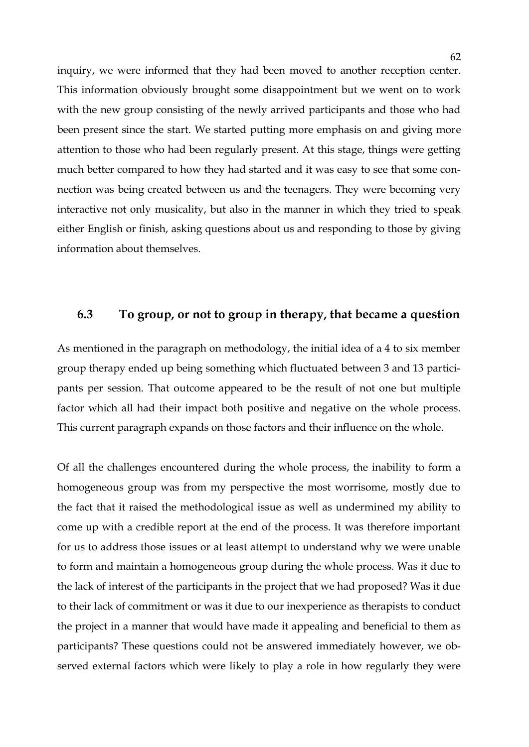inquiry, we were informed that they had been moved to another reception center. This information obviously brought some disappointment but we went on to work with the new group consisting of the newly arrived participants and those who had been present since the start. We started putting more emphasis on and giving more attention to those who had been regularly present. At this stage, things were getting much better compared to how they had started and it was easy to see that some connection was being created between us and the teenagers. They were becoming very interactive not only musicality, but also in the manner in which they tried to speak either English or finish, asking questions about us and responding to those by giving information about themselves.

## 6.3 To group, or not to group in therapy, that became a question

As mentioned in the paragraph on methodology, the initial idea of a 4 to six member group therapy ended up being something which fluctuated between 3 and 13 participants per session. That outcome appeared to be the result of not one but multiple factor which all had their impact both positive and negative on the whole process. This current paragraph expands on those factors and their influence on the whole.

Of all the challenges encountered during the whole process, the inability to form a homogeneous group was from my perspective the most worrisome, mostly due to the fact that it raised the methodological issue as well as undermined my ability to come up with a credible report at the end of the process. It was therefore important for us to address those issues or at least attempt to understand why we were unable to form and maintain a homogeneous group during the whole process. Was it due to the lack of interest of the participants in the project that we had proposed? Was it due to their lack of commitment or was it due to our inexperience as therapists to conduct the project in a manner that would have made it appealing and beneficial to them as participants? These questions could not be answered immediately however, we observed external factors which were likely to play a role in how regularly they were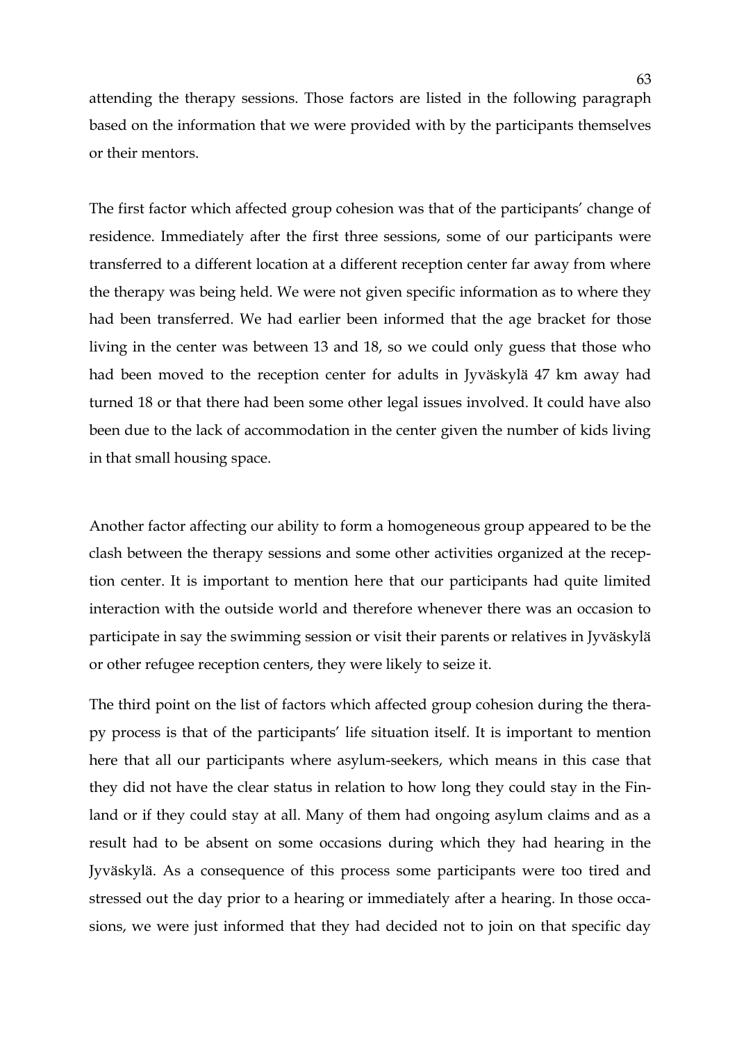attending the therapy sessions. Those factors are listed in the following paragraph based on the information that we were provided with by the participants themselves or their mentors.

The first factor which affected group cohesion was that of the participants' change of residence. Immediately after the first three sessions, some of our participants were transferred to a different location at a different reception center far away from where the therapy was being held. We were not given specific information as to where they had been transferred. We had earlier been informed that the age bracket for those living in the center was between 13 and 18, so we could only guess that those who had been moved to the reception center for adults in Jyväskylä 47 km away had turned 18 or that there had been some other legal issues involved. It could have also been due to the lack of accommodation in the center given the number of kids living in that small housing space.

Another factor affecting our ability to form a homogeneous group appeared to be the clash between the therapy sessions and some other activities organized at the reception center. It is important to mention here that our participants had quite limited interaction with the outside world and therefore whenever there was an occasion to participate in say the swimming session or visit their parents or relatives in Jyväskylä or other refugee reception centers, they were likely to seize it.

The third point on the list of factors which affected group cohesion during the therapy process is that of the participants' life situation itself. It is important to mention here that all our participants where asylum-seekers, which means in this case that they did not have the clear status in relation to how long they could stay in the Finland or if they could stay at all. Many of them had ongoing asylum claims and as a result had to be absent on some occasions during which they had hearing in the Jyväskylä. As a consequence of this process some participants were too tired and stressed out the day prior to a hearing or immediately after a hearing. In those occasions, we were just informed that they had decided not to join on that specific day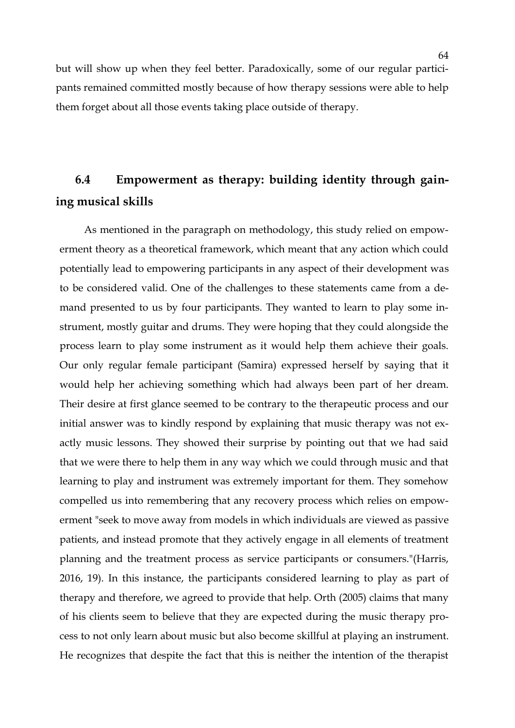but will show up when they feel better. Paradoxically, some of our regular participants remained committed mostly because of how therapy sessions were able to help them forget about all those events taking place outside of therapy.

## 6.4 Empowerment as therapy: building identity through gaining musical skills

As mentioned in the paragraph on methodology, this study relied on empowerment theory as a theoretical framework, which meant that any action which could potentially lead to empowering participants in any aspect of their development was to be considered valid. One of the challenges to these statements came from a demand presented to us by four participants. They wanted to learn to play some instrument, mostly guitar and drums. They were hoping that they could alongside the process learn to play some instrument as it would help them achieve their goals. Our only regular female participant (Samira) expressed herself by saying that it would help her achieving something which had always been part of her dream. Their desire at first glance seemed to be contrary to the therapeutic process and our initial answer was to kindly respond by explaining that music therapy was not exactly music lessons. They showed their surprise by pointing out that we had said that we were there to help them in any way which we could through music and that learning to play and instrument was extremely important for them. They somehow compelled us into remembering that any recovery process which relies on empowerment "seek to move away from models in which individuals are viewed as passive patients, and instead promote that they actively engage in all elements of treatment planning and the treatment process as service participants or consumers."(Harris, 2016, 19). In this instance, the participants considered learning to play as part of therapy and therefore, we agreed to provide that help. Orth (2005) claims that many of his clients seem to believe that they are expected during the music therapy process to not only learn about music but also become skillful at playing an instrument. He recognizes that despite the fact that this is neither the intention of the therapist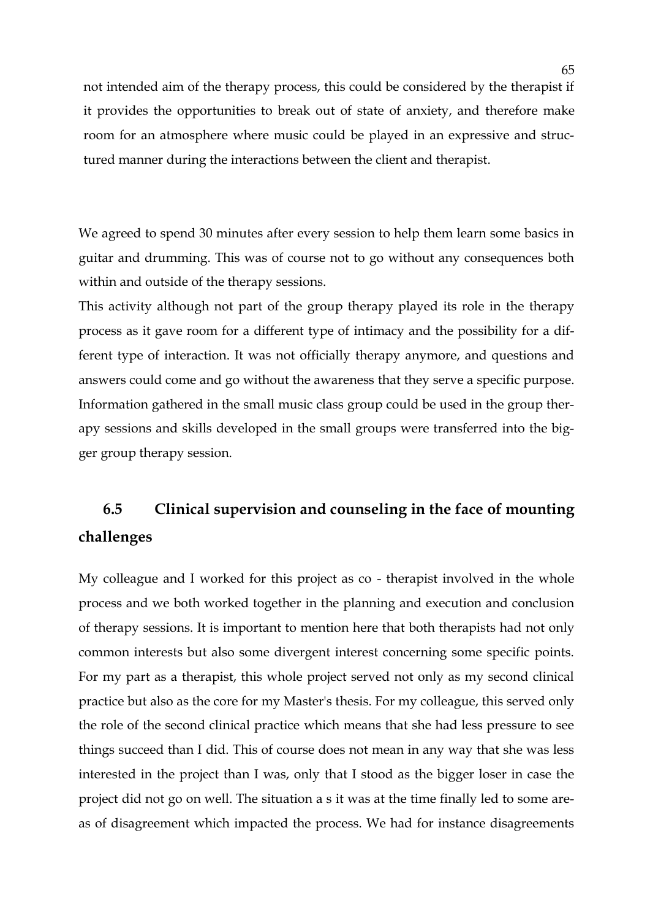not intended aim of the therapy process, this could be considered by the therapist if it provides the opportunities to break out of state of anxiety, and therefore make room for an atmosphere where music could be played in an expressive and structured manner during the interactions between the client and therapist.

We agreed to spend 30 minutes after every session to help them learn some basics in guitar and drumming. This was of course not to go without any consequences both within and outside of the therapy sessions.

This activity although not part of the group therapy played its role in the therapy process as it gave room for a different type of intimacy and the possibility for a different type of interaction. It was not officially therapy anymore, and questions and answers could come and go without the awareness that they serve a specific purpose. Information gathered in the small music class group could be used in the group therapy sessions and skills developed in the small groups were transferred into the bigger group therapy session.

## 6.5 Clinical supervision and counseling in the face of mounting challenges

My colleague and I worked for this project as co - therapist involved in the whole process and we both worked together in the planning and execution and conclusion of therapy sessions. It is important to mention here that both therapists had not only common interests but also some divergent interest concerning some specific points. For my part as a therapist, this whole project served not only as my second clinical practice but also as the core for my Master's thesis. For my colleague, this served only the role of the second clinical practice which means that she had less pressure to see things succeed than I did. This of course does not mean in any way that she was less interested in the project than I was, only that I stood as the bigger loser in case the project did not go on well. The situation a s it was at the time finally led to some areas of disagreement which impacted the process. We had for instance disagreements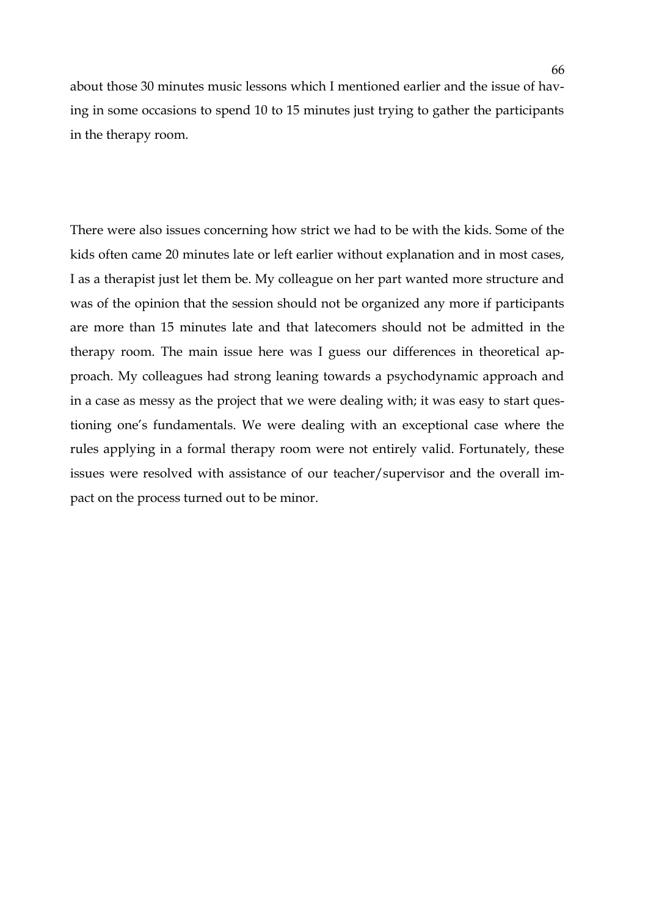about those 30 minutes music lessons which I mentioned earlier and the issue of having in some occasions to spend 10 to 15 minutes just trying to gather the participants in the therapy room.

There were also issues concerning how strict we had to be with the kids. Some of the kids often came 20 minutes late or left earlier without explanation and in most cases, I as a therapist just let them be. My colleague on her part wanted more structure and was of the opinion that the session should not be organized any more if participants are more than 15 minutes late and that latecomers should not be admitted in the therapy room. The main issue here was I guess our differences in theoretical approach. My colleagues had strong leaning towards a psychodynamic approach and in a case as messy as the project that we were dealing with; it was easy to start questioning one's fundamentals. We were dealing with an exceptional case where the rules applying in a formal therapy room were not entirely valid. Fortunately, these issues were resolved with assistance of our teacher/supervisor and the overall impact on the process turned out to be minor.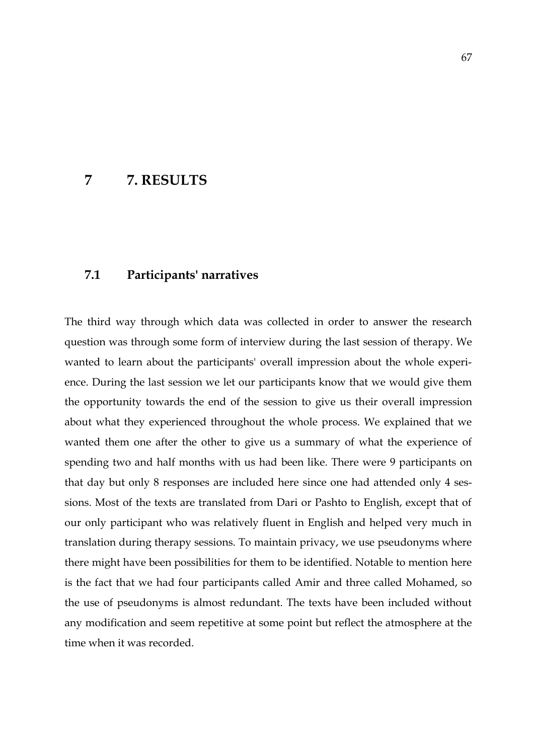# 7 7. RESULTS

## 7.1 Participants' narratives

The third way through which data was collected in order to answer the research question was through some form of interview during the last session of therapy. We wanted to learn about the participants' overall impression about the whole experience. During the last session we let our participants know that we would give them the opportunity towards the end of the session to give us their overall impression about what they experienced throughout the whole process. We explained that we wanted them one after the other to give us a summary of what the experience of spending two and half months with us had been like. There were 9 participants on that day but only 8 responses are included here since one had attended only 4 sessions. Most of the texts are translated from Dari or Pashto to English, except that of our only participant who was relatively fluent in English and helped very much in translation during therapy sessions. To maintain privacy, we use pseudonyms where there might have been possibilities for them to be identified. Notable to mention here is the fact that we had four participants called Amir and three called Mohamed, so the use of pseudonyms is almost redundant. The texts have been included without any modification and seem repetitive at some point but reflect the atmosphere at the time when it was recorded.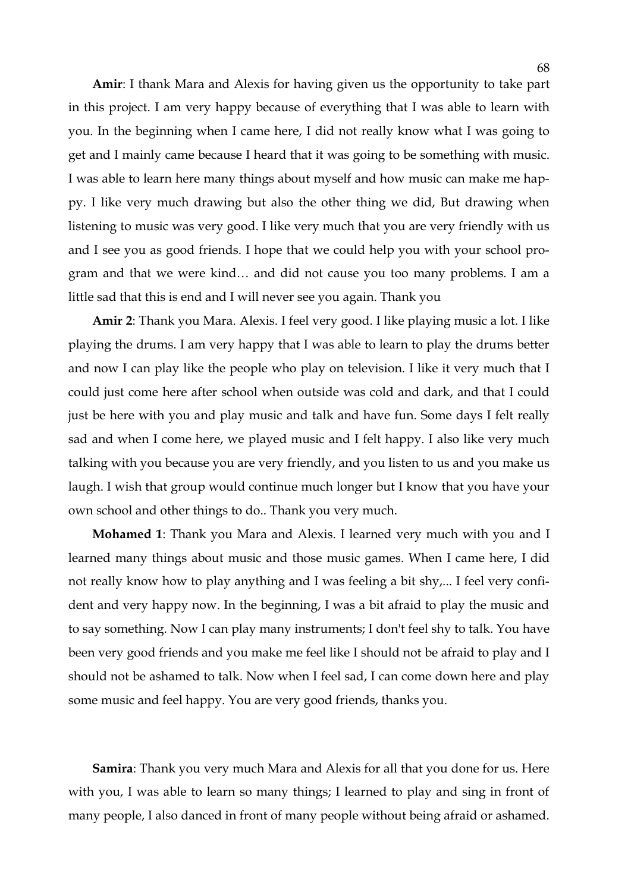**Amir**: I thank Mara and Alexis for having given us the opportunity to take part in this project. I am very happy because of everything that I was able to learn with you. In the beginning when I came here, I did not really know what I was going to get and I mainly came because I heard that it was going to be something with music. I was able to learn here many things about myself and how music can make me happy. I like very much drawing but also the other thing we did, But drawing when listening to music was very good. I like very much that you are very friendly with us and I see you as good friends. I hope that we could help you with your school program and that we were kind… and did not cause you too many problems. I am a little sad that this is end and I will never see you again. Thank you

**Amir 2**: Thank you Mara. Alexis. I feel very good. I like playing music a lot. I like playing the drums. I am very happy that I was able to learn to play the drums better and now I can play like the people who play on television. I like it very much that I could just come here after school when outside was cold and dark, and that I could just be here with you and play music and talk and have fun. Some days I felt really sad and when I come here, we played music and I felt happy. I also like very much talking with you because you are very friendly, and you listen to us and you make us laugh. I wish that group would continue much longer but I know that you have your own school and other things to do.. Thank you very much.

**Mohamed 1**: Thank you Mara and Alexis. I learned very much with you and I learned many things about music and those music games. When I came here, I did not really know how to play anything and I was feeling a bit shy,... I feel very confident and very happy now. In the beginning, I was a bit afraid to play the music and to say something. Now I can play many instruments; I don't feel shy to talk. You have been very good friends and you make me feel like I should not be afraid to play and I should not be ashamed to talk. Now when I feel sad, I can come down here and play some music and feel happy. You are very good friends, thanks you.

**Samira**: Thank you very much Mara and Alexis for all that you done for us. Here with you, I was able to learn so many things; I learned to play and sing in front of many people, I also danced in front of many people without being afraid or ashamed.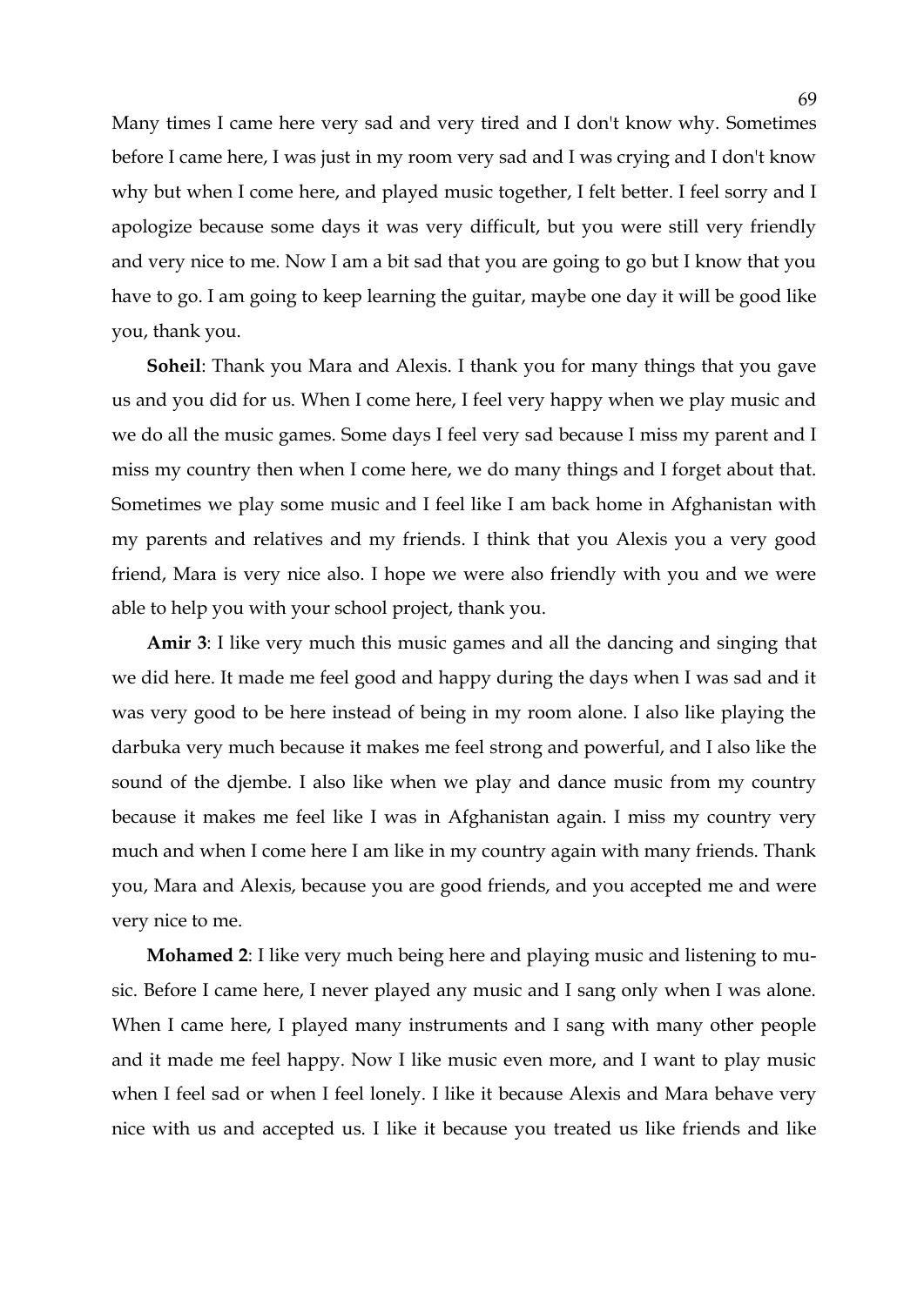Many times I came here very sad and very tired and I don't know why. Sometimes before I came here, I was just in my room very sad and I was crying and I don't know why but when I come here, and played music together, I felt better. I feel sorry and I apologize because some days it was very difficult, but you were still very friendly and very nice to me. Now I am a bit sad that you are going to go but I know that you have to go. I am going to keep learning the guitar, maybe one day it will be good like you, thank you.

**Soheil**: Thank you Mara and Alexis. I thank you for many things that you gave us and you did for us. When I come here, I feel very happy when we play music and we do all the music games. Some days I feel very sad because I miss my parent and I miss my country then when I come here, we do many things and I forget about that. Sometimes we play some music and I feel like I am back home in Afghanistan with my parents and relatives and my friends. I think that you Alexis you a very good friend, Mara is very nice also. I hope we were also friendly with you and we were able to help you with your school project, thank you.

**Amir 3**: I like very much this music games and all the dancing and singing that we did here. It made me feel good and happy during the days when I was sad and it was very good to be here instead of being in my room alone. I also like playing the darbuka very much because it makes me feel strong and powerful, and I also like the sound of the djembe. I also like when we play and dance music from my country because it makes me feel like I was in Afghanistan again. I miss my country very much and when I come here I am like in my country again with many friends. Thank you, Mara and Alexis, because you are good friends, and you accepted me and were very nice to me.

**Mohamed 2**: I like very much being here and playing music and listening to music. Before I came here, I never played any music and I sang only when I was alone. When I came here, I played many instruments and I sang with many other people and it made me feel happy. Now I like music even more, and I want to play music when I feel sad or when I feel lonely. I like it because Alexis and Mara behave very nice with us and accepted us. I like it because you treated us like friends and like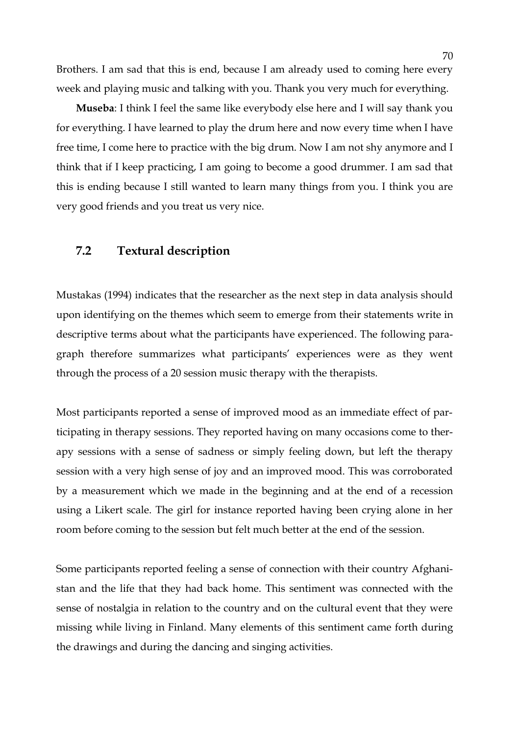Brothers. I am sad that this is end, because I am already used to coming here every week and playing music and talking with you. Thank you very much for everything.

**Museba**: I think I feel the same like everybody else here and I will say thank you for everything. I have learned to play the drum here and now every time when I have free time, I come here to practice with the big drum. Now I am not shy anymore and I think that if I keep practicing, I am going to become a good drummer. I am sad that this is ending because I still wanted to learn many things from you. I think you are very good friends and you treat us very nice.

## 7.2 Textural description

Mustakas (1994) indicates that the researcher as the next step in data analysis should upon identifying on the themes which seem to emerge from their statements write in descriptive terms about what the participants have experienced. The following paragraph therefore summarizes what participants' experiences were as they went through the process of a 20 session music therapy with the therapists.

Most participants reported a sense of improved mood as an immediate effect of participating in therapy sessions. They reported having on many occasions come to therapy sessions with a sense of sadness or simply feeling down, but left the therapy session with a very high sense of joy and an improved mood. This was corroborated by a measurement which we made in the beginning and at the end of a recession using a Likert scale. The girl for instance reported having been crying alone in her room before coming to the session but felt much better at the end of the session.

Some participants reported feeling a sense of connection with their country Afghanistan and the life that they had back home. This sentiment was connected with the sense of nostalgia in relation to the country and on the cultural event that they were missing while living in Finland. Many elements of this sentiment came forth during the drawings and during the dancing and singing activities.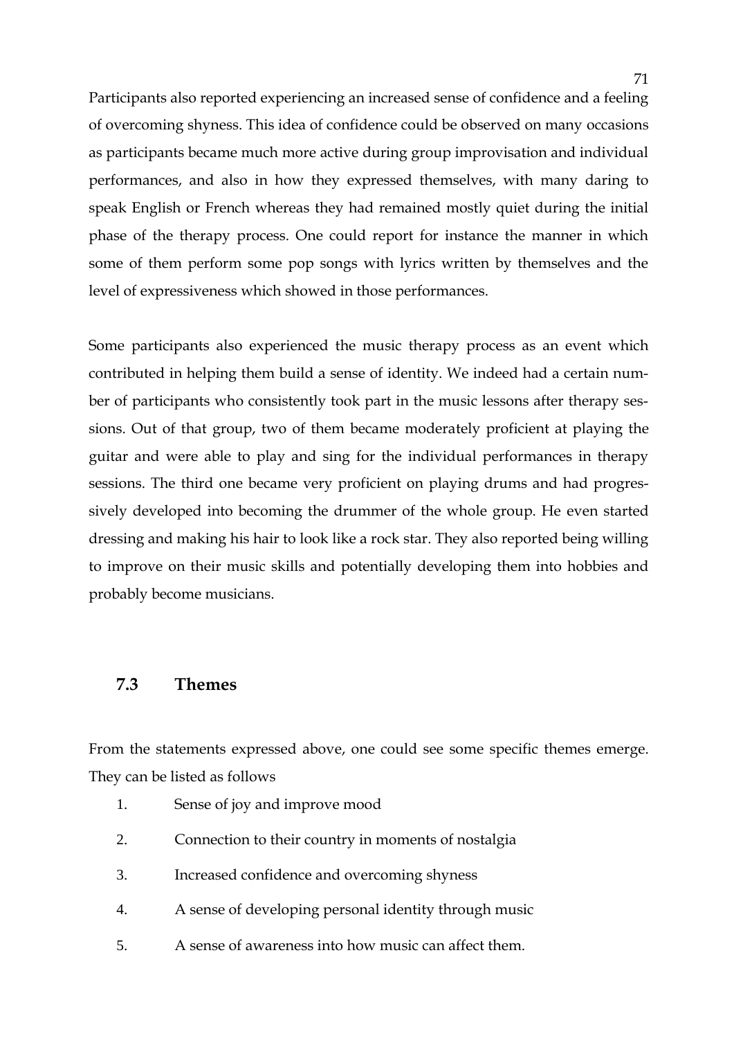Participants also reported experiencing an increased sense of confidence and a feeling of overcoming shyness. This idea of confidence could be observed on many occasions as participants became much more active during group improvisation and individual performances, and also in how they expressed themselves, with many daring to speak English or French whereas they had remained mostly quiet during the initial phase of the therapy process. One could report for instance the manner in which some of them perform some pop songs with lyrics written by themselves and the level of expressiveness which showed in those performances.

Some participants also experienced the music therapy process as an event which contributed in helping them build a sense of identity. We indeed had a certain number of participants who consistently took part in the music lessons after therapy sessions. Out of that group, two of them became moderately proficient at playing the guitar and were able to play and sing for the individual performances in therapy sessions. The third one became very proficient on playing drums and had progressively developed into becoming the drummer of the whole group. He even started dressing and making his hair to look like a rock star. They also reported being willing to improve on their music skills and potentially developing them into hobbies and probably become musicians.

## 7.3 Themes

From the statements expressed above, one could see some specific themes emerge. They can be listed as follows

1. Sense of joy and improve mood
2. Connection to their country in moments of nostalgia
3. Increased confidence and overcoming shyness
4. A sense of developing personal identity through music
5. A sense of awareness into how music can affect them.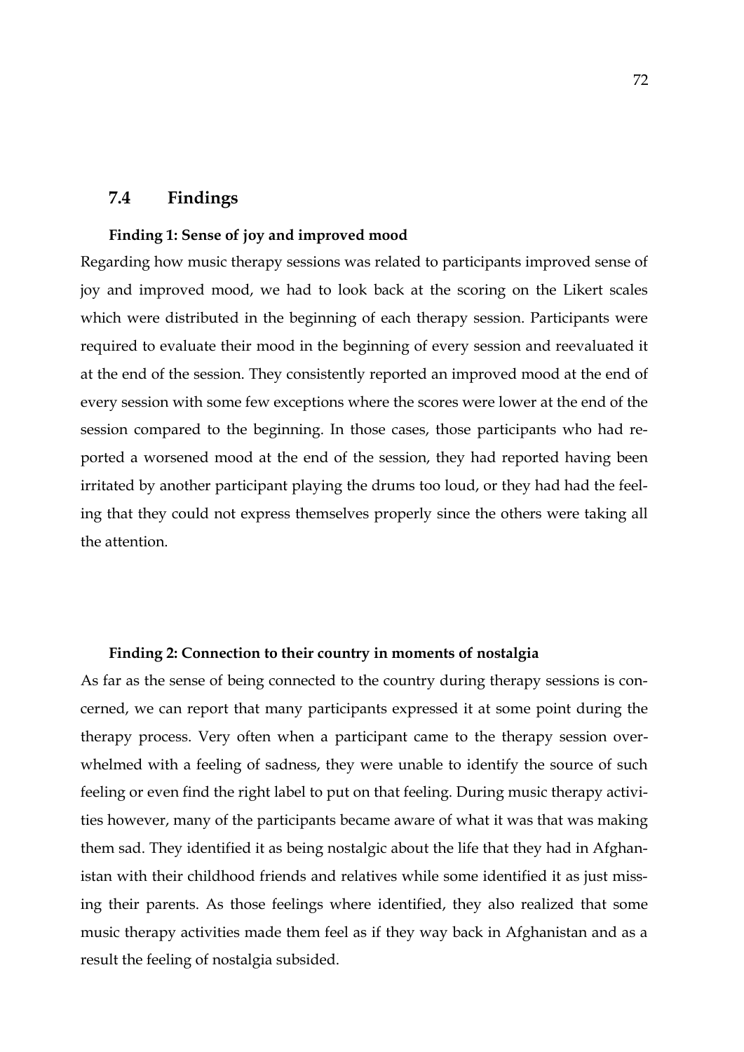## 7.4 Findings

**Finding 1: Sense of joy and improved mood**

Regarding how music therapy sessions was related to participants improved sense of joy and improved mood, we had to look back at the scoring on the Likert scales which were distributed in the beginning of each therapy session. Participants were required to evaluate their mood in the beginning of every session and reevaluated it at the end of the session. They consistently reported an improved mood at the end of every session with some few exceptions where the scores were lower at the end of the session compared to the beginning. In those cases, those participants who had reported a worsened mood at the end of the session, they had reported having been irritated by another participant playing the drums too loud, or they had had the feeling that they could not express themselves properly since the others were taking all the attention.

**Finding 2: Connection to their country in moments of nostalgia**

As far as the sense of being connected to the country during therapy sessions is concerned, we can report that many participants expressed it at some point during the therapy process. Very often when a participant came to the therapy session overwhelmed with a feeling of sadness, they were unable to identify the source of such feeling or even find the right label to put on that feeling. During music therapy activities however, many of the participants became aware of what it was that was making them sad. They identified it as being nostalgic about the life that they had in Afghanistan with their childhood friends and relatives while some identified it as just missing their parents. As those feelings where identified, they also realized that some music therapy activities made them feel as if they way back in Afghanistan and as a result the feeling of nostalgia subsided.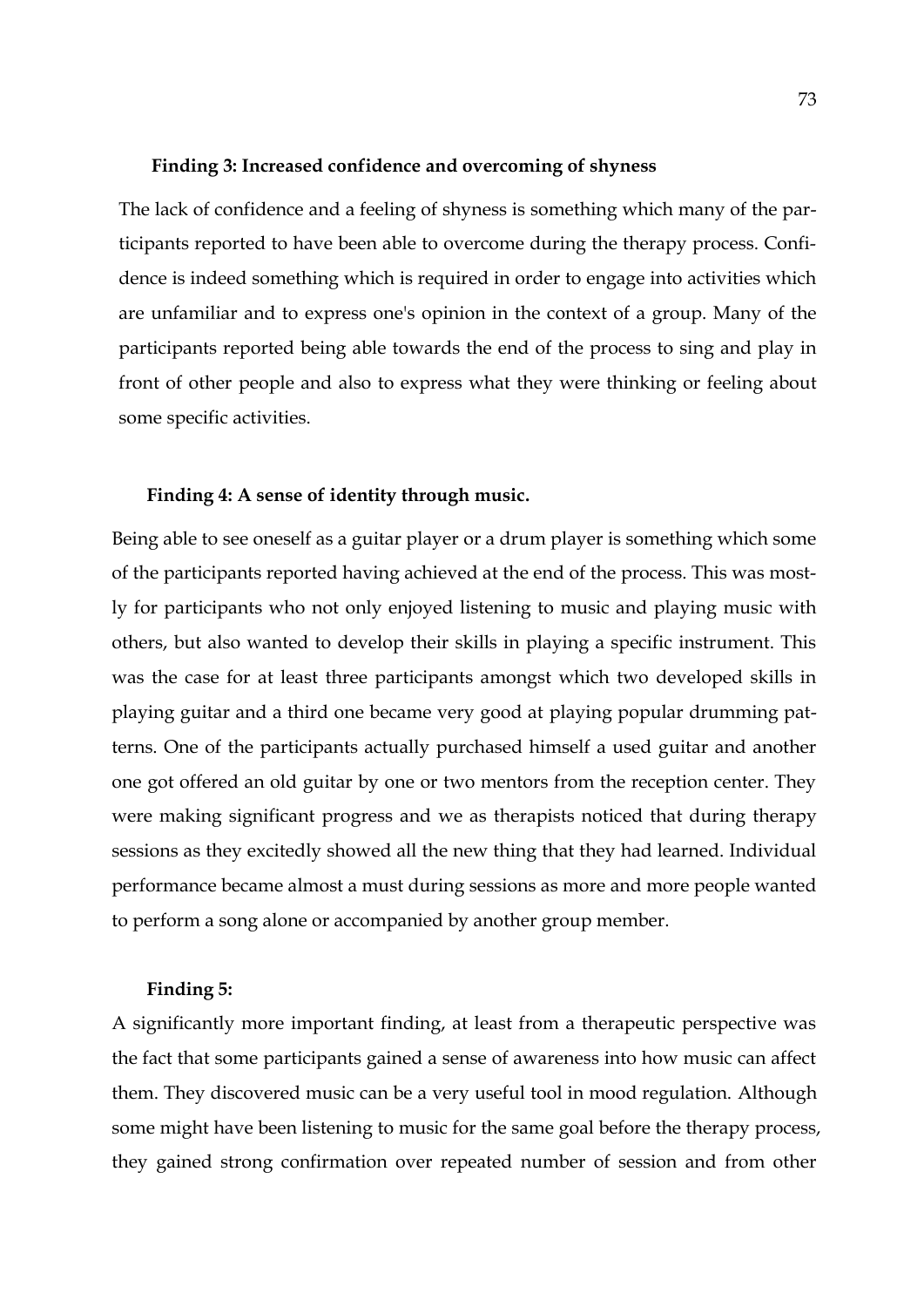**Finding 3: Increased confidence and overcoming of shyness**

The lack of confidence and a feeling of shyness is something which many of the participants reported to have been able to overcome during the therapy process. Confidence is indeed something which is required in order to engage into activities which are unfamiliar and to express one's opinion in the context of a group. Many of the participants reported being able towards the end of the process to sing and play in front of other people and also to express what they were thinking or feeling about some specific activities.

**Finding 4: A sense of identity through music.**

Being able to see oneself as a guitar player or a drum player is something which some of the participants reported having achieved at the end of the process. This was mostly for participants who not only enjoyed listening to music and playing music with others, but also wanted to develop their skills in playing a specific instrument. This was the case for at least three participants amongst which two developed skills in playing guitar and a third one became very good at playing popular drumming patterns. One of the participants actually purchased himself a used guitar and another one got offered an old guitar by one or two mentors from the reception center. They were making significant progress and we as therapists noticed that during therapy sessions as they excitedly showed all the new thing that they had learned. Individual performance became almost a must during sessions as more and more people wanted to perform a song alone or accompanied by another group member.

**Finding 5:**

A significantly more important finding, at least from a therapeutic perspective was the fact that some participants gained a sense of awareness into how music can affect them. They discovered music can be a very useful tool in mood regulation. Although some might have been listening to music for the same goal before the therapy process, they gained strong confirmation over repeated number of session and from other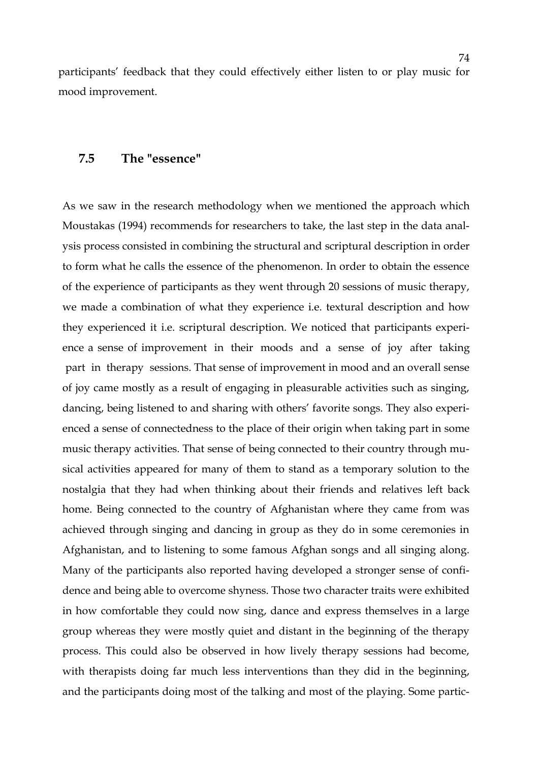participants' feedback that they could effectively either listen to or play music for mood improvement.

## 7.5 The "essence"

As we saw in the research methodology when we mentioned the approach which Moustakas (1994) recommends for researchers to take, the last step in the data analysis process consisted in combining the structural and scriptural description in order to form what he calls the essence of the phenomenon. In order to obtain the essence of the experience of participants as they went through 20 sessions of music therapy, we made a combination of what they experience i.e. textural description and how they experienced it i.e. scriptural description. We noticed that participants experience a sense of improvement in their moods and a sense of joy after taking part in therapy sessions. That sense of improvement in mood and an overall sense of joy came mostly as a result of engaging in pleasurable activities such as singing, dancing, being listened to and sharing with others' favorite songs. They also experienced a sense of connectedness to the place of their origin when taking part in some music therapy activities. That sense of being connected to their country through musical activities appeared for many of them to stand as a temporary solution to the nostalgia that they had when thinking about their friends and relatives left back home. Being connected to the country of Afghanistan where they came from was achieved through singing and dancing in group as they do in some ceremonies in Afghanistan, and to listening to some famous Afghan songs and all singing along. Many of the participants also reported having developed a stronger sense of confidence and being able to overcome shyness. Those two character traits were exhibited in how comfortable they could now sing, dance and express themselves in a large group whereas they were mostly quiet and distant in the beginning of the therapy process. This could also be observed in how lively therapy sessions had become, with therapists doing far much less interventions than they did in the beginning, and the participants doing most of the talking and most of the playing. Some partic-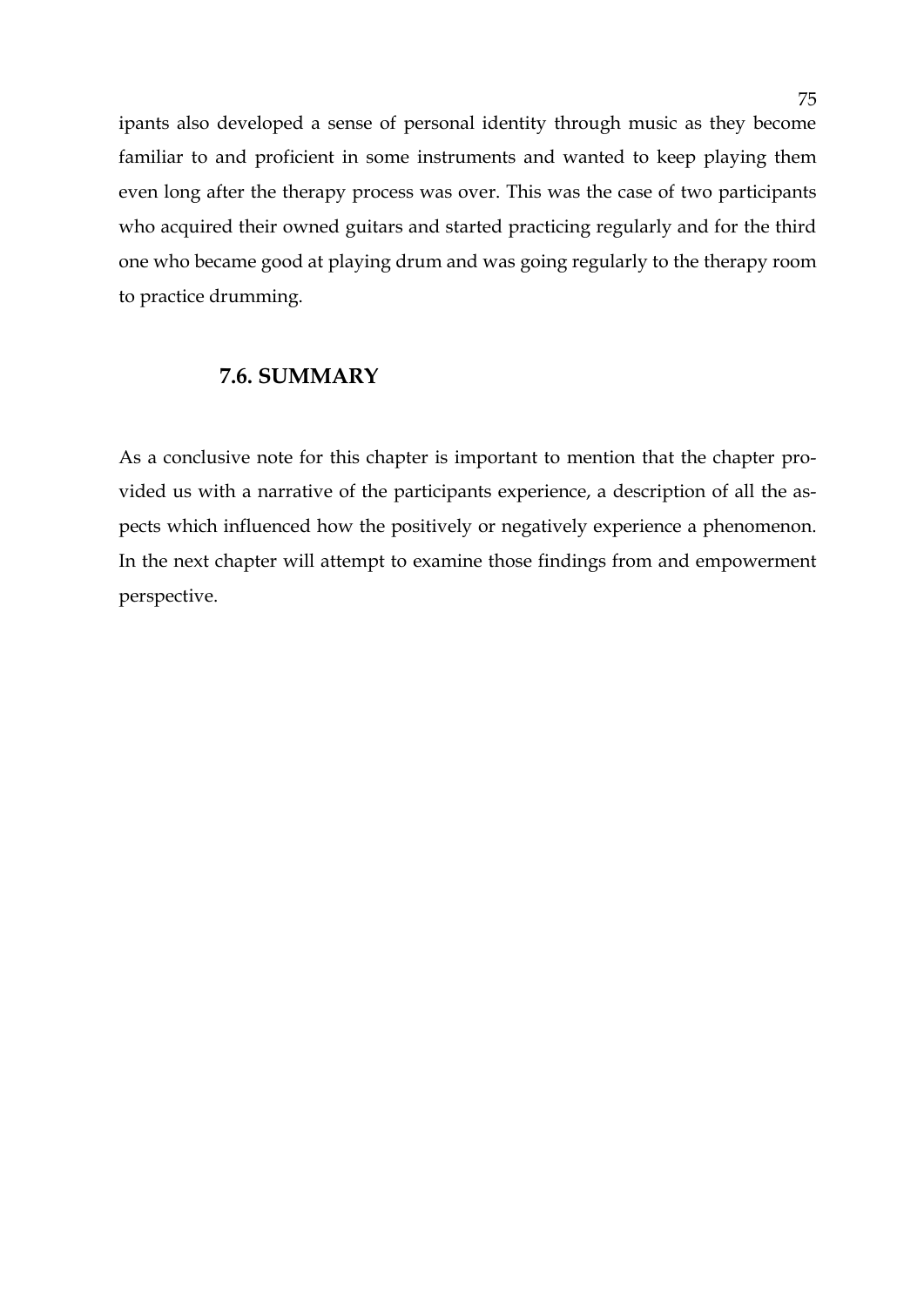ipants also developed a sense of personal identity through music as they become familiar to and proficient in some instruments and wanted to keep playing them even long after the therapy process was over. This was the case of two participants who acquired their owned guitars and started practicing regularly and for the third one who became good at playing drum and was going regularly to the therapy room to practice drumming.

## 7.6. SUMMARY

As a conclusive note for this chapter is important to mention that the chapter provided us with a narrative of the participants experience, a description of all the aspects which influenced how the positively or negatively experience a phenomenon. In the next chapter will attempt to examine those findings from and empowerment perspective.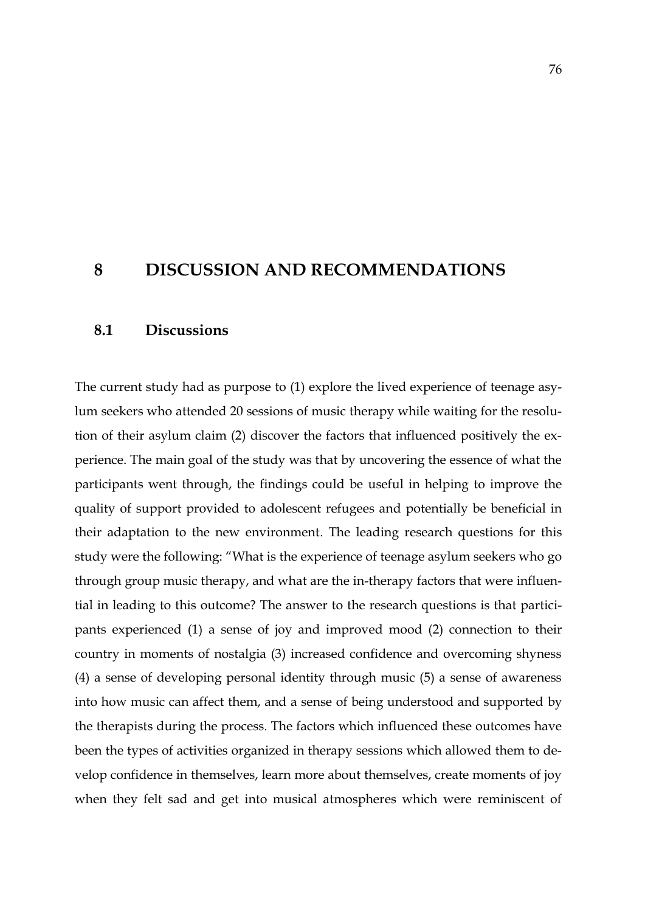# 8 DISCUSSION AND RECOMMENDATIONS

## 8.1 Discussions

The current study had as purpose to (1) explore the lived experience of teenage asylum seekers who attended 20 sessions of music therapy while waiting for the resolution of their asylum claim (2) discover the factors that influenced positively the experience. The main goal of the study was that by uncovering the essence of what the participants went through, the findings could be useful in helping to improve the quality of support provided to adolescent refugees and potentially be beneficial in their adaptation to the new environment. The leading research questions for this study were the following: "What is the experience of teenage asylum seekers who go through group music therapy, and what are the in-therapy factors that were influential in leading to this outcome? The answer to the research questions is that participants experienced (1) a sense of joy and improved mood (2) connection to their country in moments of nostalgia (3) increased confidence and overcoming shyness (4) a sense of developing personal identity through music (5) a sense of awareness into how music can affect them, and a sense of being understood and supported by the therapists during the process. The factors which influenced these outcomes have been the types of activities organized in therapy sessions which allowed them to develop confidence in themselves, learn more about themselves, create moments of joy when they felt sad and get into musical atmospheres which were reminiscent of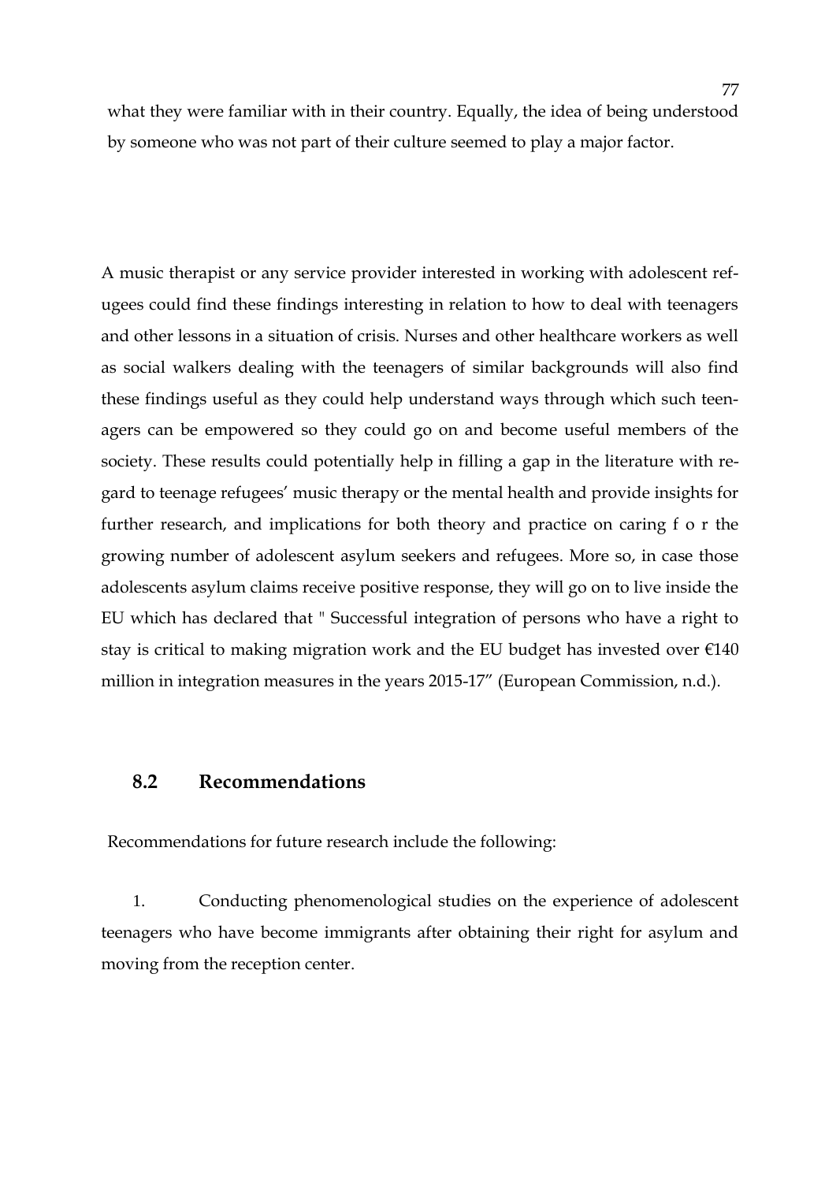what they were familiar with in their country. Equally, the idea of being understood by someone who was not part of their culture seemed to play a major factor.

A music therapist or any service provider interested in working with adolescent refugees could find these findings interesting in relation to how to deal with teenagers and other lessons in a situation of crisis. Nurses and other healthcare workers as well as social walkers dealing with the teenagers of similar backgrounds will also find these findings useful as they could help understand ways through which such teenagers can be empowered so they could go on and become useful members of the society. These results could potentially help in filling a gap in the literature with regard to teenage refugees' music therapy or the mental health and provide insights for further research, and implications for both theory and practice on caring f o r the growing number of adolescent asylum seekers and refugees. More so, in case those adolescents asylum claims receive positive response, they will go on to live inside the EU which has declared that " Successful integration of persons who have a right to stay is critical to making migration work and the EU budget has invested over €140 million in integration measures in the years 2015-17" (European Commission, n.d.).

## 8.2 Recommendations

Recommendations for future research include the following:

1. Conducting phenomenological studies on the experience of adolescent teenagers who have become immigrants after obtaining their right for asylum and moving from the reception center.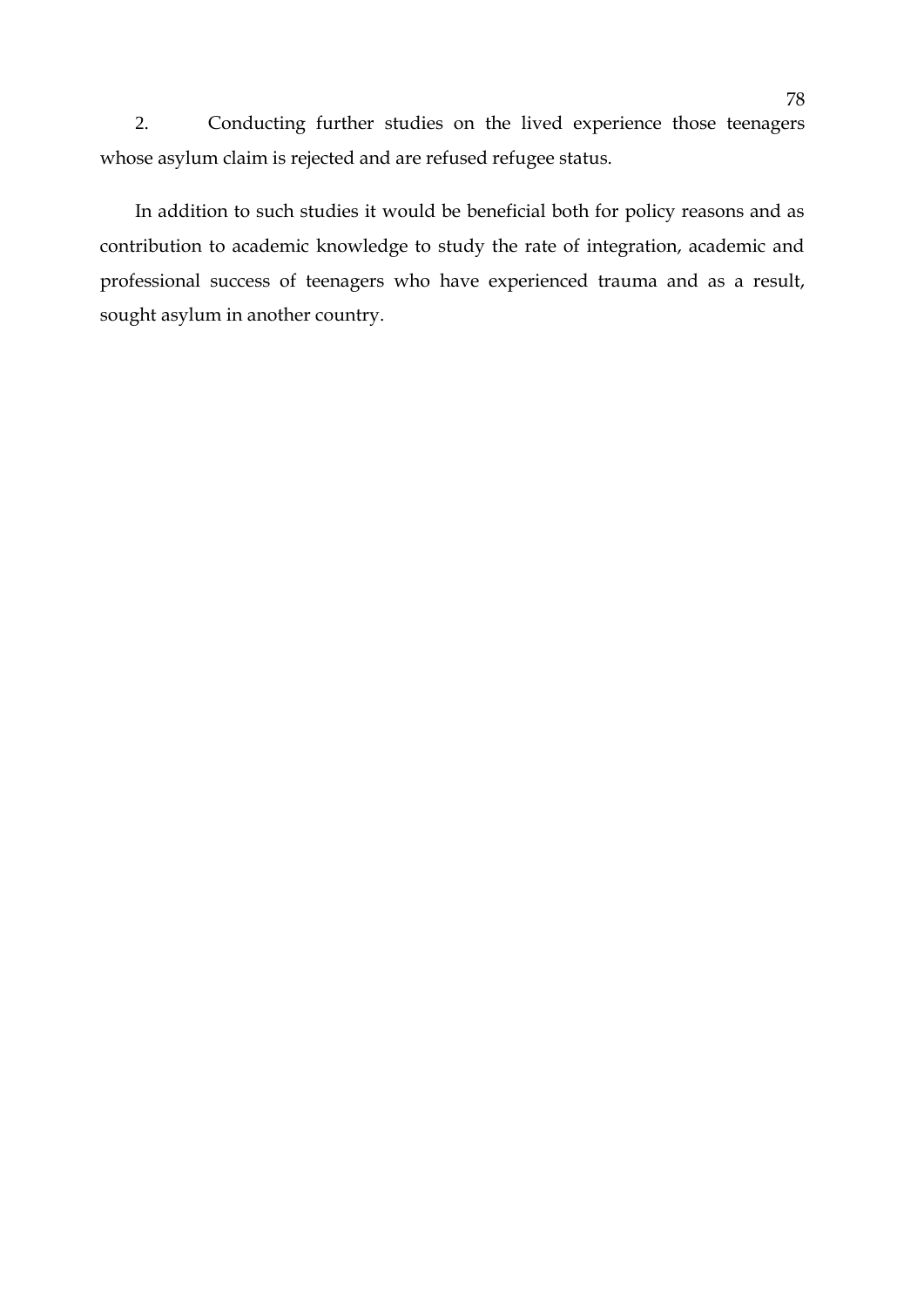2. Conducting further studies on the lived experience those teenagers whose asylum claim is rejected and are refused refugee status.

In addition to such studies it would be beneficial both for policy reasons and as contribution to academic knowledge to study the rate of integration, academic and professional success of teenagers who have experienced trauma and as a result, sought asylum in another country.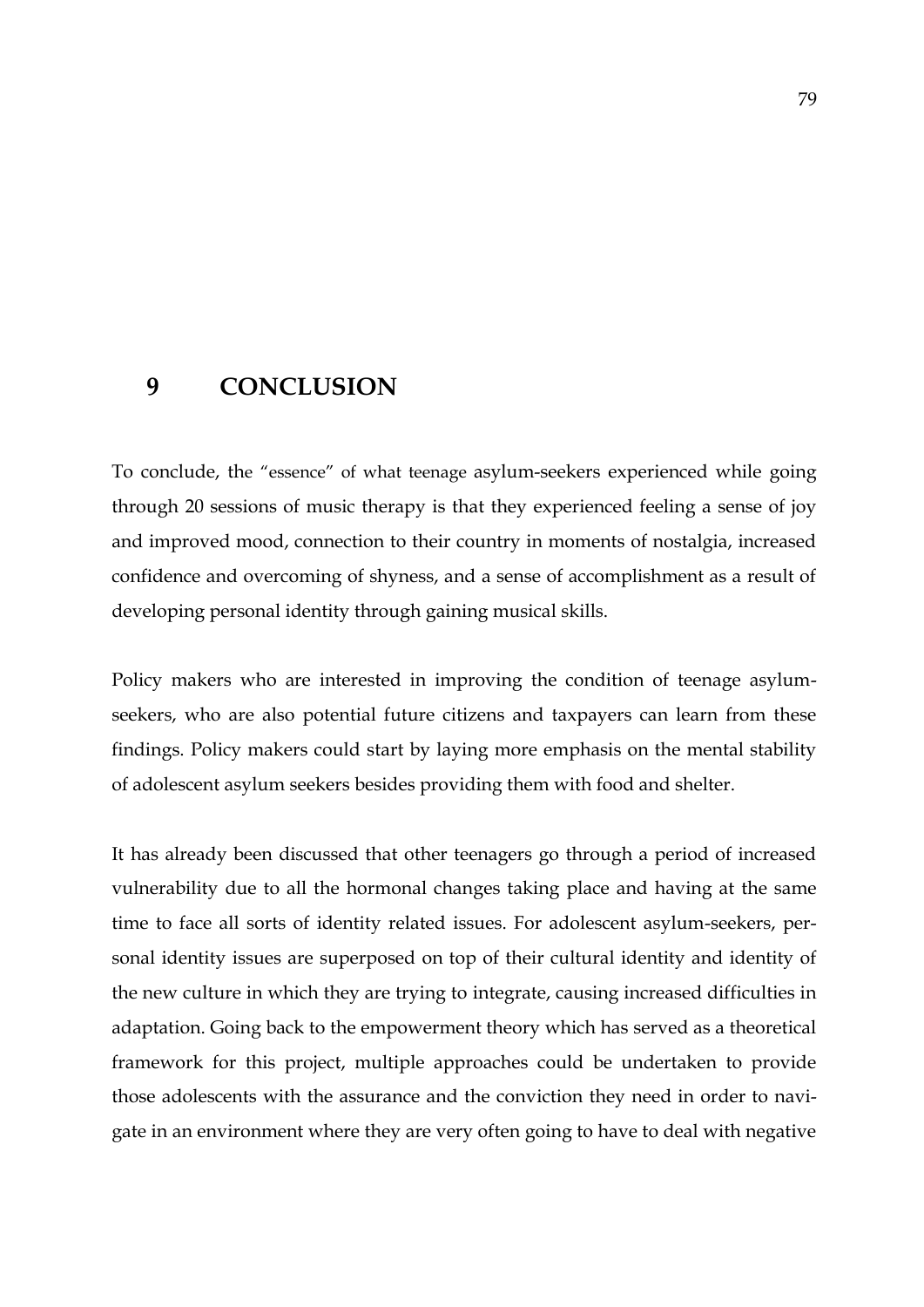# 9 CONCLUSION

To conclude, the "essence" of what teenage asylum-seekers experienced while going through 20 sessions of music therapy is that they experienced feeling a sense of joy and improved mood, connection to their country in moments of nostalgia, increased confidence and overcoming of shyness, and a sense of accomplishment as a result of developing personal identity through gaining musical skills.

Policy makers who are interested in improving the condition of teenage asylum-seekers, who are also potential future citizens and taxpayers can learn from these findings. Policy makers could start by laying more emphasis on the mental stability of adolescent asylum seekers besides providing them with food and shelter.

It has already been discussed that other teenagers go through a period of increased vulnerability due to all the hormonal changes taking place and having at the same time to face all sorts of identity related issues. For adolescent asylum-seekers, personal identity issues are superposed on top of their cultural identity and identity of the new culture in which they are trying to integrate, causing increased difficulties in adaptation. Going back to the empowerment theory which has served as a theoretical framework for this project, multiple approaches could be undertaken to provide those adolescents with the assurance and the conviction they need in order to navigate in an environment where they are very often going to have to deal with negative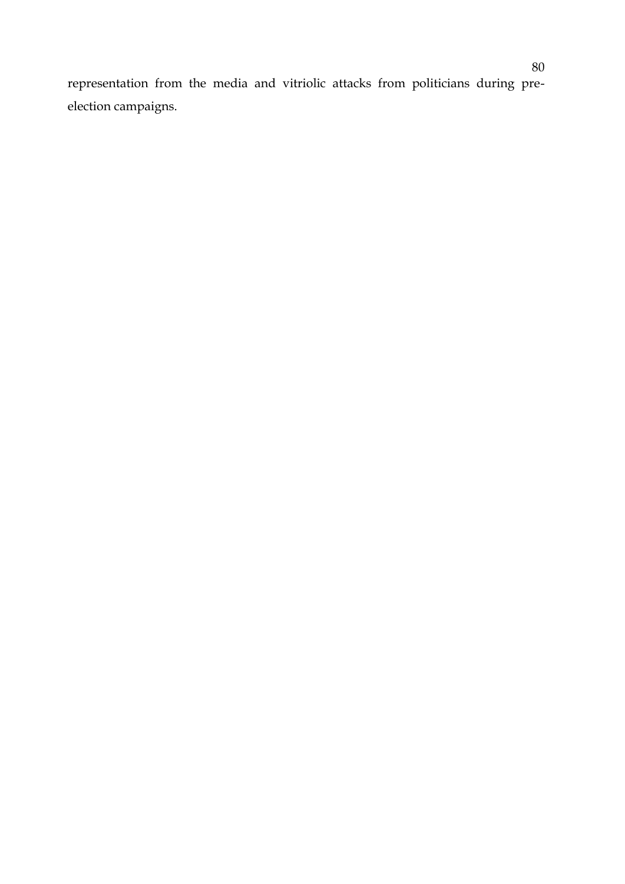representation from the media and vitriolic attacks from politicians during pre-election campaigns.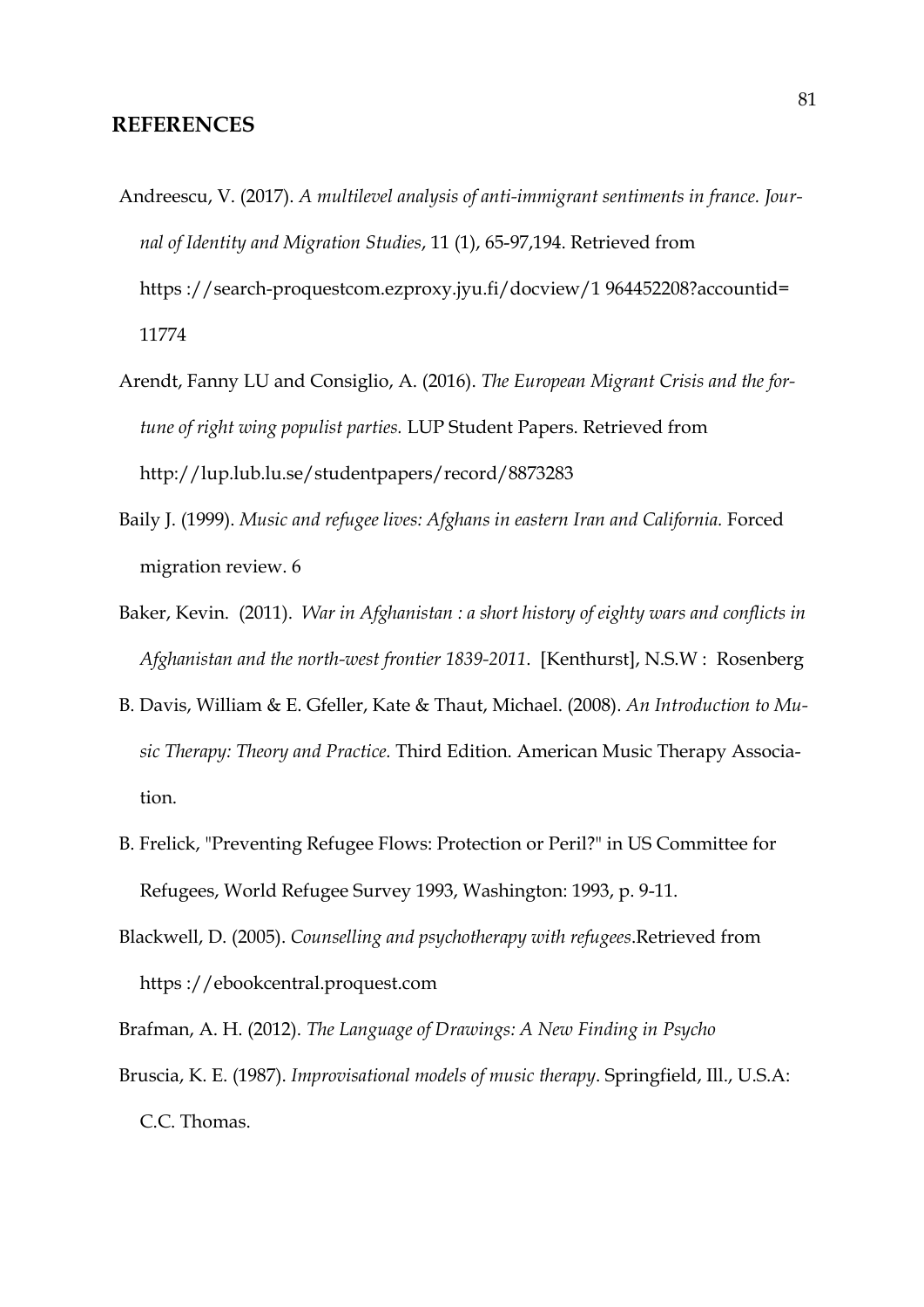## REFERENCES

Andreescu, V. (2017). *A multilevel analysis of anti-immigrant sentiments in france. Journal of Identity and Migration Studies*, 11 (1), 65-97,194. Retrieved from https ://search-proquestcom.ezproxy.jyu.fi/docview/1 964452208?accountid= 11774

Arendt, Fanny LU and Consiglio, A. (2016). *The European Migrant Crisis and the fortune of right wing populist parties.* LUP Student Papers. Retrieved from http://lup.lub.lu.se/studentpapers/record/8873283

Baily J. (1999). *Music and refugee lives: Afghans in eastern Iran and California.* Forced migration review. 6

Baker, Kevin. (2011). *War in Afghanistan : a short history of eighty wars and conflicts in Afghanistan and the north-west frontier 1839-2011*. [Kenthurst], N.S.W : Rosenberg

B. Davis, William & E. Gfeller, Kate & Thaut, Michael. (2008). *An Introduction to Music Therapy: Theory and Practice.* Third Edition. American Music Therapy Association.

B. Frelick, "Preventing Refugee Flows: Protection or Peril?" in US Committee for Refugees, World Refugee Survey 1993, Washington: 1993, p. 9-11.

Blackwell, D. (2005). *Counselling and psychotherapy with refugees*.Retrieved from https ://ebookcentral.proquest.com

Brafman, A. H. (2012). *The Language of Drawings: A New Finding in Psycho*

Bruscia, K. E. (1987). *Improvisational models of music therapy*. Springfield, Ill., U.S.A: C.C. Thomas.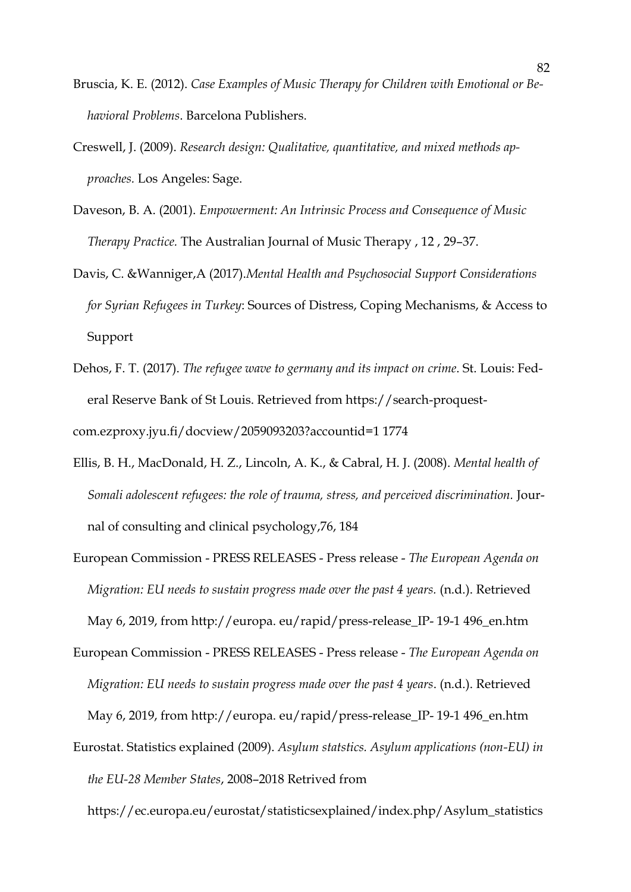Bruscia, K. E. (2012). *Case Examples of Music Therapy for Children with Emotional or Behavioral Problems*. Barcelona Publishers.

Creswell, J. (2009). *Research design: Qualitative, quantitative, and mixed methods approaches.* Los Angeles: Sage.

Daveson, B. A. (2001). *Empowerment: An Intrinsic Process and Consequence of Music Therapy Practice.* The Australian Journal of Music Therapy , 12 , 29–37.

Davis, C. &Wanniger,A (2017).*Mental Health and Psychosocial Support Considerations for Syrian Refugees in Turkey*: Sources of Distress, Coping Mechanisms, & Access to Support

Dehos, F. T. (2017). *The refugee wave to germany and its impact on crime*. St. Louis: Federal Reserve Bank of St Louis. Retrieved from https://search-proquest-com.ezproxy.jyu.fi/docview/2059093203?accountid=1 1774

Ellis, B. H., MacDonald, H. Z., Lincoln, A. K., & Cabral, H. J. (2008). *Mental health of Somali adolescent refugees: the role of trauma, stress, and perceived discrimination.* Journal of consulting and clinical psychology,76, 184

European Commission - PRESS RELEASES - Press release - *The European Agenda on Migration: EU needs to sustain progress made over the past 4 years.* (n.d.). Retrieved May 6, 2019, from http://europa. eu/rapid/press-release_IP- 19-1 496_en.htm

European Commission - PRESS RELEASES - Press release - *The European Agenda on Migration: EU needs to sustain progress made over the past 4 years*. (n.d.). Retrieved May 6, 2019, from http://europa. eu/rapid/press-release_IP- 19-1 496_en.htm

Eurostat. Statistics explained (2009). *Asylum statstics. Asylum applications (non-EU) in the EU-28 Member States*, 2008–2018 Retrived from https://ec.europa.eu/eurostat/statisticsexplained/index.php/Asylum_statistics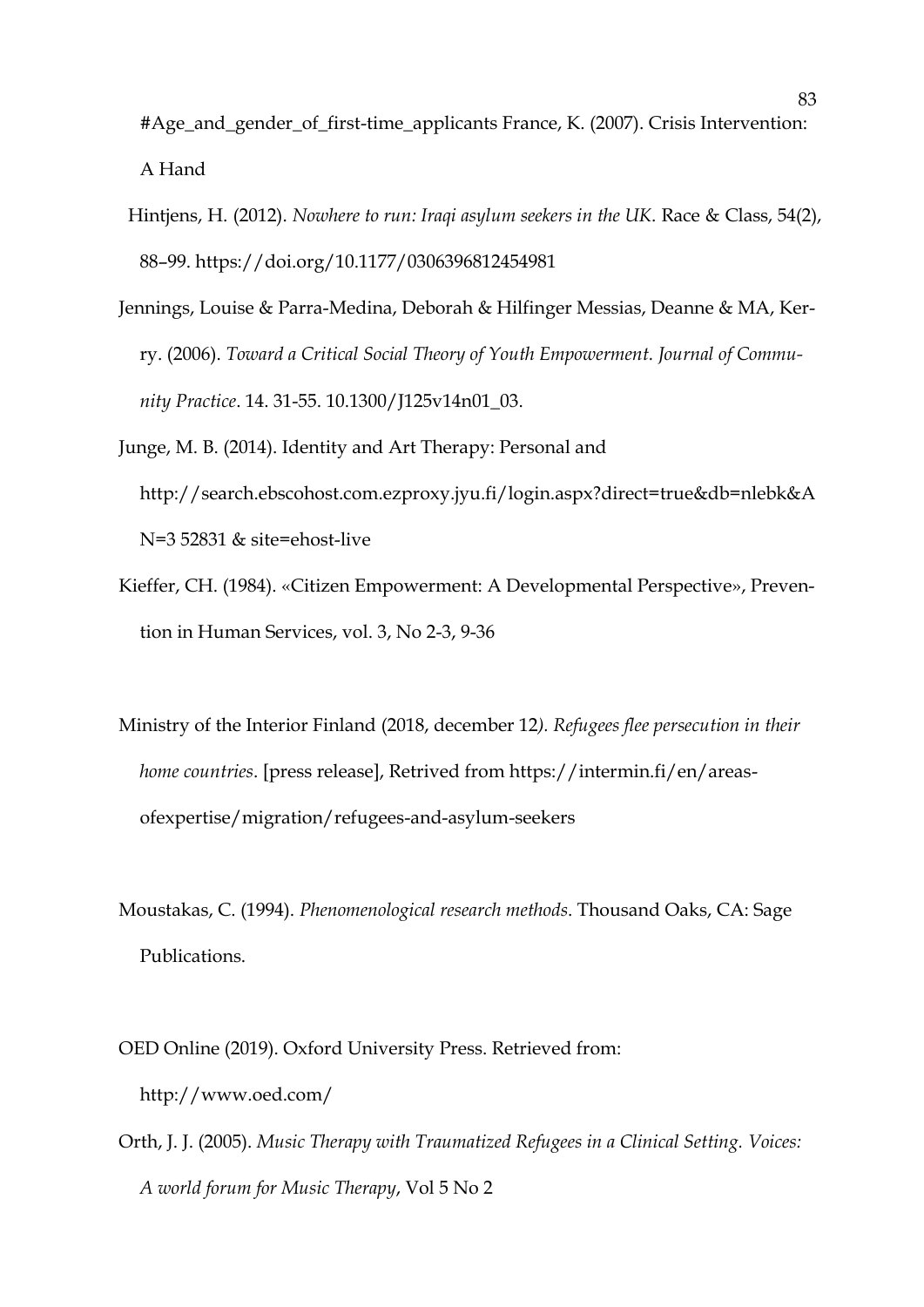#Age_and_gender_of_first-time_applicants France, K. (2007). Crisis Intervention: A Hand

Hintjens, H. (2012). *Nowhere to run: Iraqi asylum seekers in the UK*. Race & Class, 54(2), 88–99. https://doi.org/10.1177/0306396812454981

Jennings, Louise & Parra-Medina, Deborah & Hilfinger Messias, Deanne & MA, Kerry. (2006). *Toward a Critical Social Theory of Youth Empowerment. Journal of Community Practice*. 14. 31-55. 10.1300/J125v14n01_03.

Junge, M. B. (2014). Identity and Art Therapy: Personal and http://search.ebscohost.com.ezproxy.jyu.fi/login.aspx?direct=true&db=nlebk&AN=3 52831 & site=ehost-live

Kieffer, CH. (1984). «Citizen Empowerment: A Developmental Perspective», Prevention in Human Services, vol. 3, No 2-3, 9-36

Ministry of the Interior Finland (2018, december 12*). Refugees flee persecution in their home countries*. [press release], Retrived from https://intermin.fi/en/areas-ofexpertise/migration/refugees-and-asylum-seekers

Moustakas, C. (1994). *Phenomenological research methods*. Thousand Oaks, CA: Sage Publications.

OED Online (2019). Oxford University Press. Retrieved from: http://www.oed.com/

Orth, J. J. (2005). *Music Therapy with Traumatized Refugees in a Clinical Setting. Voices: A world forum for Music Therapy*, Vol 5 No 2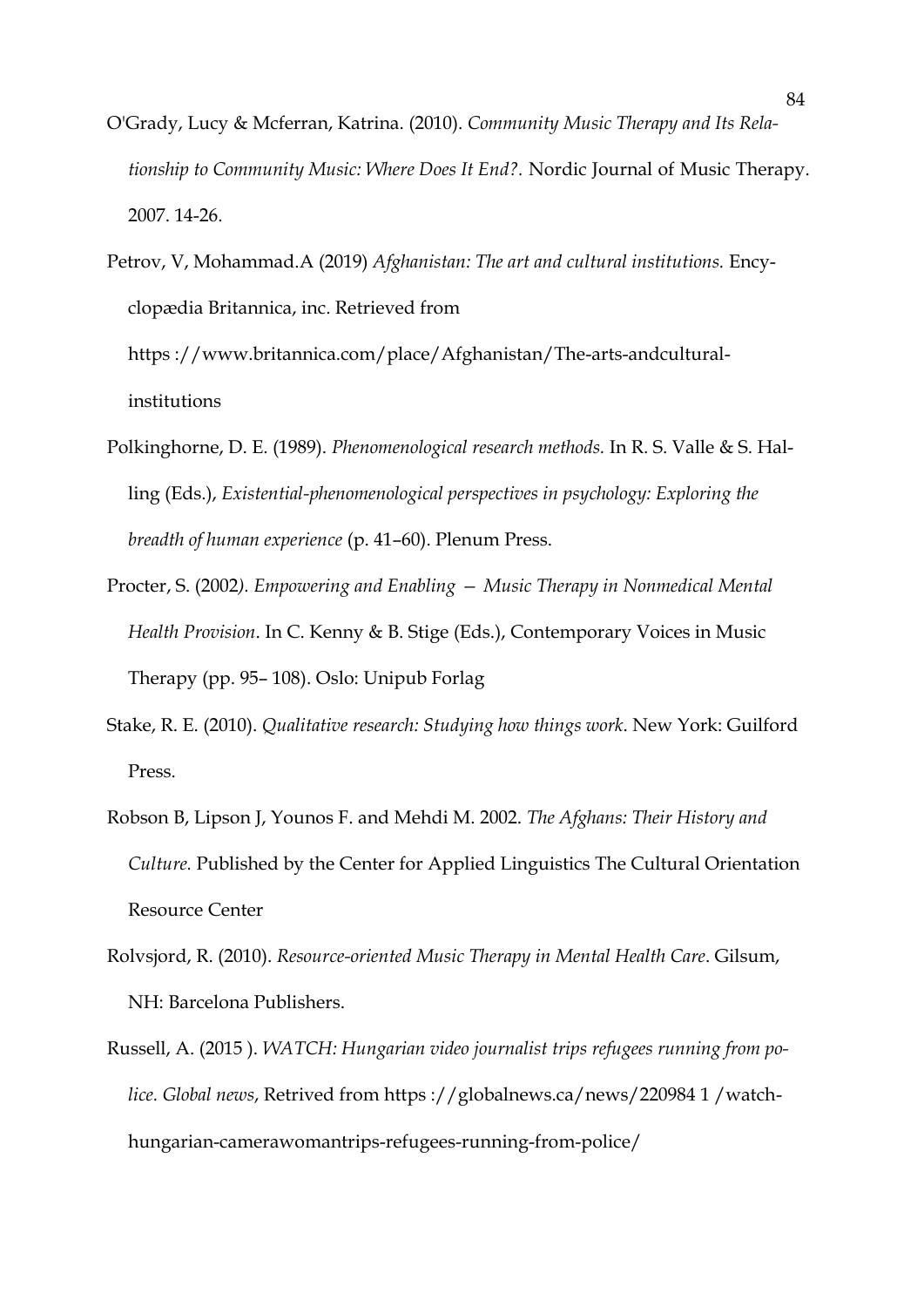O'Grady, Lucy & Mcferran, Katrina. (2010). *Community Music Therapy and Its Relationship to Community Music: Where Does It End?.* Nordic Journal of Music Therapy. 2007. 14-26.

Petrov, V, Mohammad.A (2019) *Afghanistan: The art and cultural institutions.* Encyclopædia Britannica, inc. Retrieved from https ://www.britannica.com/place/Afghanistan/The-arts-andcultural-institutions

Polkinghorne, D. E. (1989). *Phenomenological research methods.* In R. S. Valle & S. Halling (Eds.), *Existential-phenomenological perspectives in psychology: Exploring the breadth of human experience* (p. 41–60). Plenum Press.

Procter, S. (2002*). Empowering and Enabling — Music Therapy in Nonmedical Mental Health Provision*. In C. Kenny & B. Stige (Eds.), Contemporary Voices in Music Therapy (pp. 95– 108). Oslo: Unipub Forlag

Stake, R. E. (2010). *Qualitative research: Studying how things work*. New York: Guilford Press.

Robson B, Lipson J, Younos F. and Mehdi M. 2002. *The Afghans: Their History and Culture.* Published by the Center for Applied Linguistics The Cultural Orientation Resource Center

Rolvsjord, R. (2010). *Resource-oriented Music Therapy in Mental Health Care*. Gilsum, NH: Barcelona Publishers.

Russell, A. (2015 ). *WATCH: Hungarian video journalist trips refugees running from police. Global news*, Retrived from https ://globalnews.ca/news/220984 1 /watch-hungarian-camerawomantrips-refugees-running-from-police/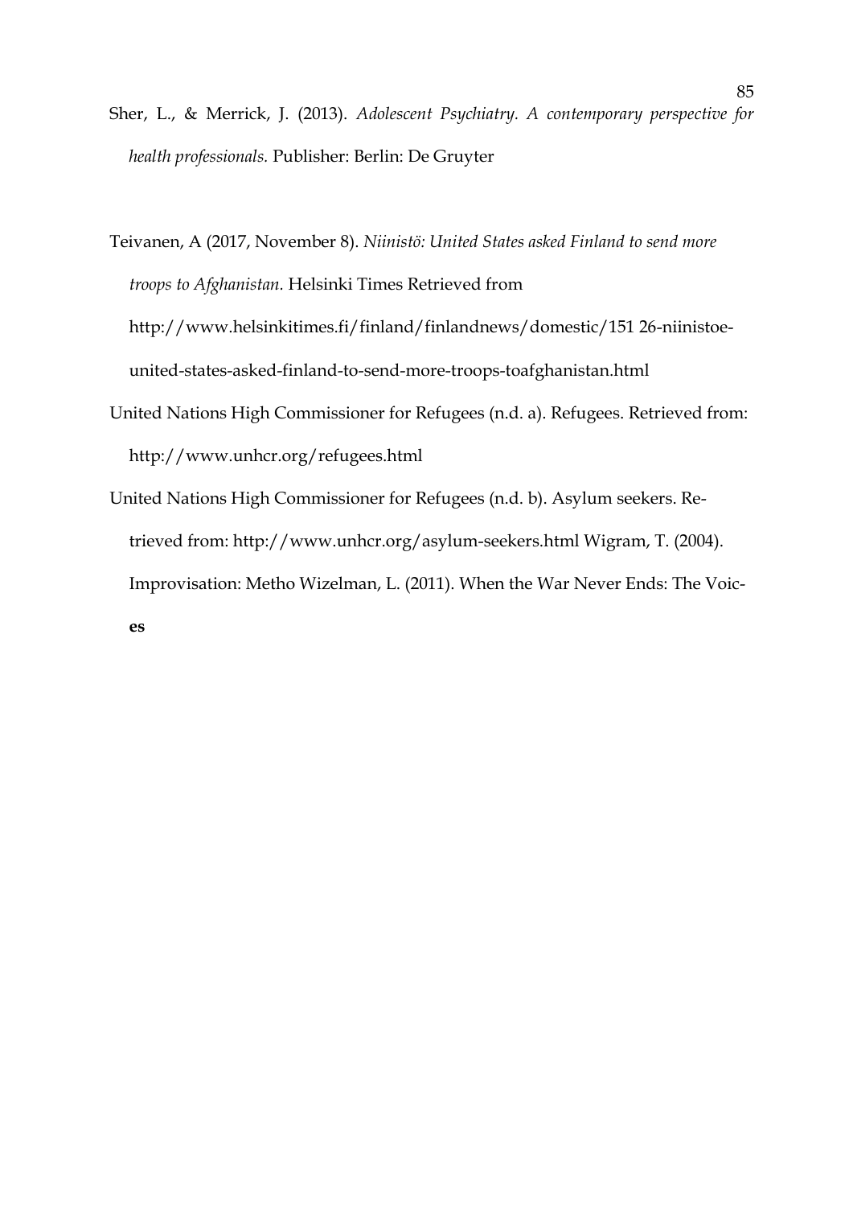Sher, L., & Merrick, J. (2013). *Adolescent Psychiatry. A contemporary perspective for health professionals.* Publisher: Berlin: De Gruyter

Teivanen, A (2017, November 8). *Niinistö: United States asked Finland to send more troops to Afghanistan.* Helsinki Times Retrieved from http://www.helsinkitimes.fi/finland/finlandnews/domestic/151 26-niinistoe-united-states-asked-finland-to-send-more-troops-toafghanistan.html

United Nations High Commissioner for Refugees (n.d. a). Refugees. Retrieved from: http://www.unhcr.org/refugees.html

United Nations High Commissioner for Refugees (n.d. b). Asylum seekers. Retrieved from: http://www.unhcr.org/asylum-seekers.html Wigram, T. (2004). Improvisation: Metho Wizelman, L. (2011). When the War Never Ends: The Voic-**es**